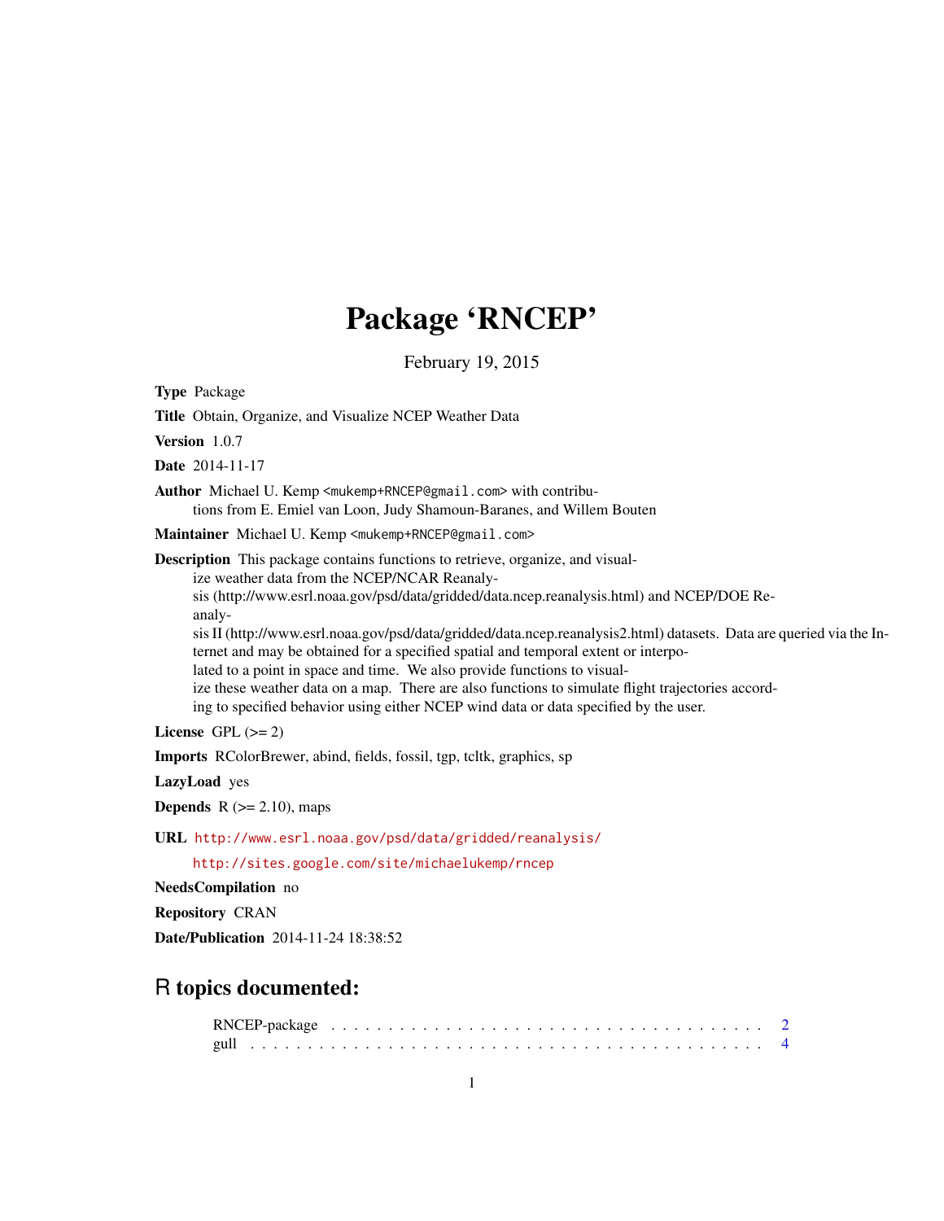# Package 'RNCEP'

February 19, 2015

**Type** Package

**Title** Obtain, Organize, and Visualize NCEP Weather Data

**Version** 1.0.7

**Date** 2014-11-17

**Author** Michael U. Kemp <mukemp+RNCEP@gmail.com> with contributions from E. Emiel van Loon, Judy Shamoun-Baranes, and Willem Bouten

**Maintainer** Michael U. Kemp <mukemp+RNCEP@gmail.com>

**Description** This package contains functions to retrieve, organize, and visualize weather data from the NCEP/NCAR Reanalysis (http://www.esrl.noaa.gov/psd/data/gridded/data.ncep.reanalysis.html) and NCEP/DOE Reanalysis II (http://www.esrl.noaa.gov/psd/data/gridded/data.ncep.reanalysis2.html) datasets. Data are queried via the Internet and may be obtained for a specified spatial and temporal extent or interpolated to a point in space and time. We also provide functions to visualize these weather data on a map. There are also functions to simulate flight trajectories according to specified behavior using either NCEP wind data or data specified by the user.

**License** GPL (>= 2)

**Imports** RColorBrewer, abind, fields, fossil, tgp, tcltk, graphics, sp

**LazyLoad** yes

**Depends** R (>= 2.10), maps

**URL** http://www.esrl.noaa.gov/psd/data/gridded/reanalysis/

http://sites.google.com/site/michaelukemp/rncep

**NeedsCompilation** no

**Repository** CRAN

**Date/Publication** 2014-11-24 18:38:52

## R topics documented:

RNCEP-package . . . . . . . . . . . . . . . . . . . . . . . . . . . . . . . . . . . . . 2
gull . . . . . . . . . . . . . . . . . . . . . . . . . . . . . . . . . . . . . . . . . . . 4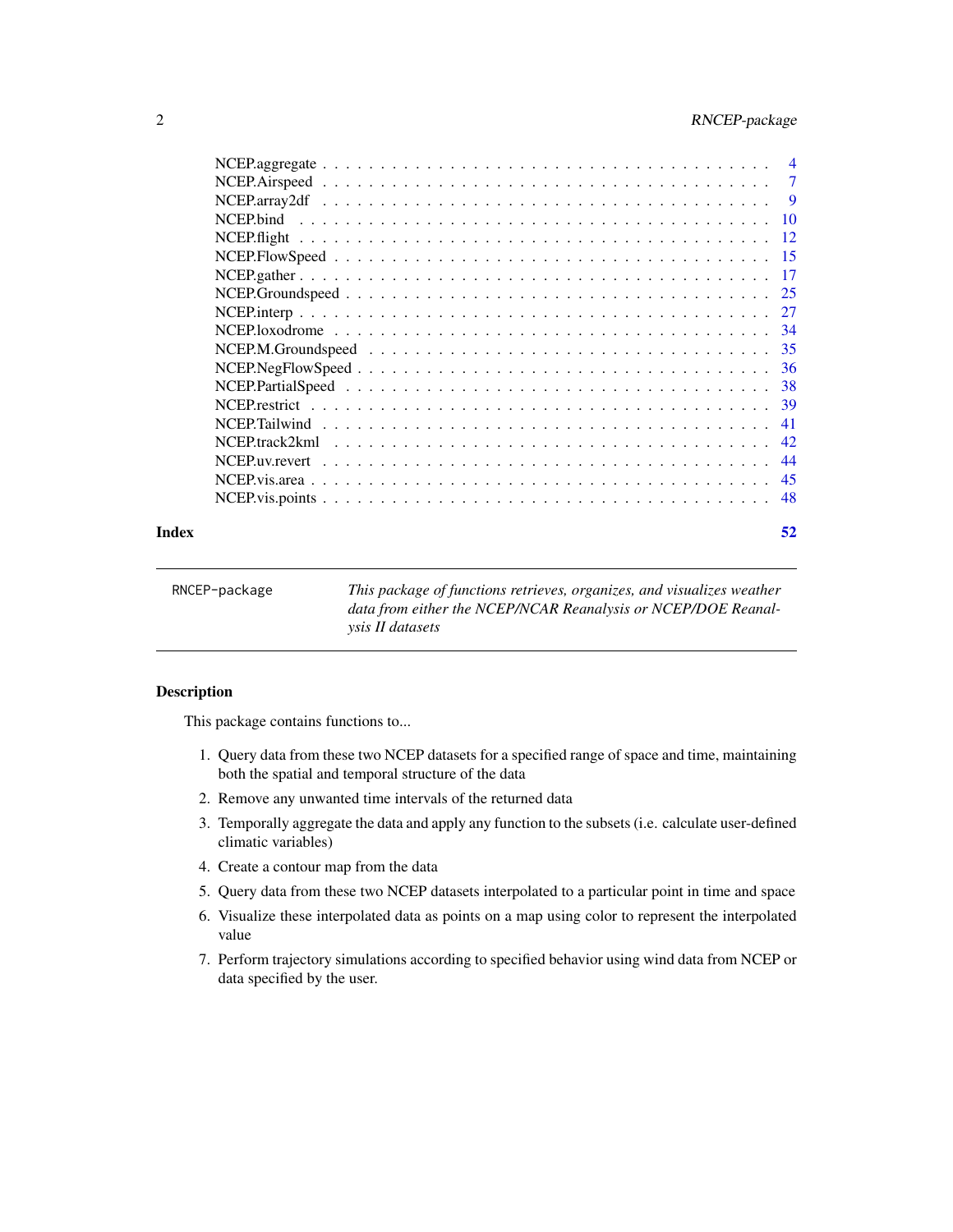| | |
|---|---|
| NCEP.aggregate | 4 |
| NCEP.Airspeed | 7 |
| NCEP.array2df | 9 |
| NCEP.bind | 10 |
| NCEP.flight | 12 |
| NCEP.FlowSpeed | 15 |
| NCEP.gather | 17 |
| NCEP.Groundspeed | 25 |
| NCEP.interp | 27 |
| NCEP.loxodrome | 34 |
| NCEP.M.Groundspeed | 35 |
| NCEP.NegFlowSpeed | 36 |
| NCEP.PartialSpeed | 38 |
| NCEP.restrict | 39 |
| NCEP.Tailwind | 41 |
| NCEP.track2kml | 42 |
| NCEP.uv.revert | 44 |
| NCEP.vis.area | 45 |
| NCEP.vis.points | 48 |

**Index** **52**

---

`RNCEP-package` *This package of functions retrieves, organizes, and visualizes weather data from either the NCEP/NCAR Reanalysis or NCEP/DOE Reanalysis II datasets*

---

## Description

This package contains functions to...

1. Query data from these two NCEP datasets for a specified range of space and time, maintaining both the spatial and temporal structure of the data
2. Remove any unwanted time intervals of the returned data
3. Temporally aggregate the data and apply any function to the subsets (i.e. calculate user-defined climatic variables)
4. Create a contour map from the data
5. Query data from these two NCEP datasets interpolated to a particular point in time and space
6. Visualize these interpolated data as points on a map using color to represent the interpolated value
7. Perform trajectory simulations according to specified behavior using wind data from NCEP or data specified by the user.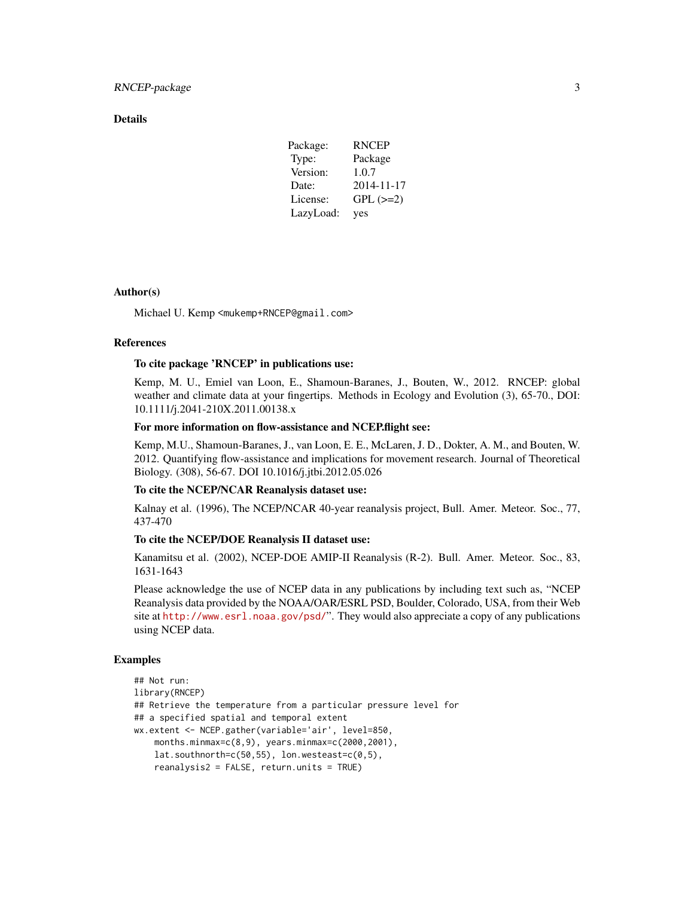## Details

| Package: | RNCEP |
|---|---|
| Type: | Package |
| Version: | 1.0.7 |
| Date: | 2014-11-17 |
| License: | GPL (>=2) |
| LazyLoad: | yes |

## Author(s)

Michael U. Kemp <mukemp+RNCEP@gmail.com>

## References

**To cite package 'RNCEP' in publications use:**

Kemp, M. U., Emiel van Loon, E., Shamoun-Baranes, J., Bouten, W., 2012. RNCEP: global weather and climate data at your fingertips. Methods in Ecology and Evolution (3), 65-70., DOI: 10.1111/j.2041-210X.2011.00138.x

**For more information on flow-assistance and NCEP.flight see:**

Kemp, M.U., Shamoun-Baranes, J., van Loon, E. E., McLaren, J. D., Dokter, A. M., and Bouten, W. 2012. Quantifying flow-assistance and implications for movement research. Journal of Theoretical Biology. (308), 56-67. DOI 10.1016/j.jtbi.2012.05.026

**To cite the NCEP/NCAR Reanalysis dataset use:**

Kalnay et al. (1996), The NCEP/NCAR 40-year reanalysis project, Bull. Amer. Meteor. Soc., 77, 437-470

**To cite the NCEP/DOE Reanalysis II dataset use:**

Kanamitsu et al. (2002), NCEP-DOE AMIP-II Reanalysis (R-2). Bull. Amer. Meteor. Soc., 83, 1631-1643

Please acknowledge the use of NCEP data in any publications by including text such as, "NCEP Reanalysis data provided by the NOAA/OAR/ESRL PSD, Boulder, Colorado, USA, from their Web site at http://www.esrl.noaa.gov/psd/". They would also appreciate a copy of any publications using NCEP data.

## Examples

```
## Not run:
library(RNCEP)
## Retrieve the temperature from a particular pressure level for
## a specified spatial and temporal extent
wx.extent <- NCEP.gather(variable='air', level=850,
    months.minmax=c(8,9), years.minmax=c(2000,2001),
    lat.southnorth=c(50,55), lon.westeast=c(0,5),
    reanalysis2 = FALSE, return.units = TRUE)
```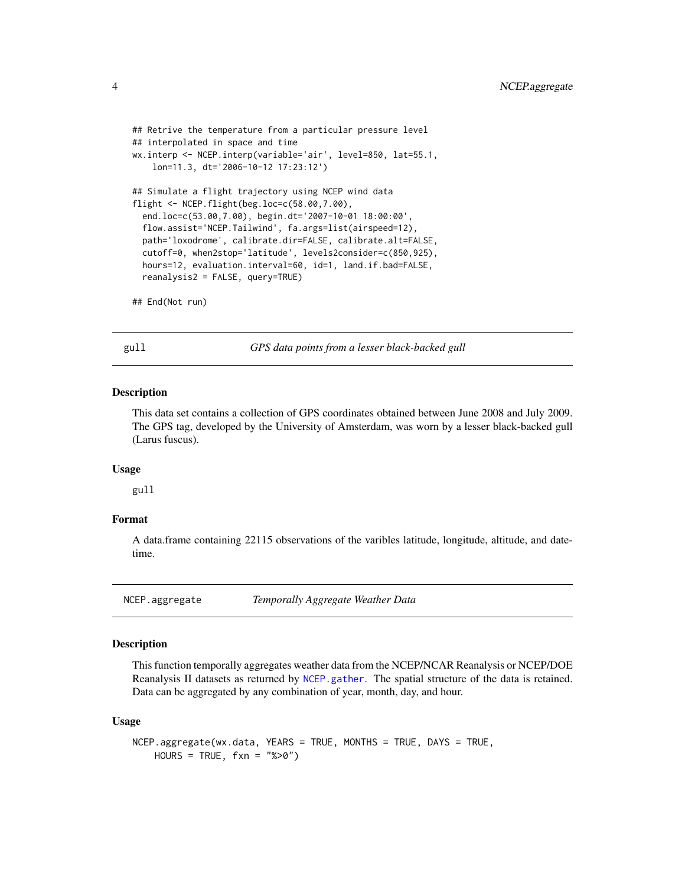```
## Retrive the temperature from a particular pressure level
## interpolated in space and time
wx.interp <- NCEP.interp(variable='air', level=850, lat=55.1,
    lon=11.3, dt='2006-10-12 17:23:12')

## Simulate a flight trajectory using NCEP wind data
flight <- NCEP.flight(beg.loc=c(58.00,7.00),
  end.loc=c(53.00,7.00), begin.dt='2007-10-01 18:00:00',
  flow.assist='NCEP.Tailwind', fa.args=list(airspeed=12),
  path='loxodrome', calibrate.dir=FALSE, calibrate.alt=FALSE,
  cutoff=0, when2stop='latitude', levels2consider=c(850,925),
  hours=12, evaluation.interval=60, id=1, land.if.bad=FALSE,
  reanalysis2 = FALSE, query=TRUE)

## End(Not run)
```

---

## gull — *GPS data points from a lesser black-backed gull*

### Description

This data set contains a collection of GPS coordinates obtained between June 2008 and July 2009. The GPS tag, developed by the University of Amsterdam, was worn by a lesser black-backed gull (Larus fuscus).

### Usage

```
gull
```

### Format

A data.frame containing 22115 observations of the varibles latitude, longitude, altitude, and datetime.

---

## NCEP.aggregate — *Temporally Aggregate Weather Data*

### Description

This function temporally aggregates weather data from the NCEP/NCAR Reanalysis or NCEP/DOE Reanalysis II datasets as returned by `NCEP.gather`. The spatial structure of the data is retained. Data can be aggregated by any combination of year, month, day, and hour.

### Usage

```
NCEP.aggregate(wx.data, YEARS = TRUE, MONTHS = TRUE, DAYS = TRUE,
    HOURS = TRUE, fxn = "%>0")
```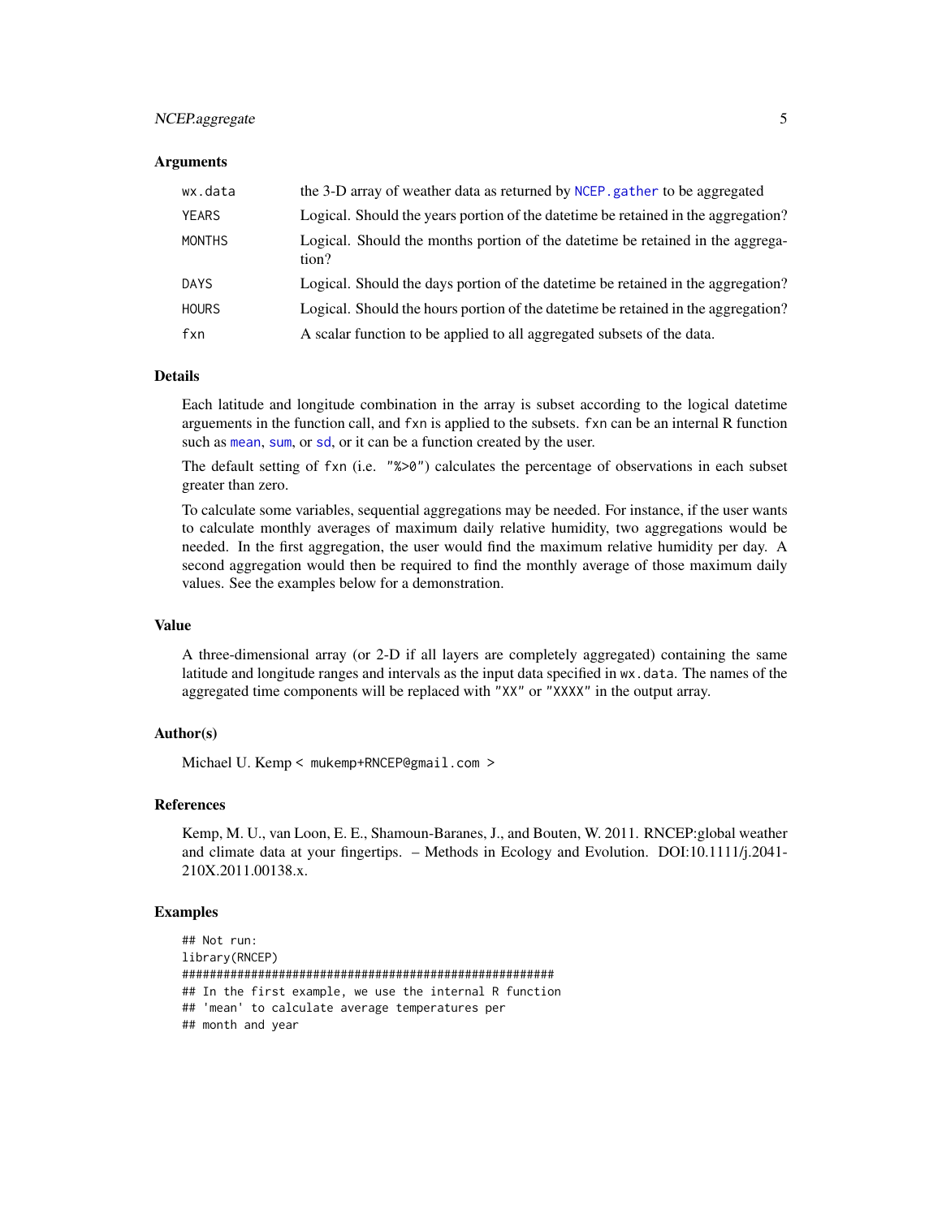### Arguments

| | |
|---|---|
| wx.data | the 3-D array of weather data as returned by NCEP.gather to be aggregated |
| YEARS | Logical. Should the years portion of the datetime be retained in the aggregation? |
| MONTHS | Logical. Should the months portion of the datetime be retained in the aggregation? |
| DAYS | Logical. Should the days portion of the datetime be retained in the aggregation? |
| HOURS | Logical. Should the hours portion of the datetime be retained in the aggregation? |
| fxn | A scalar function to be applied to all aggregated subsets of the data. |

### Details

Each latitude and longitude combination in the array is subset according to the logical datetime arguements in the function call, and `fxn` is applied to the subsets. `fxn` can be an internal R function such as `mean`, `sum`, or `sd`, or it can be a function created by the user.

The default setting of `fxn` (i.e. `"%>0"`) calculates the percentage of observations in each subset greater than zero.

To calculate some variables, sequential aggregations may be needed. For instance, if the user wants to calculate monthly averages of maximum daily relative humidity, two aggregations would be needed. In the first aggregation, the user would find the maximum relative humidity per day. A second aggregation would then be required to find the monthly average of those maximum daily values. See the examples below for a demonstration.

### Value

A three-dimensional array (or 2-D if all layers are completely aggregated) containing the same latitude and longitude ranges and intervals as the input data specified in `wx.data`. The names of the aggregated time components will be replaced with `"XX"` or `"XXXX"` in the output array.

### Author(s)

Michael U. Kemp < `mukemp+RNCEP@gmail.com` >

### References

Kemp, M. U., van Loon, E. E., Shamoun-Baranes, J., and Bouten, W. 2011. RNCEP:global weather and climate data at your fingertips. – Methods in Ecology and Evolution. DOI:10.1111/j.2041-210X.2011.00138.x.

### Examples

```
## Not run:
library(RNCEP)
#######################################################
## In the first example, we use the internal R function
## 'mean' to calculate average temperatures per
## month and year
```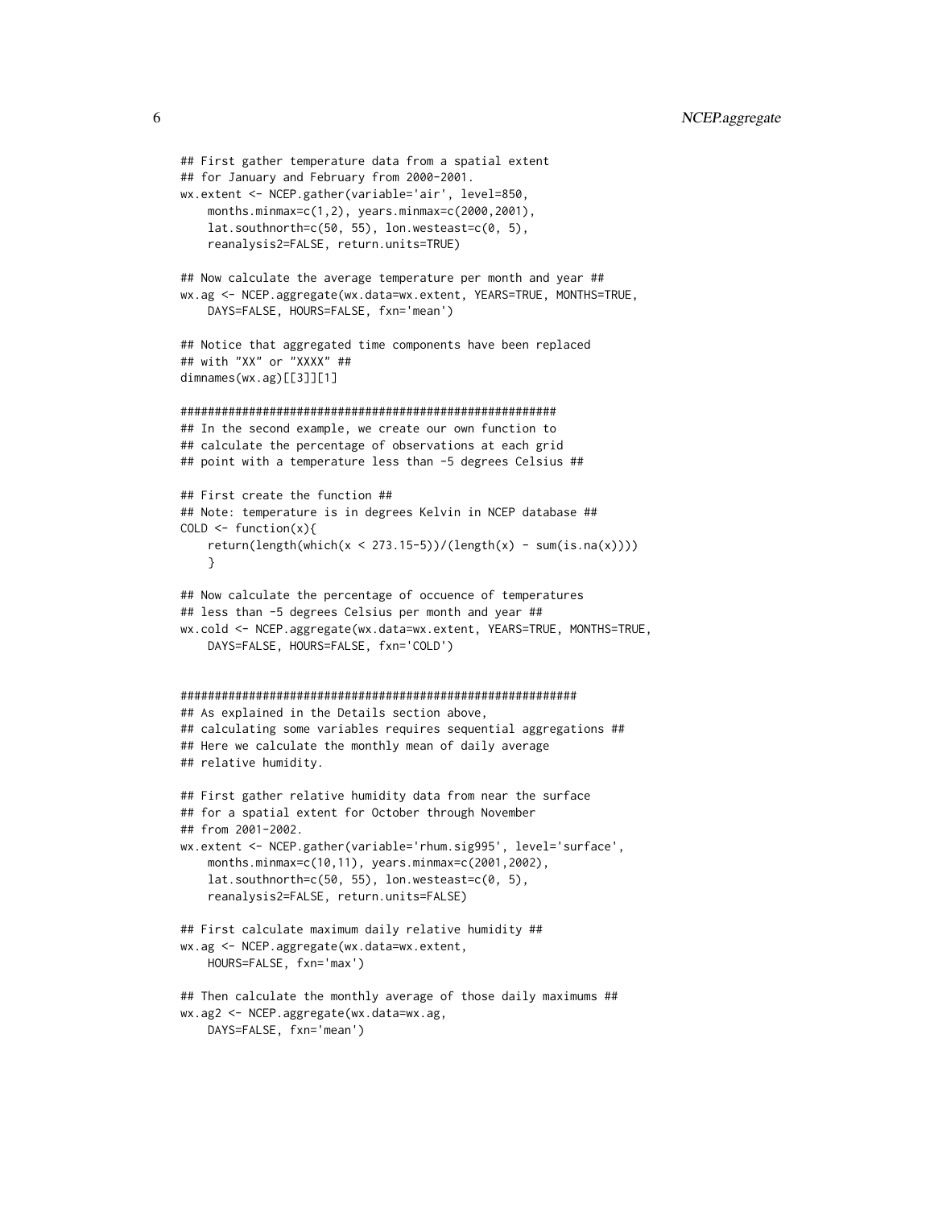```
## First gather temperature data from a spatial extent
## for January and February from 2000-2001.
wx.extent <- NCEP.gather(variable='air', level=850,
    months.minmax=c(1,2), years.minmax=c(2000,2001),
    lat.southnorth=c(50, 55), lon.westeast=c(0, 5),
    reanalysis2=FALSE, return.units=TRUE)

## Now calculate the average temperature per month and year ##
wx.ag <- NCEP.aggregate(wx.data=wx.extent, YEARS=TRUE, MONTHS=TRUE,
    DAYS=FALSE, HOURS=FALSE, fxn='mean')

## Notice that aggregated time components have been replaced
## with "XX" or "XXXX" ##
dimnames(wx.ag)[[3]][1]

########################################################
## In the second example, we create our own function to
## calculate the percentage of observations at each grid
## point with a temperature less than -5 degrees Celsius ##

## First create the function ##
## Note: temperature is in degrees Kelvin in NCEP database ##
COLD <- function(x){
    return(length(which(x < 273.15-5))/(length(x) - sum(is.na(x))))
    }

## Now calculate the percentage of occuence of temperatures
## less than -5 degrees Celsius per month and year ##
wx.cold <- NCEP.aggregate(wx.data=wx.extent, YEARS=TRUE, MONTHS=TRUE,
    DAYS=FALSE, HOURS=FALSE, fxn='COLD')


##########################################################
## As explained in the Details section above,
## calculating some variables requires sequential aggregations ##
## Here we calculate the monthly mean of daily average
## relative humidity.

## First gather relative humidity data from near the surface
## for a spatial extent for October through November
## from 2001-2002.
wx.extent <- NCEP.gather(variable='rhum.sig995', level='surface',
    months.minmax=c(10,11), years.minmax=c(2001,2002),
    lat.southnorth=c(50, 55), lon.westeast=c(0, 5),
    reanalysis2=FALSE, return.units=FALSE)

## First calculate maximum daily relative humidity ##
wx.ag <- NCEP.aggregate(wx.data=wx.extent,
    HOURS=FALSE, fxn='max')

## Then calculate the monthly average of those daily maximums ##
wx.ag2 <- NCEP.aggregate(wx.data=wx.ag,
    DAYS=FALSE, fxn='mean')
```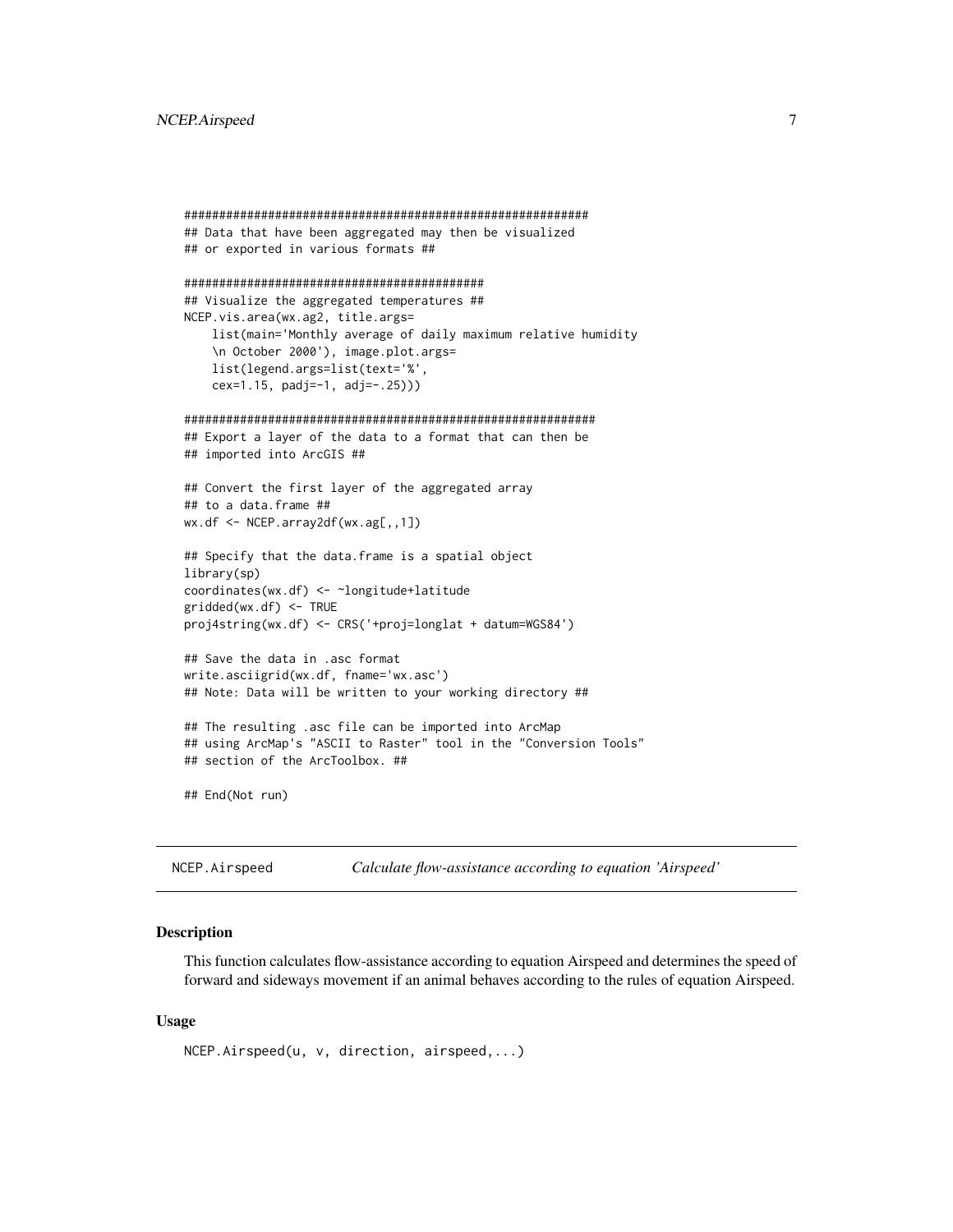```
###########################################################
## Data that have been aggregated may then be visualized
## or exported in various formats ##

############################################
## Visualize the aggregated temperatures ##
NEP.vis.area(wx.ag2, title.args=
    list(main='Monthly average of daily maximum relative humidity
    \n October 2000'), image.plot.args=
    list(legend.args=list(text='%',
    cex=1.15, padj=-1, adj=-.25)))

############################################################
## Export a layer of the data to a format that can then be
## imported into ArcGIS ##

## Convert the first layer of the aggregated array
## to a data.frame ##
wx.df <- NCEP.array2df(wx.ag[,,1])

## Specify that the data.frame is a spatial object
library(sp)
coordinates(wx.df) <- ~longitude+latitude
gridded(wx.df) <- TRUE
proj4string(wx.df) <- CRS('+proj=longlat + datum=WGS84')

## Save the data in .asc format
write.asciigrid(wx.df, fname='wx.asc')
## Note: Data will be written to your working directory ##

## The resulting .asc file can be imported into ArcMap
## using ArcMap's "ASCII to Raster" tool in the "Conversion Tools"
## section of the ArcToolbox. ##

## End(Not run)
```

---

NCEP.Airspeed *Calculate flow-assistance according to equation 'Airspeed'*

---

## Description

This function calculates flow-assistance according to equation Airspeed and determines the speed of forward and sideways movement if an animal behaves according to the rules of equation Airspeed.

## Usage

```
NCEP.Airspeed(u, v, direction, airspeed,...)
```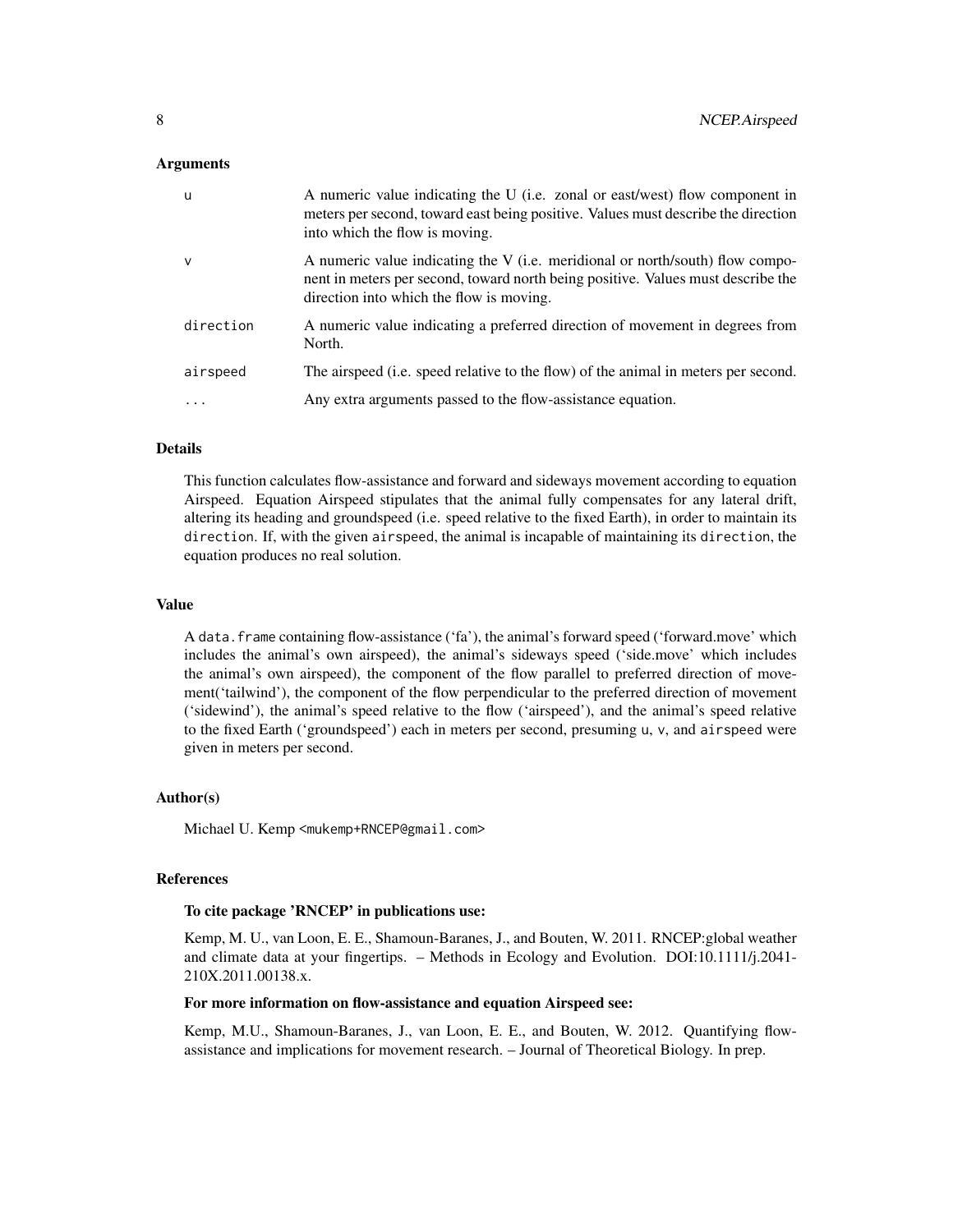### Arguments

| | |
|---|---|
| u | A numeric value indicating the U (i.e. zonal or east/west) flow component in meters per second, toward east being positive. Values must describe the direction into which the flow is moving. |
| v | A numeric value indicating the V (i.e. meridional or north/south) flow component in meters per second, toward north being positive. Values must describe the direction into which the flow is moving. |
| direction | A numeric value indicating a preferred direction of movement in degrees from North. |
| airspeed | The airspeed (i.e. speed relative to the flow) of the animal in meters per second. |
| ... | Any extra arguments passed to the flow-assistance equation. |

### Details

This function calculates flow-assistance and forward and sideways movement according to equation Airspeed. Equation Airspeed stipulates that the animal fully compensates for any lateral drift, altering its heading and groundspeed (i.e. speed relative to the fixed Earth), in order to maintain its `direction`. If, with the given `airspeed`, the animal is incapable of maintaining its `direction`, the equation produces no real solution.

### Value

A `data.frame` containing flow-assistance ('fa'), the animal's forward speed ('forward.move' which includes the animal's own airspeed), the animal's sideways speed ('side.move' which includes the animal's own airspeed), the component of the flow parallel to preferred direction of movement('tailwind'), the component of the flow perpendicular to the preferred direction of movement ('sidewind'), the animal's speed relative to the flow ('airspeed'), and the animal's speed relative to the fixed Earth ('groundspeed') each in meters per second, presuming `u`, `v`, and `airspeed` were given in meters per second.

### Author(s)

Michael U. Kemp <mukemp+RNCEP@gmail.com>

### References

**To cite package 'RNCEP' in publications use:**

Kemp, M. U., van Loon, E. E., Shamoun-Baranes, J., and Bouten, W. 2011. RNCEP:global weather and climate data at your fingertips. – Methods in Ecology and Evolution. DOI:10.1111/j.2041-210X.2011.00138.x.

**For more information on flow-assistance and equation Airspeed see:**

Kemp, M.U., Shamoun-Baranes, J., van Loon, E. E., and Bouten, W. 2012. Quantifying flow-assistance and implications for movement research. – Journal of Theoretical Biology. In prep.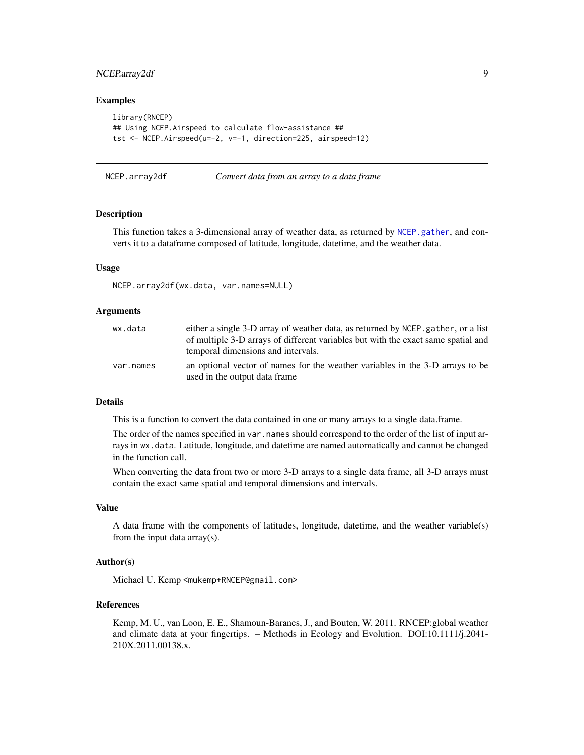## Examples

```
library(RNCEP)
## Using NCEP.Airspeed to calculate flow-assistance ##
tst <- NCEP.Airspeed(u=-2, v=-1, direction=225, airspeed=12)
```

---

# NCEP.array2df — *Convert data from an array to a data frame*

---

## Description

This function takes a 3-dimensional array of weather data, as returned by `NCEP.gather`, and converts it to a dataframe composed of latitude, longitude, datetime, and the weather data.

## Usage

```
NCEP.array2df(wx.data, var.names=NULL)
```

## Arguments

| | |
|---|---|
| `wx.data` | either a single 3-D array of weather data, as returned by `NCEP.gather`, or a list of multiple 3-D arrays of different variables but with the exact same spatial and temporal dimensions and intervals. |
| `var.names` | an optional vector of names for the weather variables in the 3-D arrays to be used in the output data frame |

## Details

This is a function to convert the data contained in one or many arrays to a single data.frame.

The order of the names specified in `var.names` should correspond to the order of the list of input arrays in `wx.data`. Latitude, longitude, and datetime are named automatically and cannot be changed in the function call.

When converting the data from two or more 3-D arrays to a single data frame, all 3-D arrays must contain the exact same spatial and temporal dimensions and intervals.

## Value

A data frame with the components of latitudes, longitude, datetime, and the weather variable(s) from the input data array(s).

## Author(s)

Michael U. Kemp `<mukemp+RNCEP@gmail.com>`

## References

Kemp, M. U., van Loon, E. E., Shamoun-Baranes, J., and Bouten, W. 2011. RNCEP:global weather and climate data at your fingertips. – Methods in Ecology and Evolution. DOI:10.1111/j.2041-210X.2011.00138.x.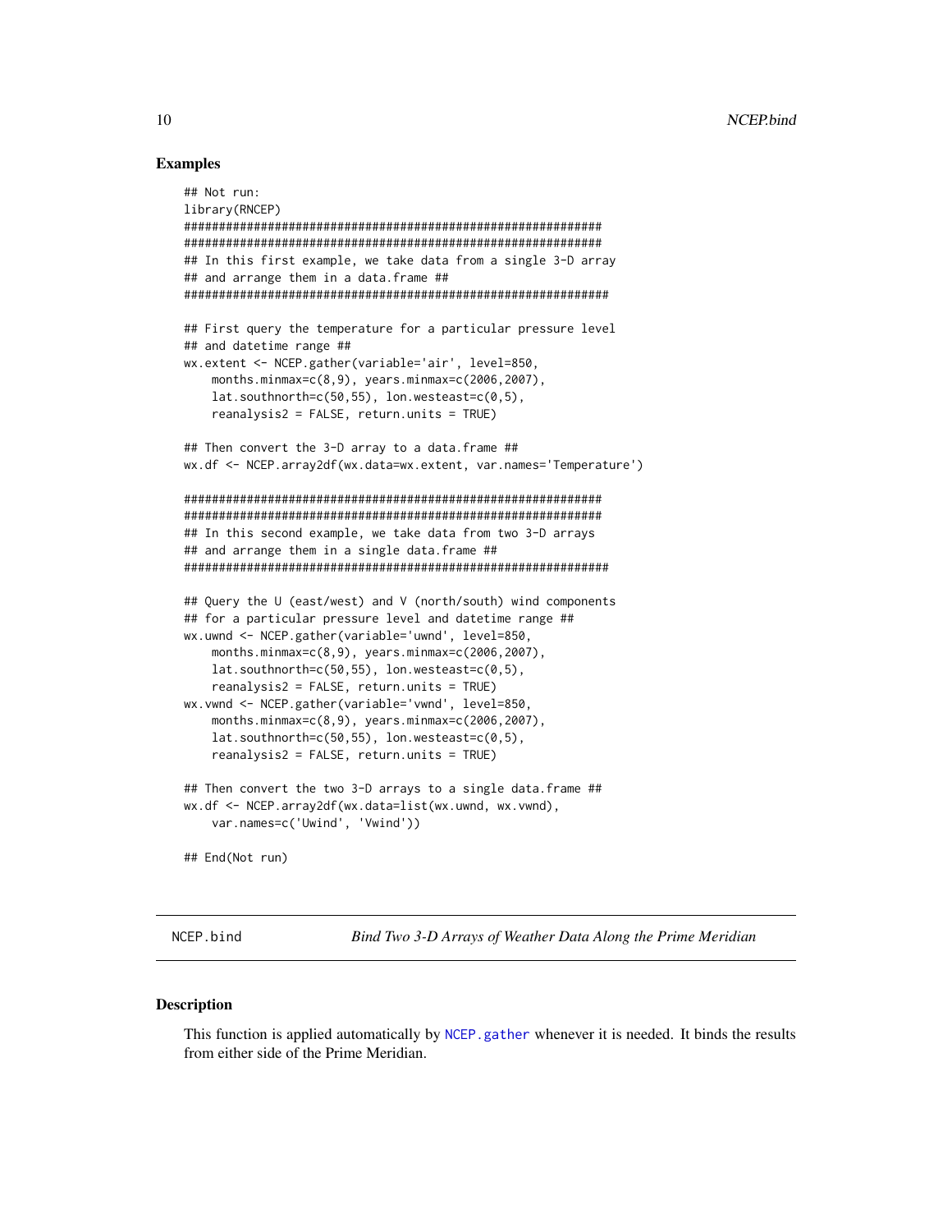### Examples

```
## Not run:
library(RNCEP)
##############################################################
##############################################################
## In this first example, we take data from a single 3-D array
## and arrange them in a data.frame ##
###############################################################

## First query the temperature for a particular pressure level
## and datetime range ##
wx.extent <- NCEP.gather(variable='air', level=850,
    months.minmax=c(8,9), years.minmax=c(2006,2007),
    lat.southnorth=c(50,55), lon.westeast=c(0,5),
    reanalysis2 = FALSE, return.units = TRUE)

## Then convert the 3-D array to a data.frame ##
wx.df <- NCEP.array2df(wx.data=wx.extent, var.names='Temperature')

##############################################################
##############################################################
## In this second example, we take data from two 3-D arrays
## and arrange them in a single data.frame ##
###############################################################

## Query the U (east/west) and V (north/south) wind components
## for a particular pressure level and datetime range ##
wx.uwnd <- NCEP.gather(variable='uwnd', level=850,
    months.minmax=c(8,9), years.minmax=c(2006,2007),
    lat.southnorth=c(50,55), lon.westeast=c(0,5),
    reanalysis2 = FALSE, return.units = TRUE)
wx.vwnd <- NCEP.gather(variable='vwnd', level=850,
    months.minmax=c(8,9), years.minmax=c(2006,2007),
    lat.southnorth=c(50,55), lon.westeast=c(0,5),
    reanalysis2 = FALSE, return.units = TRUE)

## Then convert the two 3-D arrays to a single data.frame ##
wx.df <- NCEP.array2df(wx.data=list(wx.uwnd, wx.vwnd),
    var.names=c('Uwind', 'Vwind'))

## End(Not run)
```

---

NCEP.bind *Bind Two 3-D Arrays of Weather Data Along the Prime Meridian*

---

### Description

This function is applied automatically by NCEP.gather whenever it is needed. It binds the results from either side of the Prime Meridian.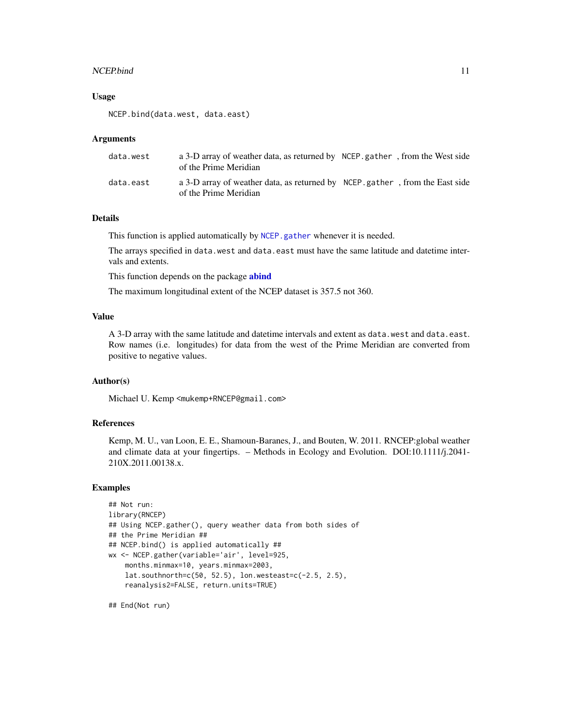### Usage

```
NCEP.bind(data.west, data.east)
```

### Arguments

| | |
|---|---|
| data.west | a 3-D array of weather data, as returned by `NCEP.gather` , from the West side of the Prime Meridian |
| data.east | a 3-D array of weather data, as returned by `NCEP.gather` , from the East side of the Prime Meridian |

### Details

This function is applied automatically by `NCEP.gather` whenever it is needed.

The arrays specified in `data.west` and `data.east` must have the same latitude and datetime intervals and extents.

This function depends on the package **abind**

The maximum longitudinal extent of the NCEP dataset is 357.5 not 360.

### Value

A 3-D array with the same latitude and datetime intervals and extent as `data.west` and `data.east`. Row names (i.e. longitudes) for data from the west of the Prime Meridian are converted from positive to negative values.

### Author(s)

Michael U. Kemp <mukemp+RNCEP@gmail.com>

### References

Kemp, M. U., van Loon, E. E., Shamoun-Baranes, J., and Bouten, W. 2011. RNCEP:global weather and climate data at your fingertips. – Methods in Ecology and Evolution. DOI:10.1111/j.2041-210X.2011.00138.x.

### Examples

```
## Not run:
library(RNCEP)
## Using NCEP.gather(), query weather data from both sides of
## the Prime Meridian ##
## NCEP.bind() is applied automatically ##
wx <- NCEP.gather(variable='air', level=925,
    months.minmax=10, years.minmax=2003,
    lat.southnorth=c(50, 52.5), lon.westeast=c(-2.5, 2.5),
    reanalysis2=FALSE, return.units=TRUE)

## End(Not run)
```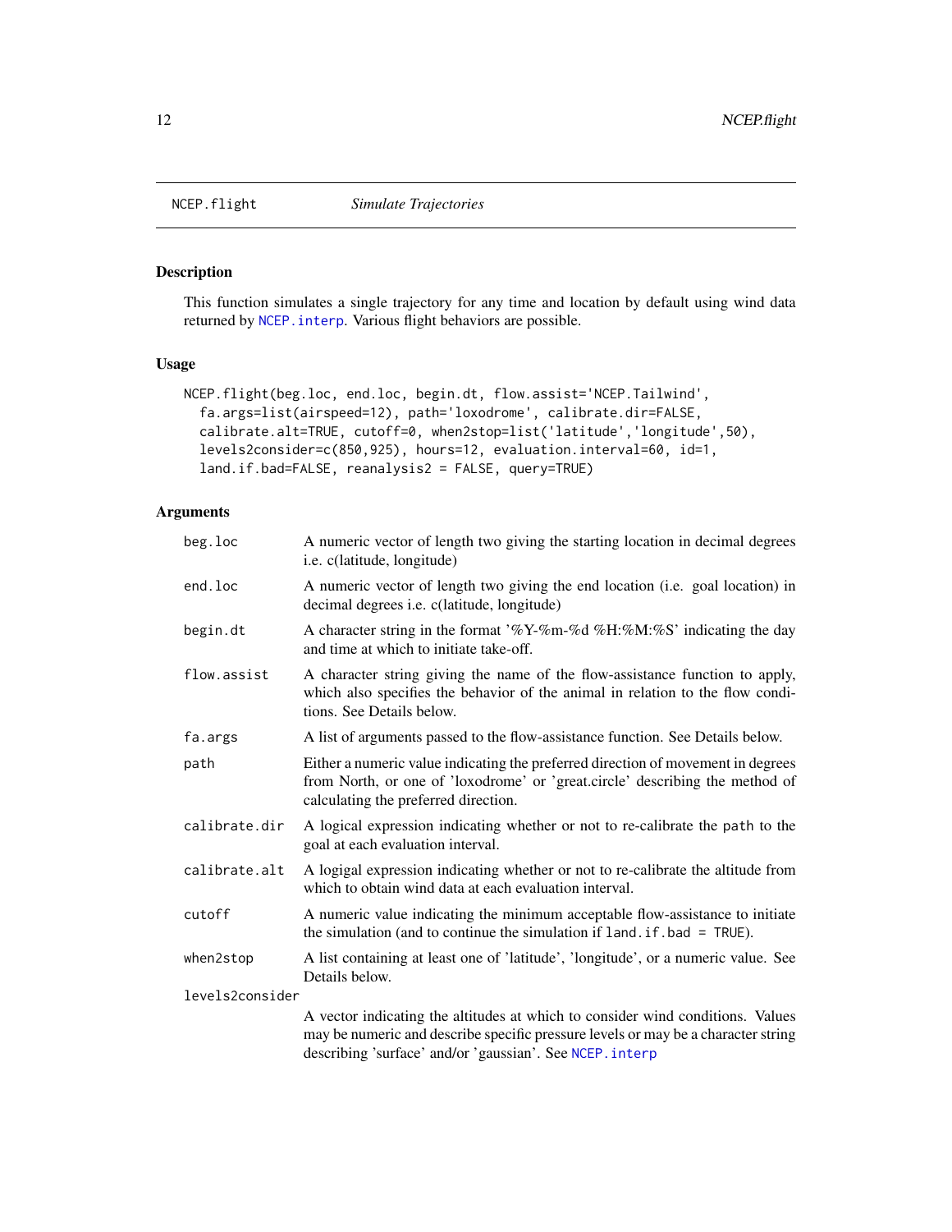NCEP.flight *Simulate Trajectories*

## Description

This function simulates a single trajectory for any time and location by default using wind data returned by NCEP.interp. Various flight behaviors are possible.

## Usage

```
NCEP.flight(beg.loc, end.loc, begin.dt, flow.assist='NCEP.Tailwind',
  fa.args=list(airspeed=12), path='loxodrome', calibrate.dir=FALSE,
  calibrate.alt=TRUE, cutoff=0, when2stop=list('latitude','longitude',50),
  levels2consider=c(850,925), hours=12, evaluation.interval=60, id=1,
  land.if.bad=FALSE, reanalysis2 = FALSE, query=TRUE)
```

## Arguments

| | |
|---|---|
| beg.loc | A numeric vector of length two giving the starting location in decimal degrees i.e. c(latitude, longitude) |
| end.loc | A numeric vector of length two giving the end location (i.e. goal location) in decimal degrees i.e. c(latitude, longitude) |
| begin.dt | A character string in the format '%Y-%m-%d %H:%M:%S' indicating the day and time at which to initiate take-off. |
| flow.assist | A character string giving the name of the flow-assistance function to apply, which also specifies the behavior of the animal in relation to the flow conditions. See Details below. |
| fa.args | A list of arguments passed to the flow-assistance function. See Details below. |
| path | Either a numeric value indicating the preferred direction of movement in degrees from North, or one of 'loxodrome' or 'great.circle' describing the method of calculating the preferred direction. |
| calibrate.dir | A logical expression indicating whether or not to re-calibrate the path to the goal at each evaluation interval. |
| calibrate.alt | A logigal expression indicating whether or not to re-calibrate the altitude from which to obtain wind data at each evaluation interval. |
| cutoff | A numeric value indicating the minimum acceptable flow-assistance to initiate the simulation (and to continue the simulation if land.if.bad = TRUE). |
| when2stop | A list containing at least one of 'latitude', 'longitude', or a numeric value. See Details below. |
| levels2consider | A vector indicating the altitudes at which to consider wind conditions. Values may be numeric and describe specific pressure levels or may be a character string describing 'surface' and/or 'gaussian'. See NCEP.interp |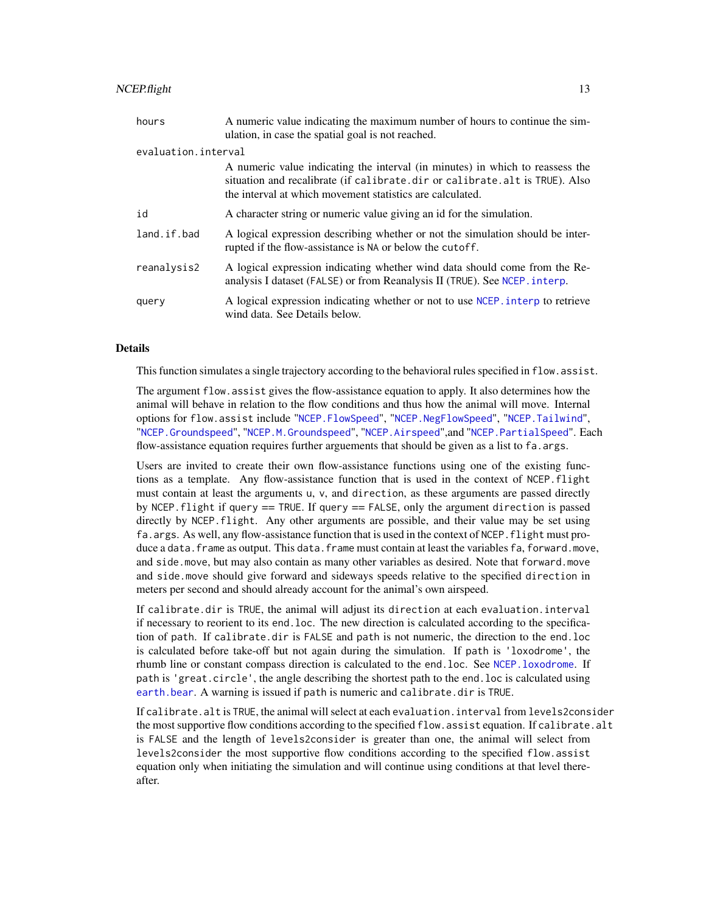hours
: A numeric value indicating the maximum number of hours to continue the simulation, in case the spatial goal is not reached.

evaluation.interval
: A numeric value indicating the interval (in minutes) in which to reassess the situation and recalibrate (if `calibrate.dir` or `calibrate.alt` is `TRUE`). Also the interval at which movement statistics are calculated.

id
: A character string or numeric value giving an id for the simulation.

land.if.bad
: A logical expression describing whether or not the simulation should be interrupted if the flow-assistance is `NA` or below the `cutoff`.

reanalysis2
: A logical expression indicating whether wind data should come from the Reanalysis I dataset (`FALSE`) or from Reanalysis II (`TRUE`). See `NCEP.interp`.

query
: A logical expression indicating whether or not to use `NCEP.interp` to retrieve wind data. See Details below.

## Details

This function simulates a single trajectory according to the behavioral rules specified in `flow.assist`.

The argument `flow.assist` gives the flow-assistance equation to apply. It also determines how the animal will behave in relation to the flow conditions and thus how the animal will move. Internal options for `flow.assist` include "`NCEP.FlowSpeed`", "`NCEP.NegFlowSpeed`", "`NCEP.Tailwind`", "`NCEP.Groundspeed`", "`NCEP.M.Groundspeed`", "`NCEP.Airspeed`",and "`NCEP.PartialSpeed`". Each flow-assistance equation requires further arguements that should be given as a list to `fa.args`.

Users are invited to create their own flow-assistance functions using one of the existing functions as a template. Any flow-assistance function that is used in the context of `NCEP.flight` must contain at least the arguments `u`, `v`, and `direction`, as these arguments are passed directly by `NCEP.flight` if `query == TRUE`. If `query == FALSE`, only the argument `direction` is passed directly by `NCEP.flight`. Any other arguments are possible, and their value may be set using `fa.args`. As well, any flow-assistance function that is used in the context of `NCEP.flight` must produce a `data.frame` as output. This `data.frame` must contain at least the variables `fa`, `forward.move`, and `side.move`, but may also contain as many other variables as desired. Note that `forward.move` and `side.move` should give forward and sideways speeds relative to the specified `direction` in meters per second and should already account for the animal's own airspeed.

If `calibrate.dir` is `TRUE`, the animal will adjust its `direction` at each `evaluation.interval` if necessary to reorient to its `end.loc`. The new direction is calculated according to the specification of `path`. If `calibrate.dir` is `FALSE` and `path` is not numeric, the direction to the `end.loc` is calculated before take-off but not again during the simulation. If `path` is `'loxodrome'`, the rhumb line or constant compass direction is calculated to the `end.loc`. See `NCEP.loxodrome`. If `path` is `'great.circle'`, the angle describing the shortest path to the `end.loc` is calculated using `earth.bear`. A warning is issued if `path` is numeric and `calibrate.dir` is `TRUE`.

If `calibrate.alt` is `TRUE`, the animal will select at each `evaluation.interval` from `levels2consider` the most supportive flow conditions according to the specified `flow.assist` equation. If `calibrate.alt` is `FALSE` and the length of `levels2consider` is greater than one, the animal will select from `levels2consider` the most supportive flow conditions according to the specified `flow.assist` equation only when initiating the simulation and will continue using conditions at that level thereafter.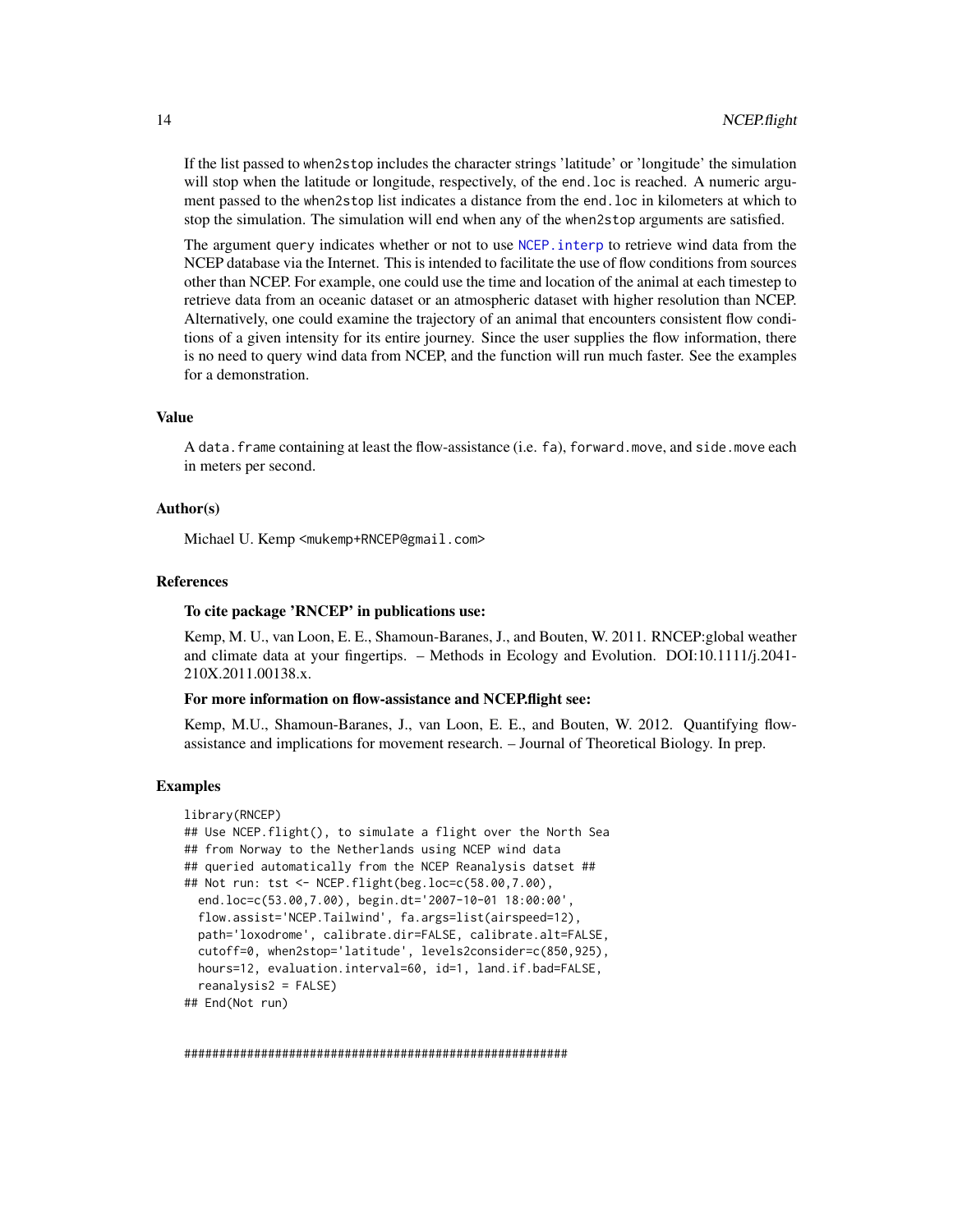If the list passed to `when2stop` includes the character strings 'latitude' or 'longitude' the simulation will stop when the latitude or longitude, respectively, of the `end.loc` is reached. A numeric argument passed to the `when2stop` list indicates a distance from the `end.loc` in kilometers at which to stop the simulation. The simulation will end when any of the `when2stop` arguments are satisfied.

The argument `query` indicates whether or not to use `NCEP.interp` to retrieve wind data from the NCEP database via the Internet. This is intended to facilitate the use of flow conditions from sources other than NCEP. For example, one could use the time and location of the animal at each timestep to retrieve data from an oceanic dataset or an atmospheric dataset with higher resolution than NCEP. Alternatively, one could examine the trajectory of an animal that encounters consistent flow conditions of a given intensity for its entire journey. Since the user supplies the flow information, there is no need to query wind data from NCEP, and the function will run much faster. See the examples for a demonstration.

### Value

A `data.frame` containing at least the flow-assistance (i.e. `fa`), `forward.move`, and `side.move` each in meters per second.

### Author(s)

Michael U. Kemp <mukemp+RNCEP@gmail.com>

### References

**To cite package 'RNCEP' in publications use:**

Kemp, M. U., van Loon, E. E., Shamoun-Baranes, J., and Bouten, W. 2011. RNCEP:global weather and climate data at your fingertips. – Methods in Ecology and Evolution. DOI:10.1111/j.2041-210X.2011.00138.x.

**For more information on flow-assistance and NCEP.flight see:**

Kemp, M.U., Shamoun-Baranes, J., van Loon, E. E., and Bouten, W. 2012. Quantifying flow-assistance and implications for movement research. – Journal of Theoretical Biology. In prep.

### Examples

```
library(RNCEP)
## Use NCEP.flight(), to simulate a flight over the North Sea
## from Norway to the Netherlands using NCEP wind data
## queried automatically from the NCEP Reanalysis datset ##
## Not run: tst <- NCEP.flight(beg.loc=c(58.00,7.00),
  end.loc=c(53.00,7.00), begin.dt='2007-10-01 18:00:00',
  flow.assist='NCEP.Tailwind', fa.args=list(airspeed=12),
  path='loxodrome', calibrate.dir=FALSE, calibrate.alt=FALSE,
  cutoff=0, when2stop='latitude', levels2consider=c(850,925),
  hours=12, evaluation.interval=60, id=1, land.if.bad=FALSE,
  reanalysis2 = FALSE)
## End(Not run)


########################################################
```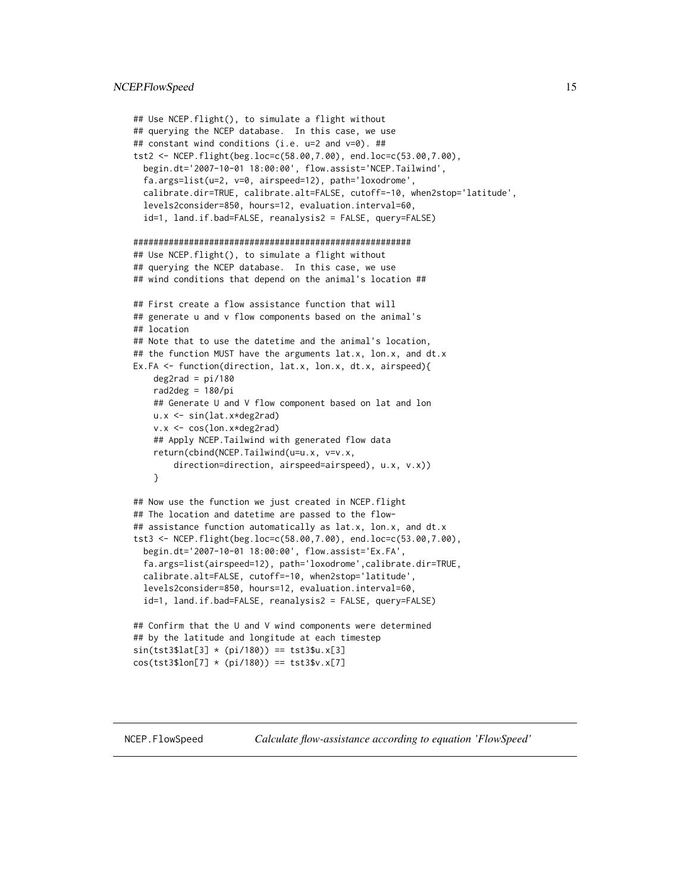```
## Use NCEP.flight(), to simulate a flight without
## querying the NCEP database.  In this case, we use
## constant wind conditions (i.e. u=2 and v=0). ##
tst2 <- NCEP.flight(beg.loc=c(58.00,7.00), end.loc=c(53.00,7.00),
  begin.dt='2007-10-01 18:00:00', flow.assist='NCEP.Tailwind',
  fa.args=list(u=2, v=0, airspeed=12), path='loxodrome',
  calibrate.dir=TRUE, calibrate.alt=FALSE, cutoff=-10, when2stop='latitude',
  levels2consider=850, hours=12, evaluation.interval=60,
  id=1, land.if.bad=FALSE, reanalysis2 = FALSE, query=FALSE)

########################################################
## Use NCEP.flight(), to simulate a flight without
## querying the NCEP database.  In this case, we use
## wind conditions that depend on the animal's location ##

## First create a flow assistance function that will
## generate u and v flow components based on the animal's
## location
## Note that to use the datetime and the animal's location,
## the function MUST have the arguments lat.x, lon.x, and dt.x
Ex.FA <- function(direction, lat.x, lon.x, dt.x, airspeed){
    deg2rad = pi/180
    rad2deg = 180/pi
    ## Generate U and V flow component based on lat and lon
    u.x <- sin(lat.x*deg2rad)
    v.x <- cos(lon.x*deg2rad)
    ## Apply NCEP.Tailwind with generated flow data
    return(cbind(NCEP.Tailwind(u=u.x, v=v.x,
        direction=direction, airspeed=airspeed), u.x, v.x))
    }

## Now use the function we just created in NCEP.flight
## The location and datetime are passed to the flow-
## assistance function automatically as lat.x, lon.x, and dt.x
tst3 <- NCEP.flight(beg.loc=c(58.00,7.00), end.loc=c(53.00,7.00),
  begin.dt='2007-10-01 18:00:00', flow.assist='Ex.FA',
  fa.args=list(airspeed=12), path='loxodrome',calibrate.dir=TRUE,
  calibrate.alt=FALSE, cutoff=-10, when2stop='latitude',
  levels2consider=850, hours=12, evaluation.interval=60,
  id=1, land.if.bad=FALSE, reanalysis2 = FALSE, query=FALSE)

## Confirm that the U and V wind components were determined
## by the latitude and longitude at each timestep
sin(tst3$lat[3] * (pi/180)) == tst3$u.x[3]
cos(tst3$lon[7] * (pi/180)) == tst3$v.x[7]
```

## NCEP.FlowSpeed *Calculate flow-assistance according to equation 'FlowSpeed'*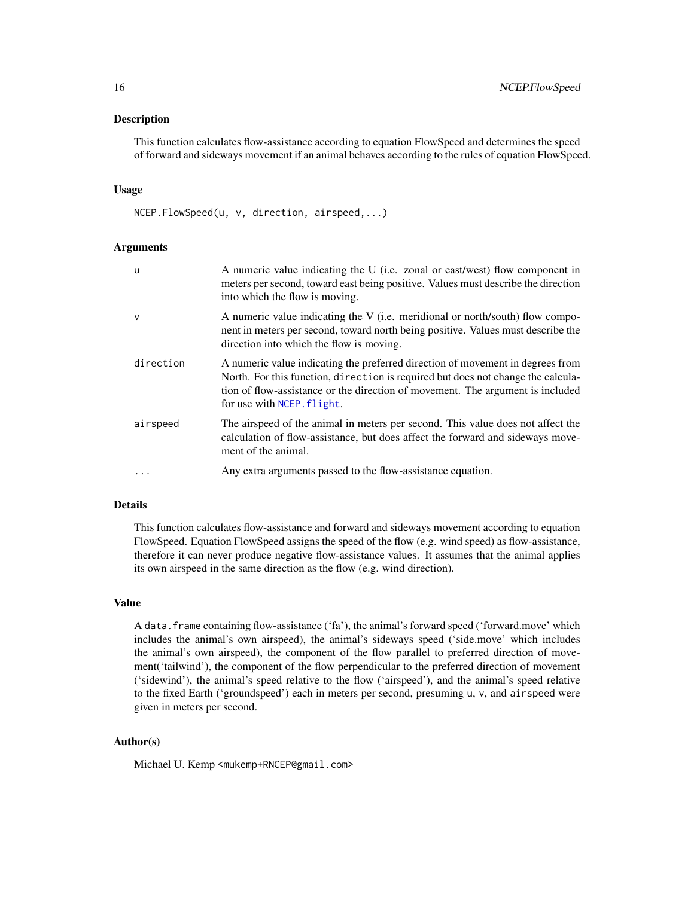### Description

This function calculates flow-assistance according to equation FlowSpeed and determines the speed of forward and sideways movement if an animal behaves according to the rules of equation FlowSpeed.

### Usage

```
NCEP.FlowSpeed(u, v, direction, airspeed,...)
```

### Arguments

| | |
|---|---|
| `u` | A numeric value indicating the U (i.e. zonal or east/west) flow component in meters per second, toward east being positive. Values must describe the direction into which the flow is moving. |
| `v` | A numeric value indicating the V (i.e. meridional or north/south) flow component in meters per second, toward north being positive. Values must describe the direction into which the flow is moving. |
| `direction` | A numeric value indicating the preferred direction of movement in degrees from North. For this function, `direction` is required but does not change the calculation of flow-assistance or the direction of movement. The argument is included for use with `NCEP.flight`. |
| `airspeed` | The airspeed of the animal in meters per second. This value does not affect the calculation of flow-assistance, but does affect the forward and sideways movement of the animal. |
| `...` | Any extra arguments passed to the flow-assistance equation. |

### Details

This function calculates flow-assistance and forward and sideways movement according to equation FlowSpeed. Equation FlowSpeed assigns the speed of the flow (e.g. wind speed) as flow-assistance, therefore it can never produce negative flow-assistance values. It assumes that the animal applies its own airspeed in the same direction as the flow (e.g. wind direction).

### Value

A `data.frame` containing flow-assistance ('fa'), the animal's forward speed ('forward.move' which includes the animal's own airspeed), the animal's sideways speed ('side.move' which includes the animal's own airspeed), the component of the flow parallel to preferred direction of movement('tailwind'), the component of the flow perpendicular to the preferred direction of movement ('sidewind'), the animal's speed relative to the flow ('airspeed'), and the animal's speed relative to the fixed Earth ('groundspeed') each in meters per second, presuming `u`, `v`, and `airspeed` were given in meters per second.

### Author(s)

Michael U. Kemp <mukemp+RNCEP@gmail.com>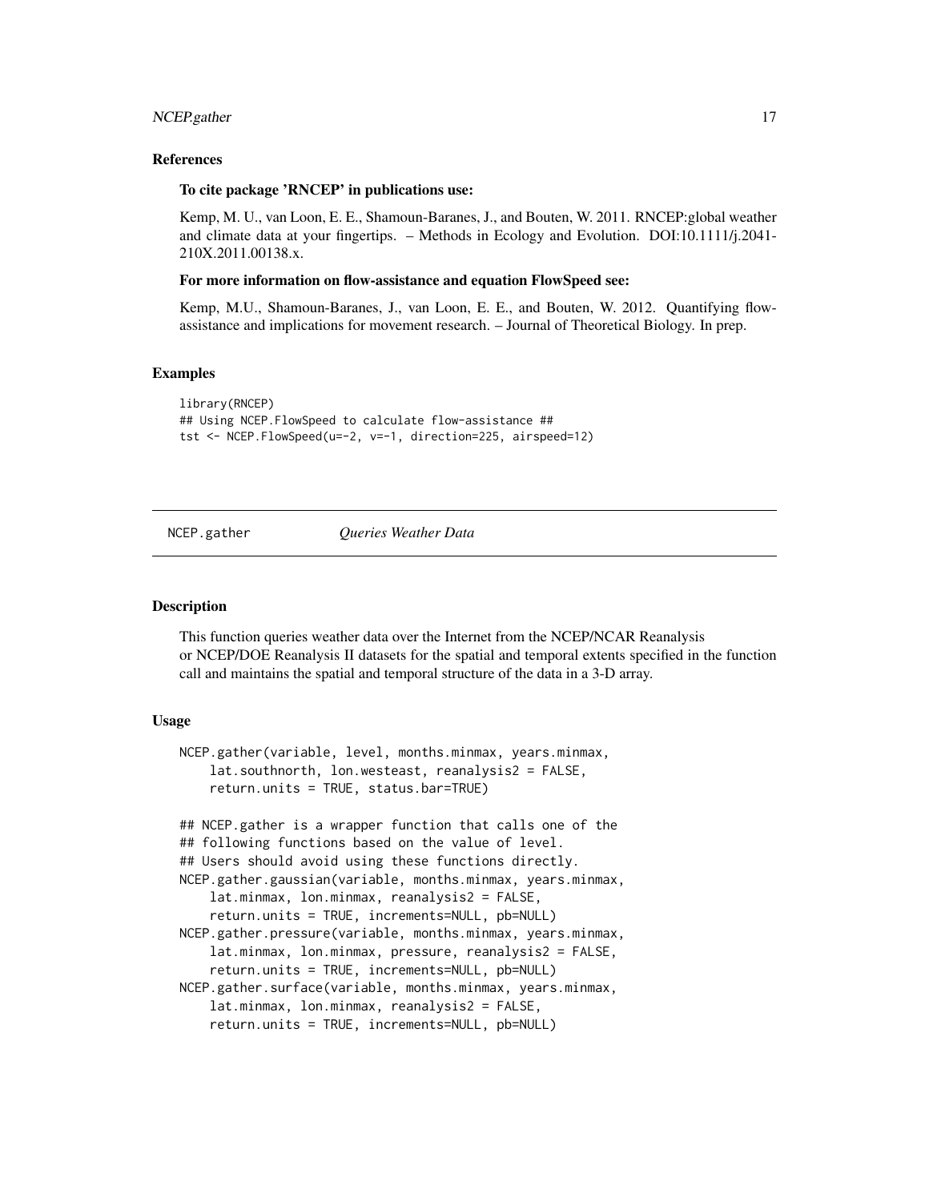### References

**To cite package 'RNCEP' in publications use:**

Kemp, M. U., van Loon, E. E., Shamoun-Baranes, J., and Bouten, W. 2011. RNCEP:global weather and climate data at your fingertips. – Methods in Ecology and Evolution. DOI:10.1111/j.2041-210X.2011.00138.x.

**For more information on flow-assistance and equation FlowSpeed see:**

Kemp, M.U., Shamoun-Baranes, J., van Loon, E. E., and Bouten, W. 2012. Quantifying flow-assistance and implications for movement research. – Journal of Theoretical Biology. In prep.

### Examples

```
library(RNCEP)
## Using NCEP.FlowSpeed to calculate flow-assistance ##
tst <- NCEP.FlowSpeed(u=-2, v=-1, direction=225, airspeed=12)
```

---

## NCEP.gather — *Queries Weather Data*

---

### Description

This function queries weather data over the Internet from the NCEP/NCAR Reanalysis or NCEP/DOE Reanalysis II datasets for the spatial and temporal extents specified in the function call and maintains the spatial and temporal structure of the data in a 3-D array.

### Usage

```
NCEP.gather(variable, level, months.minmax, years.minmax,
    lat.southnorth, lon.westeast, reanalysis2 = FALSE,
    return.units = TRUE, status.bar=TRUE)

## NCEP.gather is a wrapper function that calls one of the
## following functions based on the value of level.
## Users should avoid using these functions directly.
NCEP.gather.gaussian(variable, months.minmax, years.minmax,
    lat.minmax, lon.minmax, reanalysis2 = FALSE,
    return.units = TRUE, increments=NULL, pb=NULL)
NCEP.gather.pressure(variable, months.minmax, years.minmax,
    lat.minmax, lon.minmax, pressure, reanalysis2 = FALSE,
    return.units = TRUE, increments=NULL, pb=NULL)
NCEP.gather.surface(variable, months.minmax, years.minmax,
    lat.minmax, lon.minmax, reanalysis2 = FALSE,
    return.units = TRUE, increments=NULL, pb=NULL)
```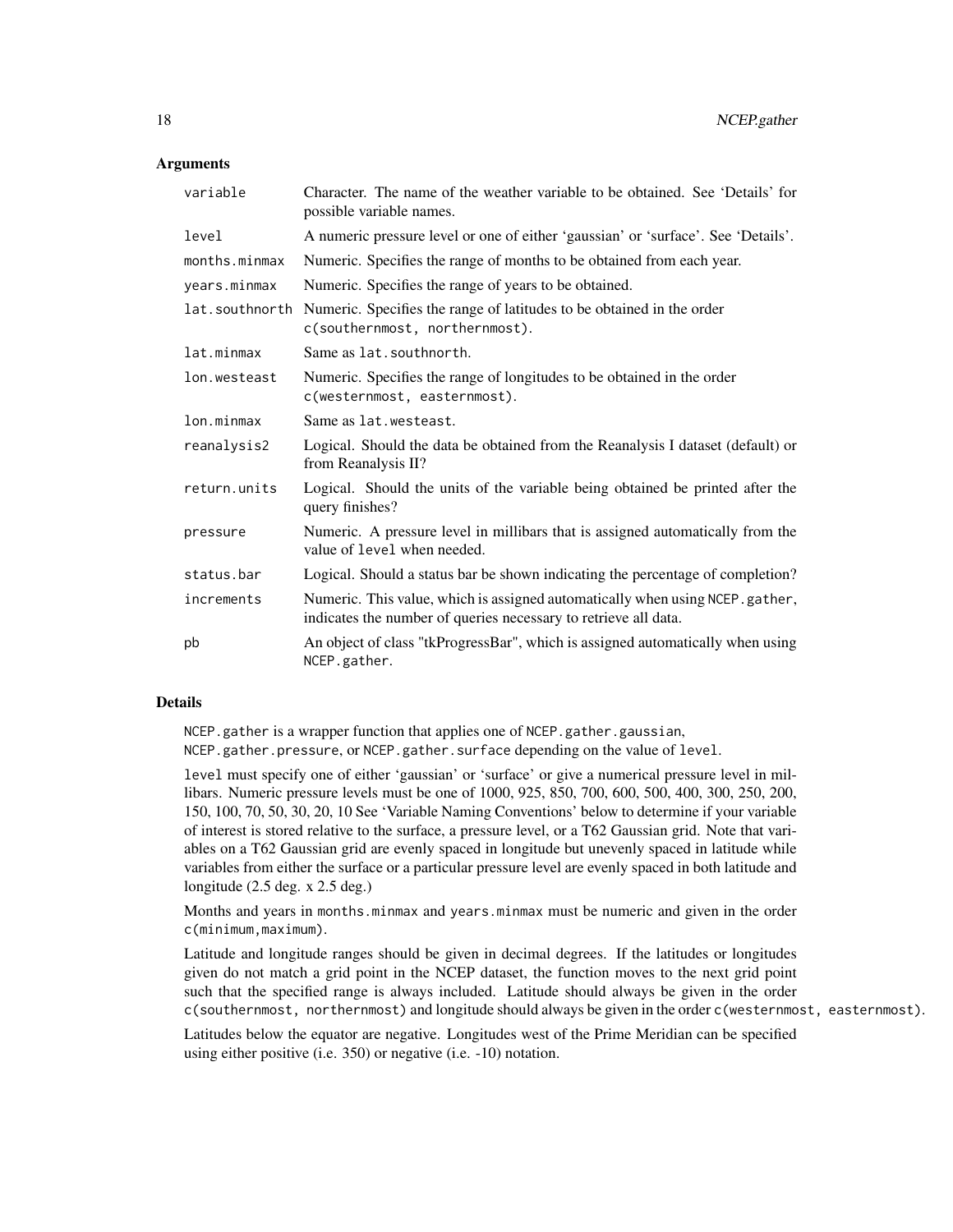## Arguments

| | |
|---|---|
| `variable` | Character. The name of the weather variable to be obtained. See 'Details' for possible variable names. |
| `level` | A numeric pressure level or one of either 'gaussian' or 'surface'. See 'Details'. |
| `months.minmax` | Numeric. Specifies the range of months to be obtained from each year. |
| `years.minmax` | Numeric. Specifies the range of years to be obtained. |
| `lat.southnorth` | Numeric. Specifies the range of latitudes to be obtained in the order `c(southernmost, northernmost)`. |
| `lat.minmax` | Same as `lat.southnorth`. |
| `lon.westeast` | Numeric. Specifies the range of longitudes to be obtained in the order `c(westernmost, easternmost)`. |
| `lon.minmax` | Same as `lat.westeast`. |
| `reanalysis2` | Logical. Should the data be obtained from the Reanalysis I dataset (default) or from Reanalysis II? |
| `return.units` | Logical. Should the units of the variable being obtained be printed after the query finishes? |
| `pressure` | Numeric. A pressure level in millibars that is assigned automatically from the value of `level` when needed. |
| `status.bar` | Logical. Should a status bar be shown indicating the percentage of completion? |
| `increments` | Numeric. This value, which is assigned automatically when using `NCEP.gather`, indicates the number of queries necessary to retrieve all data. |
| `pb` | An object of class "tkProgressBar", which is assigned automatically when using `NCEP.gather`. |

## Details

`NCEP.gather` is a wrapper function that applies one of `NCEP.gather.gaussian`, `NCEP.gather.pressure`, or `NCEP.gather.surface` depending on the value of `level`.

`level` must specify one of either 'gaussian' or 'surface' or give a numerical pressure level in millibars. Numeric pressure levels must be one of 1000, 925, 850, 700, 600, 500, 400, 300, 250, 200, 150, 100, 70, 50, 30, 20, 10 See 'Variable Naming Conventions' below to determine if your variable of interest is stored relative to the surface, a pressure level, or a T62 Gaussian grid. Note that variables on a T62 Gaussian grid are evenly spaced in longitude but unevenly spaced in latitude while variables from either the surface or a particular pressure level are evenly spaced in both latitude and longitude (2.5 deg. x 2.5 deg.)

Months and years in `months.minmax` and `years.minmax` must be numeric and given in the order `c(minimum,maximum)`.

Latitude and longitude ranges should be given in decimal degrees. If the latitudes or longitudes given do not match a grid point in the NCEP dataset, the function moves to the next grid point such that the specified range is always included. Latitude should always be given in the order `c(southernmost, northernmost)` and longitude should always be given in the order `c(westernmost, easternmost)`.

Latitudes below the equator are negative. Longitudes west of the Prime Meridian can be specified using either positive (i.e. 350) or negative (i.e. -10) notation.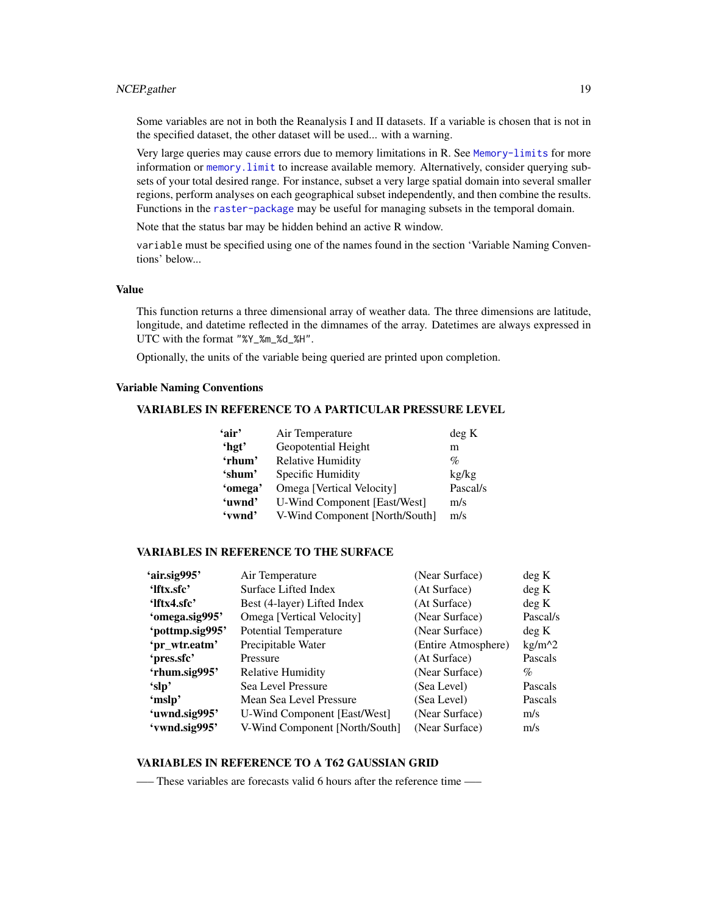Some variables are not in both the Reanalysis I and II datasets. If a variable is chosen that is not in the specified dataset, the other dataset will be used... with a warning.

Very large queries may cause errors due to memory limitations in R. See Memory-limits for more information or memory.limit to increase available memory. Alternatively, consider querying subsets of your total desired range. For instance, subset a very large spatial domain into several smaller regions, perform analyses on each geographical subset independently, and then combine the results. Functions in the raster-package may be useful for managing subsets in the temporal domain.

Note that the status bar may be hidden behind an active R window.

`variable` must be specified using one of the names found in the section 'Variable Naming Conventions' below...

## Value

This function returns a three dimensional array of weather data. The three dimensions are latitude, longitude, and datetime reflected in the dimnames of the array. Datetimes are always expressed in UTC with the format `"%Y_%m_%d_%H"`.

Optionally, the units of the variable being queried are printed upon completion.

## Variable Naming Conventions

### VARIABLES IN REFERENCE TO A PARTICULAR PRESSURE LEVEL

| | | |
|---|---|---|
| **'air'** | Air Temperature | deg K |
| **'hgt'** | Geopotential Height | m |
| **'rhum'** | Relative Humidity | % |
| **'shum'** | Specific Humidity | kg/kg |
| **'omega'** | Omega [Vertical Velocity] | Pascal/s |
| **'uwnd'** | U-Wind Component [East/West] | m/s |
| **'vwnd'** | V-Wind Component [North/South] | m/s |

### VARIABLES IN REFERENCE TO THE SURFACE

| | | | |
|---|---|---|---|
| **'air.sig995'** | Air Temperature | (Near Surface) | deg K |
| **'lftx.sfc'** | Surface Lifted Index | (At Surface) | deg K |
| **'lftx4.sfc'** | Best (4-layer) Lifted Index | (At Surface) | deg K |
| **'omega.sig995'** | Omega [Vertical Velocity] | (Near Surface) | Pascal/s |
| **'pottmp.sig995'** | Potential Temperature | (Near Surface) | deg K |
| **'pr_wtr.eatm'** | Precipitable Water | (Entire Atmosphere) | kg/m^2 |
| **'pres.sfc'** | Pressure | (At Surface) | Pascals |
| **'rhum.sig995'** | Relative Humidity | (Near Surface) | % |
| **'slp'** | Sea Level Pressure | (Sea Level) | Pascals |
| **'mslp'** | Mean Sea Level Pressure | (Sea Level) | Pascals |
| **'uwnd.sig995'** | U-Wind Component [East/West] | (Near Surface) | m/s |
| **'vwnd.sig995'** | V-Wind Component [North/South] | (Near Surface) | m/s |

### VARIABLES IN REFERENCE TO A T62 GAUSSIAN GRID

—– These variables are forecasts valid 6 hours after the reference time —–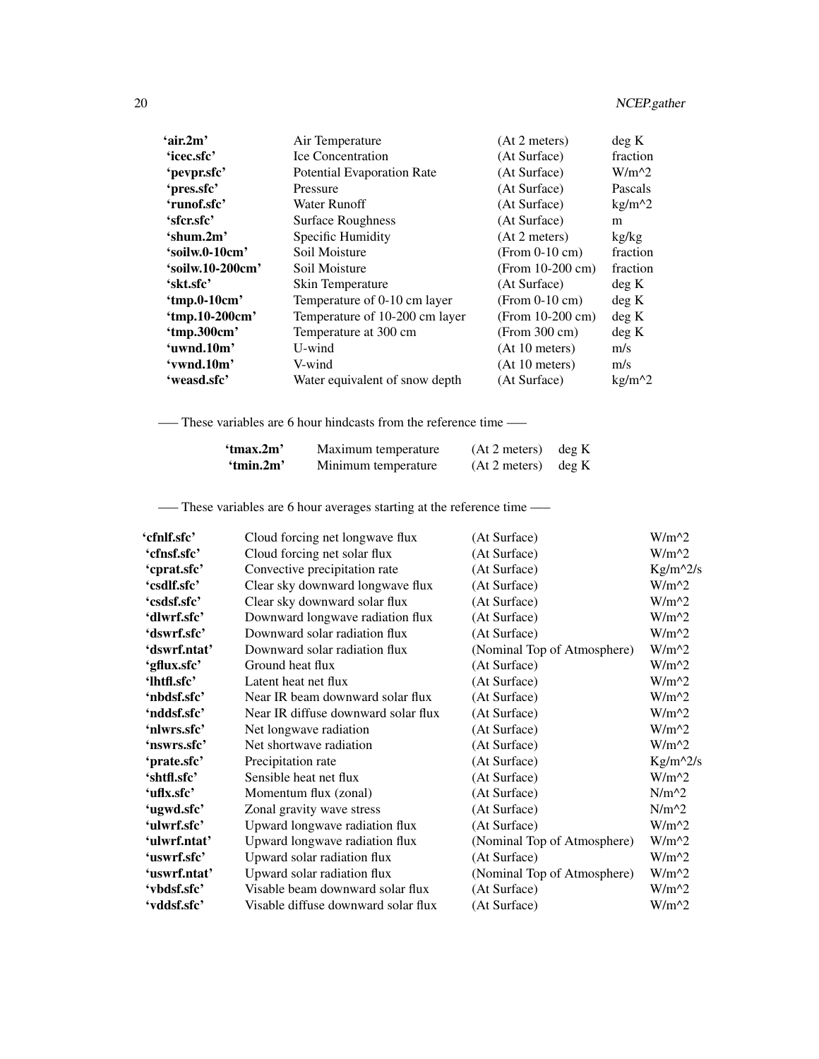| | | | |
|---|---|---|---|
| **'air.2m'** | Air Temperature | (At 2 meters) | deg K |
| **'icec.sfc'** | Ice Concentration | (At Surface) | fraction |
| **'pevpr.sfc'** | Potential Evaporation Rate | (At Surface) | W/m^2 |
| **'pres.sfc'** | Pressure | (At Surface) | Pascals |
| **'runof.sfc'** | Water Runoff | (At Surface) | kg/m^2 |
| **'sfcr.sfc'** | Surface Roughness | (At Surface) | m |
| **'shum.2m'** | Specific Humidity | (At 2 meters) | kg/kg |
| **'soilw.0-10cm'** | Soil Moisture | (From 0-10 cm) | fraction |
| **'soilw.10-200cm'** | Soil Moisture | (From 10-200 cm) | fraction |
| **'skt.sfc'** | Skin Temperature | (At Surface) | deg K |
| **'tmp.0-10cm'** | Temperature of 0-10 cm layer | (From 0-10 cm) | deg K |
| **'tmp.10-200cm'** | Temperature of 10-200 cm layer | (From 10-200 cm) | deg K |
| **'tmp.300cm'** | Temperature at 300 cm | (From 300 cm) | deg K |
| **'uwnd.10m'** | U-wind | (At 10 meters) | m/s |
| **'vwnd.10m'** | V-wind | (At 10 meters) | m/s |
| **'weasd.sfc'** | Water equivalent of snow depth | (At Surface) | kg/m^2 |

—– These variables are 6 hour hindcasts from the reference time —–

| | | | |
|---|---|---|---|
| **'tmax.2m'** | Maximum temperature | (At 2 meters) | deg K |
| **'tmin.2m'** | Minimum temperature | (At 2 meters) | deg K |

—– These variables are 6 hour averages starting at the reference time —–

| | | | |
|---|---|---|---|
| **'cfnlf.sfc'** | Cloud forcing net longwave flux | (At Surface) | W/m^2 |
| **'cfnsf.sfc'** | Cloud forcing net solar flux | (At Surface) | W/m^2 |
| **'cprat.sfc'** | Convective precipitation rate | (At Surface) | Kg/m^2/s |
| **'csdlf.sfc'** | Clear sky downward longwave flux | (At Surface) | W/m^2 |
| **'csdsf.sfc'** | Clear sky downward solar flux | (At Surface) | W/m^2 |
| **'dlwrf.sfc'** | Downward longwave radiation flux | (At Surface) | W/m^2 |
| **'dswrf.sfc'** | Downward solar radiation flux | (At Surface) | W/m^2 |
| **'dswrf.ntat'** | Downward solar radiation flux | (Nominal Top of Atmosphere) | W/m^2 |
| **'gflux.sfc'** | Ground heat flux | (At Surface) | W/m^2 |
| **'lhtfl.sfc'** | Latent heat net flux | (At Surface) | W/m^2 |
| **'nbdsf.sfc'** | Near IR beam downward solar flux | (At Surface) | W/m^2 |
| **'nddsf.sfc'** | Near IR diffuse downward solar flux | (At Surface) | W/m^2 |
| **'nlwrs.sfc'** | Net longwave radiation | (At Surface) | W/m^2 |
| **'nswrs.sfc'** | Net shortwave radiation | (At Surface) | W/m^2 |
| **'prate.sfc'** | Precipitation rate | (At Surface) | Kg/m^2/s |
| **'shtfl.sfc'** | Sensible heat net flux | (At Surface) | W/m^2 |
| **'uflx.sfc'** | Momentum flux (zonal) | (At Surface) | N/m^2 |
| **'ugwd.sfc'** | Zonal gravity wave stress | (At Surface) | N/m^2 |
| **'ulwrf.sfc'** | Upward longwave radiation flux | (At Surface) | W/m^2 |
| **'ulwrf.ntat'** | Upward longwave radiation flux | (Nominal Top of Atmosphere) | W/m^2 |
| **'uswrf.sfc'** | Upward solar radiation flux | (At Surface) | W/m^2 |
| **'uswrf.ntat'** | Upward solar radiation flux | (Nominal Top of Atmosphere) | W/m^2 |
| **'vbdsf.sfc'** | Visable beam downward solar flux | (At Surface) | W/m^2 |
| **'vddsf.sfc'** | Visable diffuse downward solar flux | (At Surface) | W/m^2 |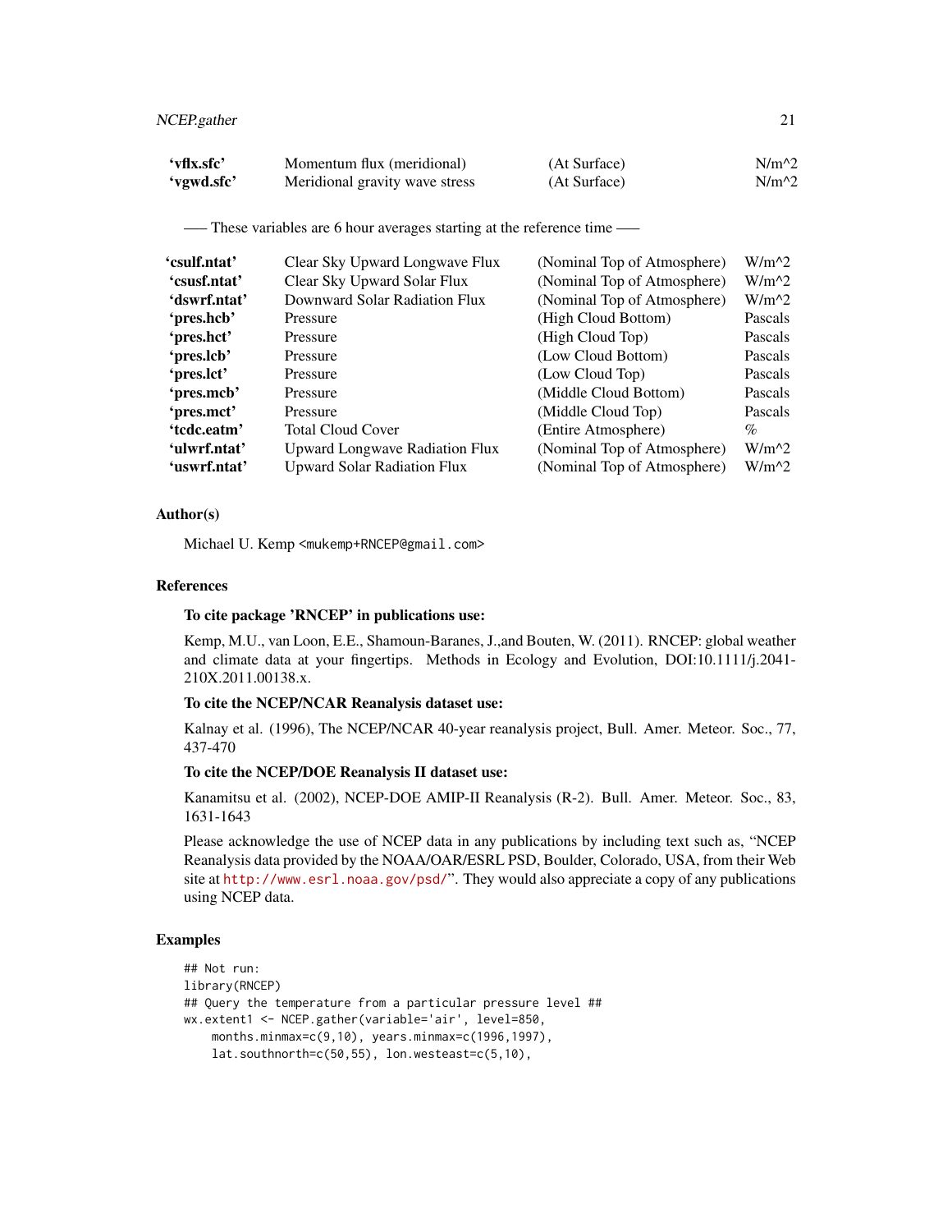| | | | |
|---|---|---|---|
| **'vflx.sfc'** | Momentum flux (meridional) | (At Surface) | N/m^2 |
| **'vgwd.sfc'** | Meridional gravity wave stress | (At Surface) | N/m^2 |

—– These variables are 6 hour averages starting at the reference time —–

| | | | |
|---|---|---|---|
| **'csulf.ntat'** | Clear Sky Upward Longwave Flux | (Nominal Top of Atmosphere) | W/m^2 |
| **'csusf.ntat'** | Clear Sky Upward Solar Flux | (Nominal Top of Atmosphere) | W/m^2 |
| **'dswrf.ntat'** | Downward Solar Radiation Flux | (Nominal Top of Atmosphere) | W/m^2 |
| **'pres.hcb'** | Pressure | (High Cloud Bottom) | Pascals |
| **'pres.hct'** | Pressure | (High Cloud Top) | Pascals |
| **'pres.lcb'** | Pressure | (Low Cloud Bottom) | Pascals |
| **'pres.lct'** | Pressure | (Low Cloud Top) | Pascals |
| **'pres.mcb'** | Pressure | (Middle Cloud Bottom) | Pascals |
| **'pres.mct'** | Pressure | (Middle Cloud Top) | Pascals |
| **'tcdc.eatm'** | Total Cloud Cover | (Entire Atmosphere) | % |
| **'ulwrf.ntat'** | Upward Longwave Radiation Flux | (Nominal Top of Atmosphere) | W/m^2 |
| **'uswrf.ntat'** | Upward Solar Radiation Flux | (Nominal Top of Atmosphere) | W/m^2 |

### Author(s)

Michael U. Kemp <mukemp+RNCEP@gmail.com>

### References

**To cite package 'RNCEP' in publications use:**

Kemp, M.U., van Loon, E.E., Shamoun-Baranes, J.,and Bouten, W. (2011). RNCEP: global weather and climate data at your fingertips. Methods in Ecology and Evolution, DOI:10.1111/j.2041-210X.2011.00138.x.

**To cite the NCEP/NCAR Reanalysis dataset use:**

Kalnay et al. (1996), The NCEP/NCAR 40-year reanalysis project, Bull. Amer. Meteor. Soc., 77, 437-470

**To cite the NCEP/DOE Reanalysis II dataset use:**

Kanamitsu et al. (2002), NCEP-DOE AMIP-II Reanalysis (R-2). Bull. Amer. Meteor. Soc., 83, 1631-1643

Please acknowledge the use of NCEP data in any publications by including text such as, "NCEP Reanalysis data provided by the NOAA/OAR/ESRL PSD, Boulder, Colorado, USA, from their Web site at http://www.esrl.noaa.gov/psd/". They would also appreciate a copy of any publications using NCEP data.

### Examples

```
## Not run:
library(RNCEP)
## Query the temperature from a particular pressure level ##
wx.extent1 <- NCEP.gather(variable='air', level=850,
    months.minmax=c(9,10), years.minmax=c(1996,1997),
    lat.southnorth=c(50,55), lon.westeast=c(5,10),
```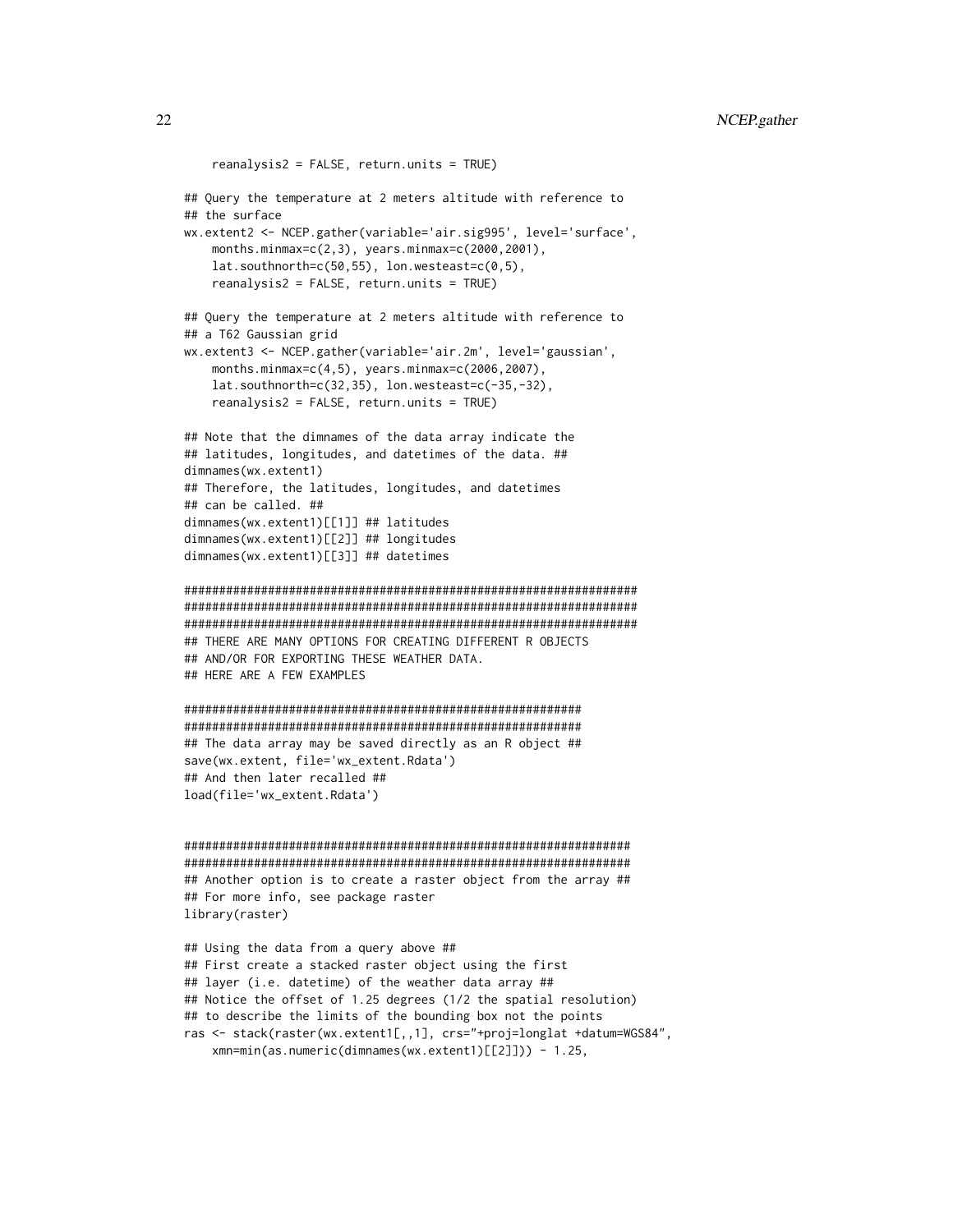```
    reanalysis2 = FALSE, return.units = TRUE)

## Query the temperature at 2 meters altitude with reference to
## the surface
wx.extent2 <- NCEP.gather(variable='air.sig995', level='surface',
    months.minmax=c(2,3), years.minmax=c(2000,2001),
    lat.southnorth=c(50,55), lon.westeast=c(0,5),
    reanalysis2 = FALSE, return.units = TRUE)

## Query the temperature at 2 meters altitude with reference to
## a T62 Gaussian grid
wx.extent3 <- NCEP.gather(variable='air.2m', level='gaussian',
    months.minmax=c(4,5), years.minmax=c(2006,2007),
    lat.southnorth=c(32,35), lon.westeast=c(-35,-32),
    reanalysis2 = FALSE, return.units = TRUE)

## Note that the dimnames of the data array indicate the
## latitudes, longitudes, and datetimes of the data. ##
dimnames(wx.extent1)
## Therefore, the latitudes, longitudes, and datetimes
## can be called. ##
dimnames(wx.extent1)[[1]] ## latitudes
dimnames(wx.extent1)[[2]] ## longitudes
dimnames(wx.extent1)[[3]] ## datetimes

###################################################################
###################################################################
###################################################################
## THERE ARE MANY OPTIONS FOR CREATING DIFFERENT R OBJECTS
## AND/OR FOR EXPORTING THESE WEATHER DATA.
## HERE ARE A FEW EXAMPLES

#########################################################
#########################################################
## The data array may be saved directly as an R object ##
save(wx.extent, file='wx_extent.Rdata')
## And then later recalled ##
load(file='wx_extent.Rdata')


##################################################################
##################################################################
## Another option is to create a raster object from the array ##
## For more info, see package raster
library(raster)

## Using the data from a query above ##
## First create a stacked raster object using the first
## layer (i.e. datetime) of the weather data array ##
## Notice the offset of 1.25 degrees (1/2 the spatial resolution)
## to describe the limits of the bounding box not the points
ras <- stack(raster(wx.extent1[,,1], crs="+proj=longlat +datum=WGS84",
    xmn=min(as.numeric(dimnames(wx.extent1)[[2]])) - 1.25,
```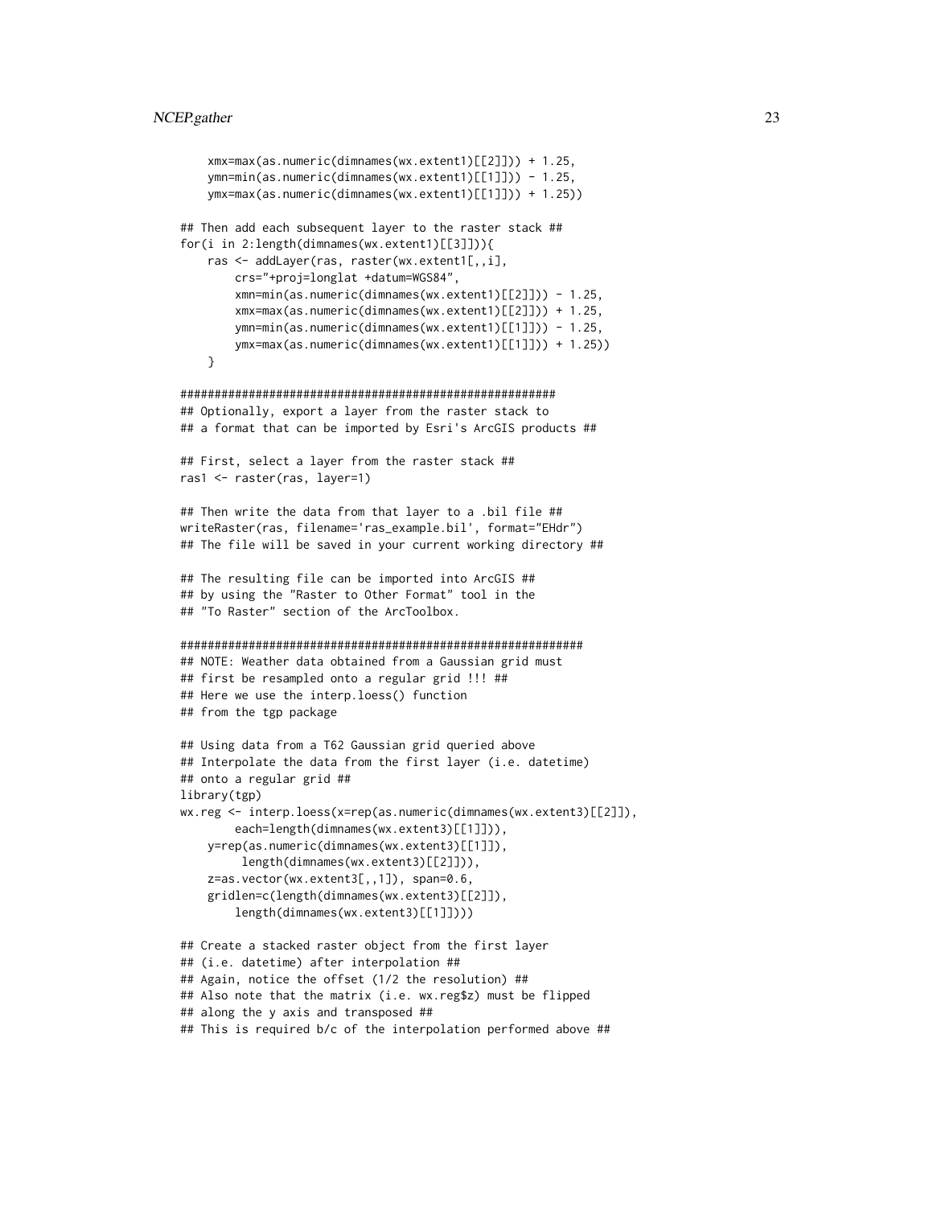```
    xmx=max(as.numeric(dimnames(wx.extent1)[[2]])) + 1.25,
    ymn=min(as.numeric(dimnames(wx.extent1)[[1]])) - 1.25,
    ymx=max(as.numeric(dimnames(wx.extent1)[[1]])) + 1.25))

## Then add each subsequent layer to the raster stack ##
for(i in 2:length(dimnames(wx.extent1)[[3]])){
    ras <- addLayer(ras, raster(wx.extent1[,,i],
        crs="+proj=longlat +datum=WGS84",
        xmn=min(as.numeric(dimnames(wx.extent1)[[2]])) - 1.25,
        xmx=max(as.numeric(dimnames(wx.extent1)[[2]])) + 1.25,
        ymn=min(as.numeric(dimnames(wx.extent1)[[1]])) - 1.25,
        ymx=max(as.numeric(dimnames(wx.extent1)[[1]])) + 1.25))
    }

#######################################################
## Optionally, export a layer from the raster stack to
## a format that can be imported by Esri's ArcGIS products ##

## First, select a layer from the raster stack ##
ras1 <- raster(ras, layer=1)

## Then write the data from that layer to a .bil file ##
writeRaster(ras, filename='ras_example.bil', format="EHdr")
## The file will be saved in your current working directory ##

## The resulting file can be imported into ArcGIS ##
## by using the "Raster to Other Format" tool in the
## "To Raster" section of the ArcToolbox.

###########################################################
## NOTE: Weather data obtained from a Gaussian grid must
## first be resampled onto a regular grid !!! ##
## Here we use the interp.loess() function
## from the tgp package

## Using data from a T62 Gaussian grid queried above
## Interpolate the data from the first layer (i.e. datetime)
## onto a regular grid ##
library(tgp)
wx.reg <- interp.loess(x=rep(as.numeric(dimnames(wx.extent3)[[2]]),
        each=length(dimnames(wx.extent3)[[1]])),
    y=rep(as.numeric(dimnames(wx.extent3)[[1]]),
         length(dimnames(wx.extent3)[[2]])),
    z=as.vector(wx.extent3[,,1]), span=0.6,
    gridlen=c(length(dimnames(wx.extent3)[[2]]),
        length(dimnames(wx.extent3)[[1]])))

## Create a stacked raster object from the first layer
## (i.e. datetime) after interpolation ##
## Again, notice the offset (1/2 the resolution) ##
## Also note that the matrix (i.e. wx.reg$z) must be flipped
## along the y axis and transposed ##
## This is required b/c of the interpolation performed above ##
```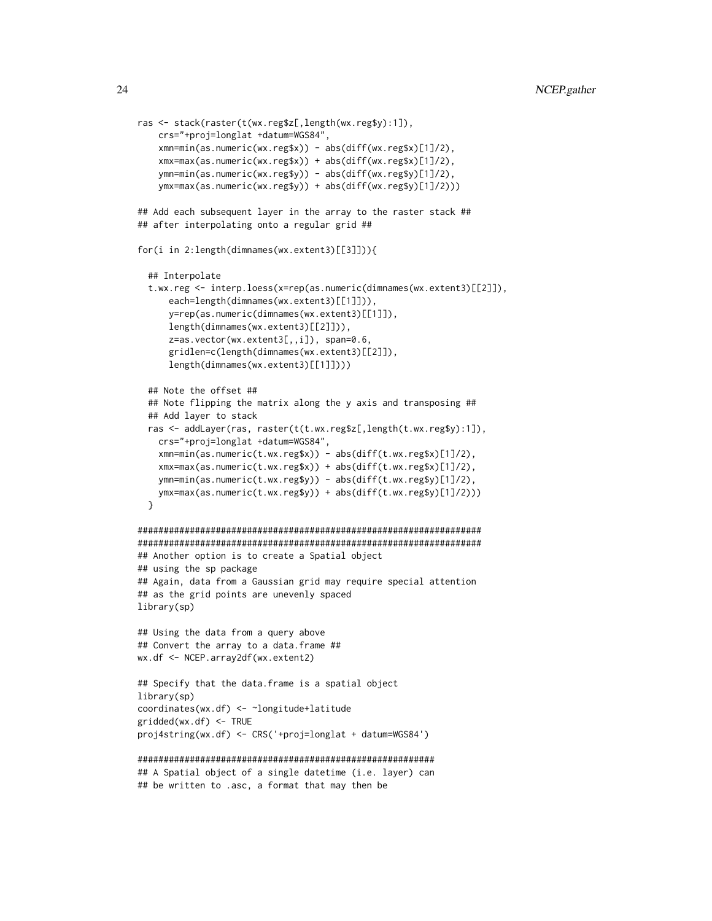```
ras <- stack(raster(t(wx.reg$z[,length(wx.reg$y):1]),
    crs="+proj=longlat +datum=WGS84",
    xmn=min(as.numeric(wx.reg$x)) - abs(diff(wx.reg$x)[1]/2),
    xmx=max(as.numeric(wx.reg$x)) + abs(diff(wx.reg$x)[1]/2),
    ymn=min(as.numeric(wx.reg$y)) - abs(diff(wx.reg$y)[1]/2),
    ymx=max(as.numeric(wx.reg$y)) + abs(diff(wx.reg$y)[1]/2)))

## Add each subsequent layer in the array to the raster stack ##
## after interpolating onto a regular grid ##

for(i in 2:length(dimnames(wx.extent3)[[3]])){

  ## Interpolate
  t.wx.reg <- interp.loess(x=rep(as.numeric(dimnames(wx.extent3)[[2]]),
      each=length(dimnames(wx.extent3)[[1]])),
      y=rep(as.numeric(dimnames(wx.extent3)[[1]]),
      length(dimnames(wx.extent3)[[2]])),
      z=as.vector(wx.extent3[,,i]), span=0.6,
      gridlen=c(length(dimnames(wx.extent3)[[2]]),
      length(dimnames(wx.extent3)[[1]])))

  ## Note the offset ##
  ## Note flipping the matrix along the y axis and transposing ##
  ## Add layer to stack
  ras <- addLayer(ras, raster(t(t.wx.reg$z[,length(t.wx.reg$y):1]),
    crs="+proj=longlat +datum=WGS84",
    xmn=min(as.numeric(t.wx.reg$x)) - abs(diff(t.wx.reg$x)[1]/2),
    xmx=max(as.numeric(t.wx.reg$x)) + abs(diff(t.wx.reg$x)[1]/2),
    ymn=min(as.numeric(t.wx.reg$y)) - abs(diff(t.wx.reg$y)[1]/2),
    ymx=max(as.numeric(t.wx.reg$y)) + abs(diff(t.wx.reg$y)[1]/2)))
  }

###################################################################
###################################################################
## Another option is to create a Spatial object
## using the sp package
## Again, data from a Gaussian grid may require special attention
## as the grid points are unevenly spaced
library(sp)

## Using the data from a query above
## Convert the array to a data.frame ##
wx.df <- NCEP.array2df(wx.extent2)

## Specify that the data.frame is a spatial object
library(sp)
coordinates(wx.df) <- ~longitude+latitude
gridded(wx.df) <- TRUE
proj4string(wx.df) <- CRS('+proj=longlat + datum=WGS84')

#########################################################
## A Spatial object of a single datetime (i.e. layer) can
## be written to .asc, a format that may then be
```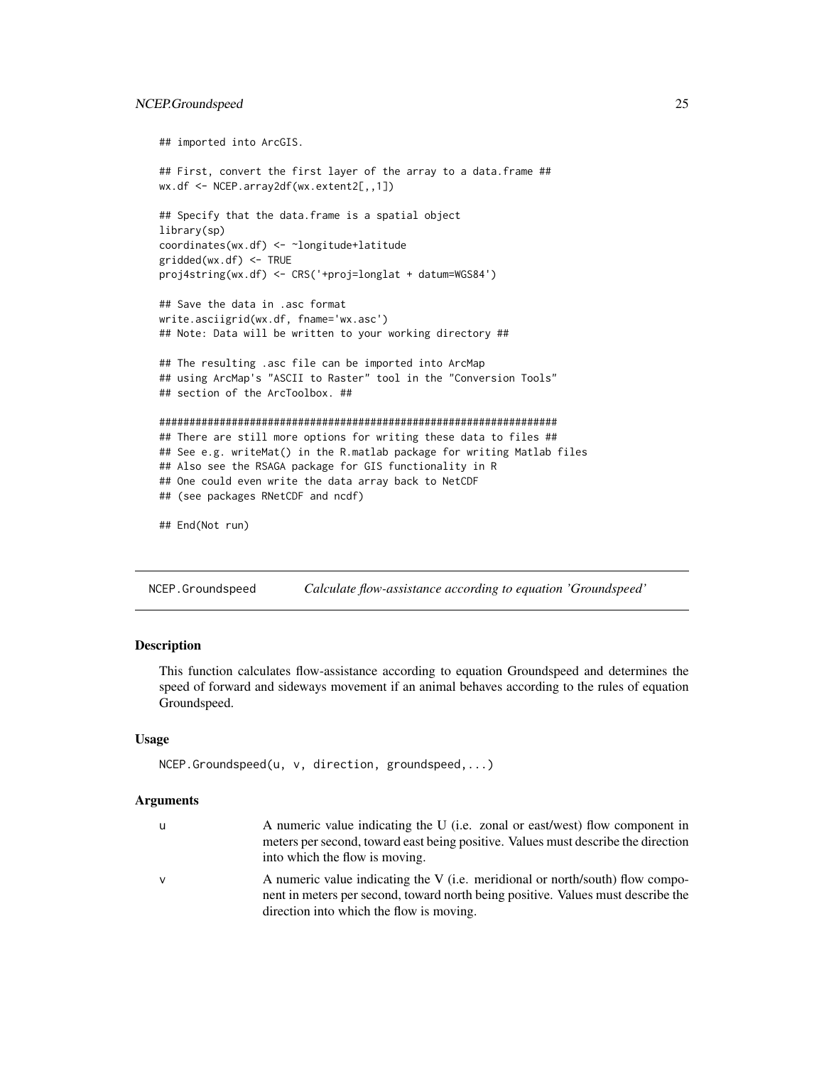```
## imported into ArcGIS.

## First, convert the first layer of the array to a data.frame ##
wx.df <- NCEP.array2df(wx.extent2[,,1])

## Specify that the data.frame is a spatial object
library(sp)
coordinates(wx.df) <- ~longitude+latitude
gridded(wx.df) <- TRUE
proj4string(wx.df) <- CRS('+proj=longlat + datum=WGS84')

## Save the data in .asc format
write.asciigrid(wx.df, fname='wx.asc')
## Note: Data will be written to your working directory ##

## The resulting .asc file can be imported into ArcMap
## using ArcMap's "ASCII to Raster" tool in the "Conversion Tools"
## section of the ArcToolbox. ##

###################################################################
## There are still more options for writing these data to files ##
## See e.g. writeMat() in the R.matlab package for writing Matlab files
## Also see the RSAGA package for GIS functionality in R
## One could even write the data array back to NetCDF
## (see packages RNetCDF and ncdf)

## End(Not run)
```

---

## NCEP.Groundspeed — *Calculate flow-assistance according to equation 'Groundspeed'*

### Description

This function calculates flow-assistance according to equation Groundspeed and determines the speed of forward and sideways movement if an animal behaves according to the rules of equation Groundspeed.

### Usage

```
NCEP.Groundspeed(u, v, direction, groundspeed,...)
```

### Arguments

| | |
|---|---|
| u | A numeric value indicating the U (i.e. zonal or east/west) flow component in meters per second, toward east being positive. Values must describe the direction into which the flow is moving. |
| v | A numeric value indicating the V (i.e. meridional or north/south) flow component in meters per second, toward north being positive. Values must describe the direction into which the flow is moving. |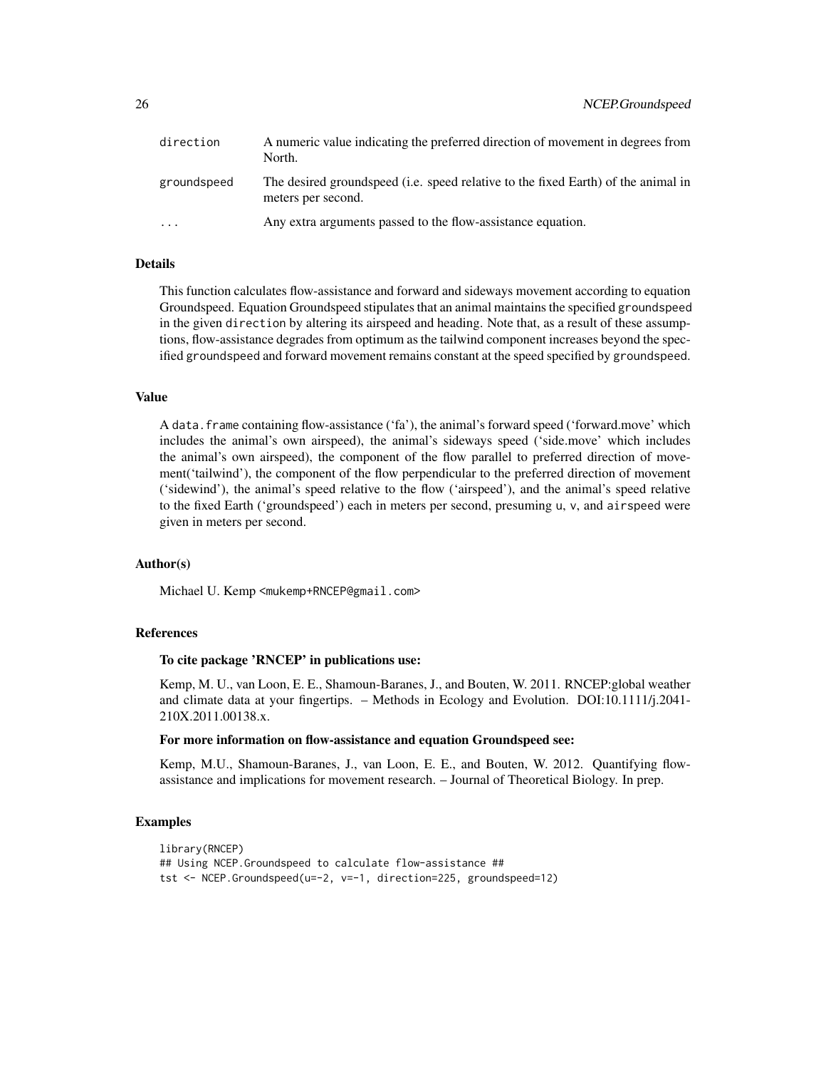| | |
|---|---|
| direction | A numeric value indicating the preferred direction of movement in degrees from North. |
| groundspeed | The desired groundspeed (i.e. speed relative to the fixed Earth) of the animal in meters per second. |
| ... | Any extra arguments passed to the flow-assistance equation. |

### Details

This function calculates flow-assistance and forward and sideways movement according to equation Groundspeed. Equation Groundspeed stipulates that an animal maintains the specified `groundspeed` in the given `direction` by altering its airspeed and heading. Note that, as a result of these assumptions, flow-assistance degrades from optimum as the tailwind component increases beyond the specified `groundspeed` and forward movement remains constant at the speed specified by `groundspeed`.

### Value

A `data.frame` containing flow-assistance ('fa'), the animal's forward speed ('forward.move' which includes the animal's own airspeed), the animal's sideways speed ('side.move' which includes the animal's own airspeed), the component of the flow parallel to preferred direction of movement('tailwind'), the component of the flow perpendicular to the preferred direction of movement ('sidewind'), the animal's speed relative to the flow ('airspeed'), and the animal's speed relative to the fixed Earth ('groundspeed') each in meters per second, presuming `u`, `v`, and `airspeed` were given in meters per second.

### Author(s)

Michael U. Kemp <mukemp+RNCEP@gmail.com>

### References

**To cite package 'RNCEP' in publications use:**

Kemp, M. U., van Loon, E. E., Shamoun-Baranes, J., and Bouten, W. 2011. RNCEP:global weather and climate data at your fingertips. – Methods in Ecology and Evolution. DOI:10.1111/j.2041-210X.2011.00138.x.

**For more information on flow-assistance and equation Groundspeed see:**

Kemp, M.U., Shamoun-Baranes, J., van Loon, E. E., and Bouten, W. 2012. Quantifying flow-assistance and implications for movement research. – Journal of Theoretical Biology. In prep.

### Examples

```
library(RNCEP)
## Using NCEP.Groundspeed to calculate flow-assistance ##
tst <- NCEP.Groundspeed(u=-2, v=-1, direction=225, groundspeed=12)
```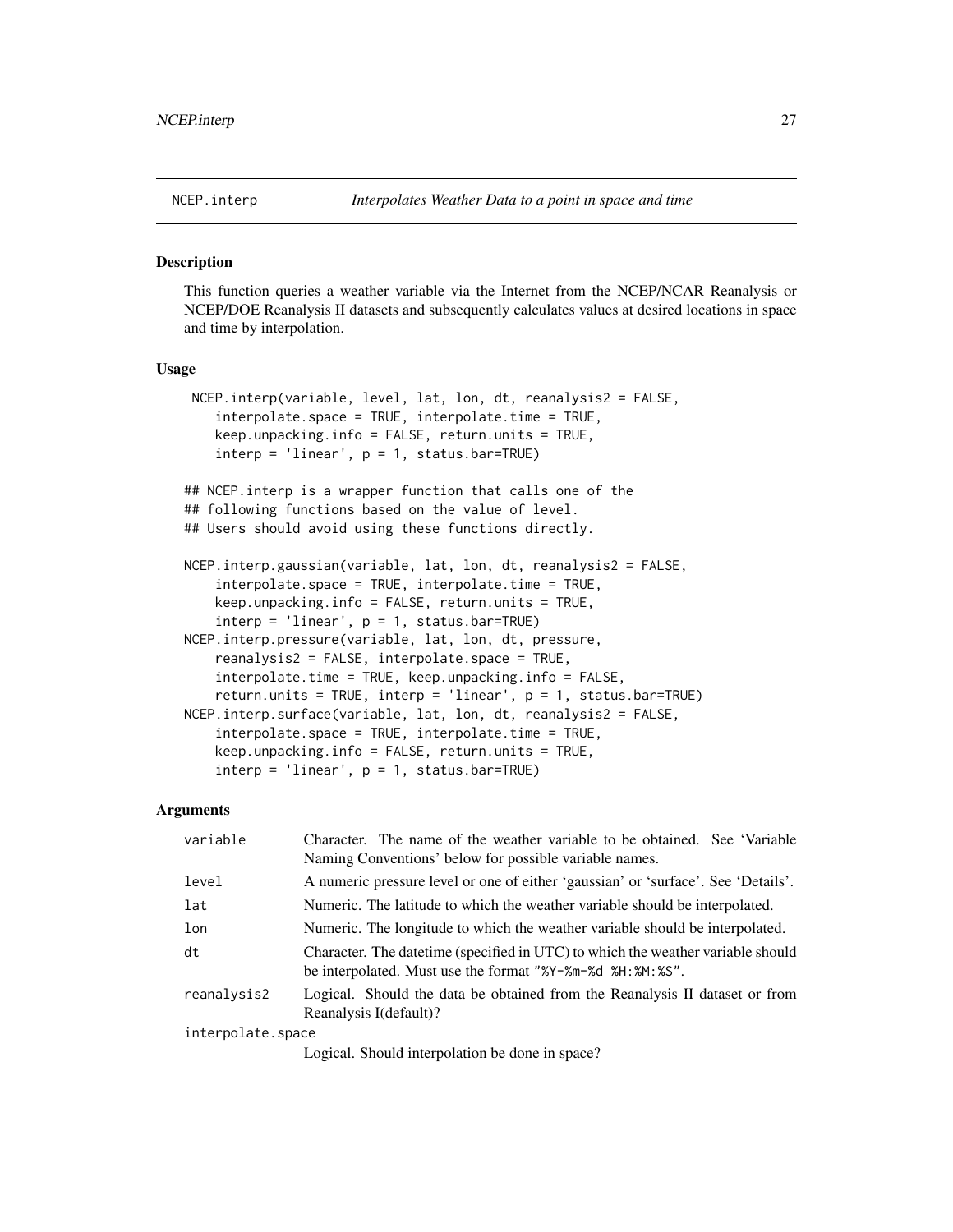NCEP.interp *Interpolates Weather Data to a point in space and time*

## Description

This function queries a weather variable via the Internet from the NCEP/NCAR Reanalysis or NCEP/DOE Reanalysis II datasets and subsequently calculates values at desired locations in space and time by interpolation.

## Usage

```
 NCEP.interp(variable, level, lat, lon, dt, reanalysis2 = FALSE,
    interpolate.space = TRUE, interpolate.time = TRUE,
    keep.unpacking.info = FALSE, return.units = TRUE,
    interp = 'linear', p = 1, status.bar=TRUE)

## NCEP.interp is a wrapper function that calls one of the
## following functions based on the value of level.
## Users should avoid using these functions directly.

NCEP.interp.gaussian(variable, lat, lon, dt, reanalysis2 = FALSE,
    interpolate.space = TRUE, interpolate.time = TRUE,
    keep.unpacking.info = FALSE, return.units = TRUE,
    interp = 'linear', p = 1, status.bar=TRUE)
NCEP.interp.pressure(variable, lat, lon, dt, pressure,
    reanalysis2 = FALSE, interpolate.space = TRUE,
    interpolate.time = TRUE, keep.unpacking.info = FALSE,
    return.units = TRUE, interp = 'linear', p = 1, status.bar=TRUE)
NCEP.interp.surface(variable, lat, lon, dt, reanalysis2 = FALSE,
    interpolate.space = TRUE, interpolate.time = TRUE,
    keep.unpacking.info = FALSE, return.units = TRUE,
    interp = 'linear', p = 1, status.bar=TRUE)
```

## Arguments

| | |
|---|---|
| variable | Character. The name of the weather variable to be obtained. See 'Variable Naming Conventions' below for possible variable names. |
| level | A numeric pressure level or one of either 'gaussian' or 'surface'. See 'Details'. |
| lat | Numeric. The latitude to which the weather variable should be interpolated. |
| lon | Numeric. The longitude to which the weather variable should be interpolated. |
| dt | Character. The datetime (specified in UTC) to which the weather variable should be interpolated. Must use the format "%Y-%m-%d %H:%M:%S". |
| reanalysis2 | Logical. Should the data be obtained from the Reanalysis II dataset or from Reanalysis I(default)? |
| interpolate.space | Logical. Should interpolation be done in space? |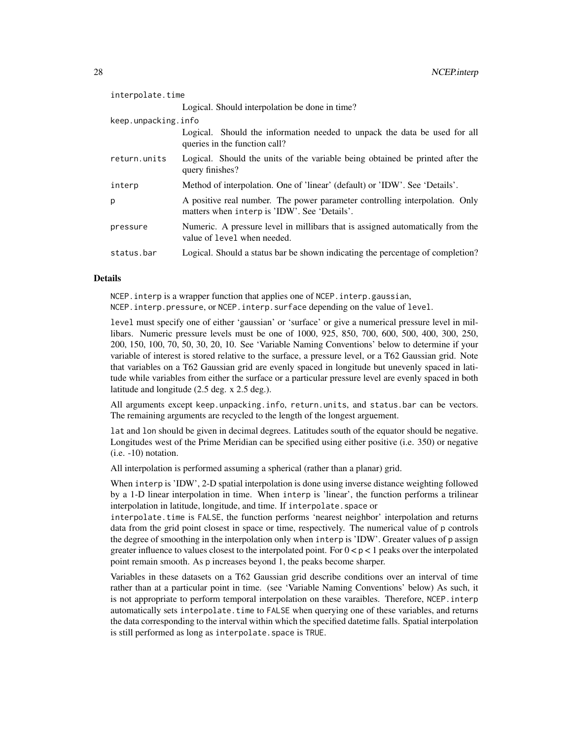`interpolate.time`
: Logical. Should interpolation be done in time?

`keep.unpacking.info`
: Logical. Should the information needed to unpack the data be used for all queries in the function call?

`return.units`
: Logical. Should the units of the variable being obtained be printed after the query finishes?

`interp`
: Method of interpolation. One of 'linear' (default) or 'IDW'. See 'Details'.

`p`
: A positive real number. The power parameter controlling interpolation. Only matters when `interp` is 'IDW'. See 'Details'.

`pressure`
: Numeric. A pressure level in millibars that is assigned automatically from the value of `level` when needed.

`status.bar`
: Logical. Should a status bar be shown indicating the percentage of completion?

### Details

`NCEP.interp` is a wrapper function that applies one of `NCEP.interp.gaussian`, `NCEP.interp.pressure`, or `NCEP.interp.surface` depending on the value of `level`.

`level` must specify one of either 'gaussian' or 'surface' or give a numerical pressure level in millibars. Numeric pressure levels must be one of 1000, 925, 850, 700, 600, 500, 400, 300, 250, 200, 150, 100, 70, 50, 30, 20, 10. See 'Variable Naming Conventions' below to determine if your variable of interest is stored relative to the surface, a pressure level, or a T62 Gaussian grid. Note that variables on a T62 Gaussian grid are evenly spaced in longitude but unevenly spaced in latitude while variables from either the surface or a particular pressure level are evenly spaced in both latitude and longitude (2.5 deg. x 2.5 deg.).

All arguments except `keep.unpacking.info`, `return.units`, and `status.bar` can be vectors. The remaining arguments are recycled to the length of the longest arguement.

`lat` and `lon` should be given in decimal degrees. Latitudes south of the equator should be negative. Longitudes west of the Prime Meridian can be specified using either positive (i.e. 350) or negative (i.e. -10) notation.

All interpolation is performed assuming a spherical (rather than a planar) grid.

When `interp` is 'IDW', 2-D spatial interpolation is done using inverse distance weighting followed by a 1-D linear interpolation in time. When `interp` is 'linear', the function performs a trilinear interpolation in latitude, longitude, and time. If `interpolate.space` or `interpolate.time` is `FALSE`, the function performs 'nearest neighbor' interpolation and returns data from the grid point closest in space or time, respectively. The numerical value of `p` controls the degree of smoothing in the interpolation only when `interp` is 'IDW'. Greater values of `p` assign greater influence to values closest to the interpolated point. For $0 < p < 1$ peaks over the interpolated point remain smooth. As `p` increases beyond 1, the peaks become sharper.

Variables in these datasets on a T62 Gaussian grid describe conditions over an interval of time rather than at a particular point in time. (see 'Variable Naming Conventions' below) As such, it is not appropriate to perform temporal interpolation on these varaibles. Therefore, `NCEP.interp` automatically sets `interpolate.time` to `FALSE` when querying one of these variables, and returns the data corresponding to the interval within which the specified datetime falls. Spatial interpolation is still performed as long as `interpolate.space` is `TRUE`.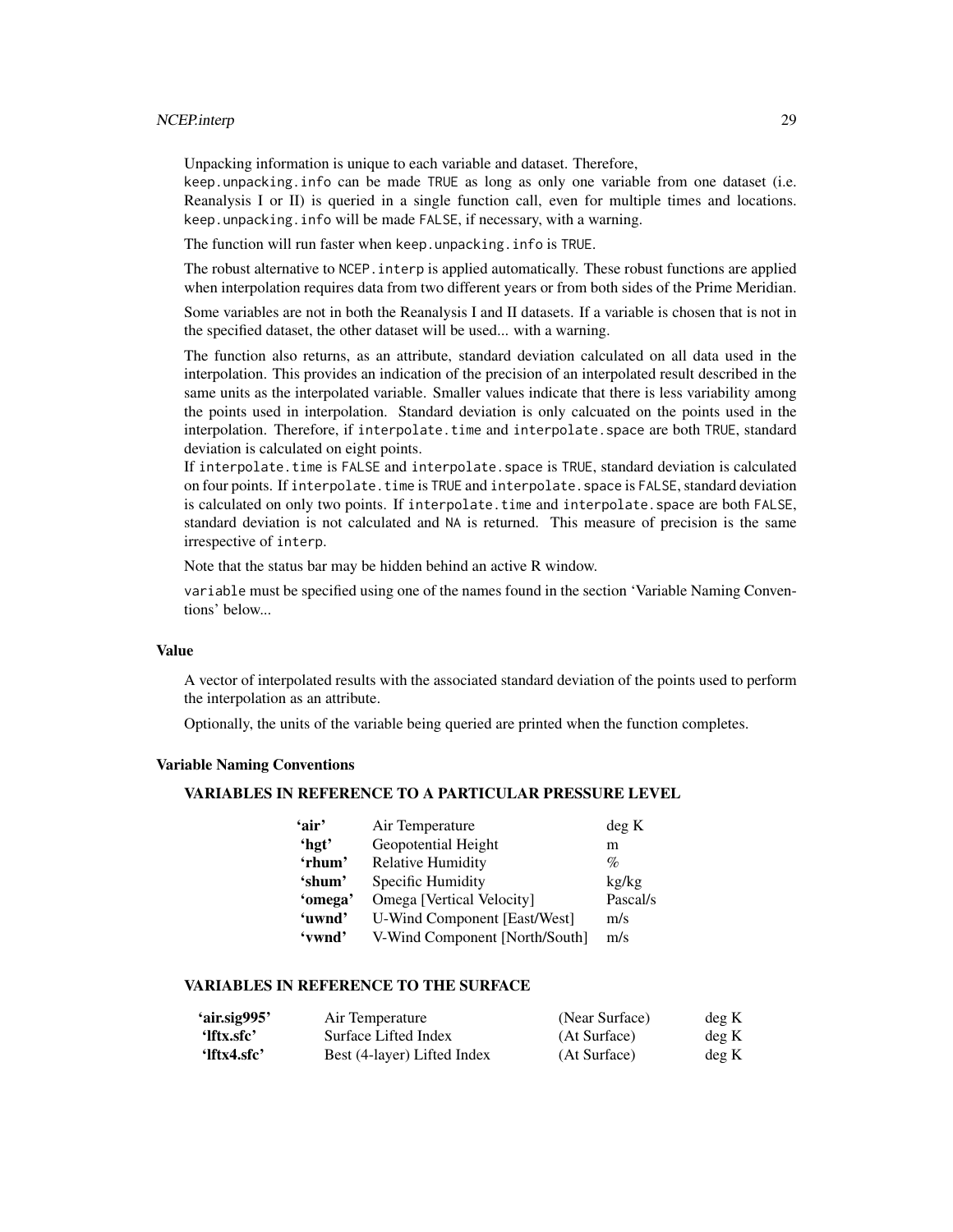Unpacking information is unique to each variable and dataset. Therefore, `keep.unpacking.info` can be made `TRUE` as long as only one variable from one dataset (i.e. Reanalysis I or II) is queried in a single function call, even for multiple times and locations. `keep.unpacking.info` will be made `FALSE`, if necessary, with a warning.

The function will run faster when `keep.unpacking.info` is `TRUE`.

The robust alternative to `NCEP.interp` is applied automatically. These robust functions are applied when interpolation requires data from two different years or from both sides of the Prime Meridian.

Some variables are not in both the Reanalysis I and II datasets. If a variable is chosen that is not in the specified dataset, the other dataset will be used... with a warning.

The function also returns, as an attribute, standard deviation calculated on all data used in the interpolation. This provides an indication of the precision of an interpolated result described in the same units as the interpolated variable. Smaller values indicate that there is less variability among the points used in interpolation. Standard deviation is only calcuated on the points used in the interpolation. Therefore, if `interpolate.time` and `interpolate.space` are both `TRUE`, standard deviation is calculated on eight points.
If `interpolate.time` is `FALSE` and `interpolate.space` is `TRUE`, standard deviation is calculated on four points. If `interpolate.time` is `TRUE` and `interpolate.space` is `FALSE`, standard deviation is calculated on only two points. If `interpolate.time` and `interpolate.space` are both `FALSE`, standard deviation is not calculated and `NA` is returned. This measure of precision is the same irrespective of `interp`.

Note that the status bar may be hidden behind an active R window.

`variable` must be specified using one of the names found in the section 'Variable Naming Conventions' below...

### Value

A vector of interpolated results with the associated standard deviation of the points used to perform the interpolation as an attribute.

Optionally, the units of the variable being queried are printed when the function completes.

### Variable Naming Conventions

#### VARIABLES IN REFERENCE TO A PARTICULAR PRESSURE LEVEL

| | | |
|---|---|---|
| **'air'** | Air Temperature | deg K |
| **'hgt'** | Geopotential Height | m |
| **'rhum'** | Relative Humidity | % |
| **'shum'** | Specific Humidity | kg/kg |
| **'omega'** | Omega [Vertical Velocity] | Pascal/s |
| **'uwnd'** | U-Wind Component [East/West] | m/s |
| **'vwnd'** | V-Wind Component [North/South] | m/s |

#### VARIABLES IN REFERENCE TO THE SURFACE

| | | | |
|---|---|---|---|
| **'air.sig995'** | Air Temperature | (Near Surface) | deg K |
| **'lftx.sfc'** | Surface Lifted Index | (At Surface) | deg K |
| **'lftx4.sfc'** | Best (4-layer) Lifted Index | (At Surface) | deg K |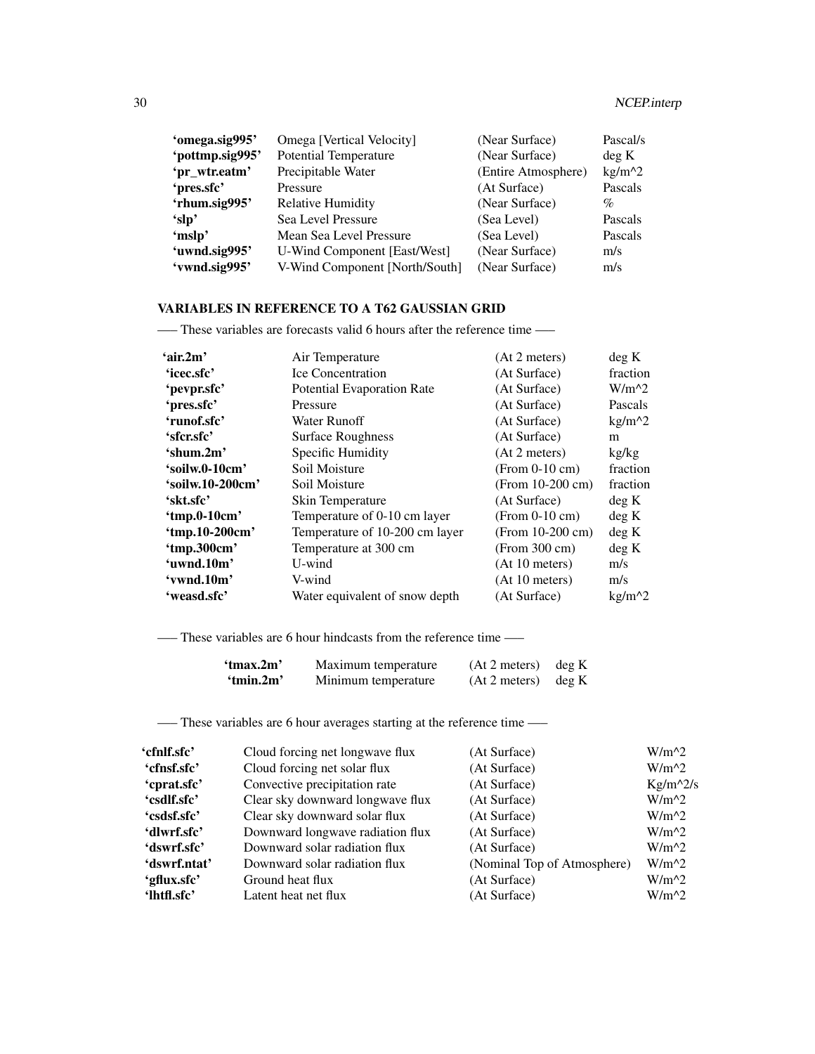| | | | |
|---|---|---|---|
| **'omega.sig995'** | Omega [Vertical Velocity] | (Near Surface) | Pascal/s |
| **'pottmp.sig995'** | Potential Temperature | (Near Surface) | deg K |
| **'pr_wtr.eatm'** | Precipitable Water | (Entire Atmosphere) | kg/m^2 |
| **'pres.sfc'** | Pressure | (At Surface) | Pascals |
| **'rhum.sig995'** | Relative Humidity | (Near Surface) | % |
| **'slp'** | Sea Level Pressure | (Sea Level) | Pascals |
| **'mslp'** | Mean Sea Level Pressure | (Sea Level) | Pascals |
| **'uwnd.sig995'** | U-Wind Component [East/West] | (Near Surface) | m/s |
| **'vwnd.sig995'** | V-Wind Component [North/South] | (Near Surface) | m/s |

**VARIABLES IN REFERENCE TO A T62 GAUSSIAN GRID**

—– These variables are forecasts valid 6 hours after the reference time —–

| | | | |
|---|---|---|---|
| **'air.2m'** | Air Temperature | (At 2 meters) | deg K |
| **'icec.sfc'** | Ice Concentration | (At Surface) | fraction |
| **'pevpr.sfc'** | Potential Evaporation Rate | (At Surface) | W/m^2 |
| **'pres.sfc'** | Pressure | (At Surface) | Pascals |
| **'runof.sfc'** | Water Runoff | (At Surface) | kg/m^2 |
| **'sfcr.sfc'** | Surface Roughness | (At Surface) | m |
| **'shum.2m'** | Specific Humidity | (At 2 meters) | kg/kg |
| **'soilw.0-10cm'** | Soil Moisture | (From 0-10 cm) | fraction |
| **'soilw.10-200cm'** | Soil Moisture | (From 10-200 cm) | fraction |
| **'skt.sfc'** | Skin Temperature | (At Surface) | deg K |
| **'tmp.0-10cm'** | Temperature of 0-10 cm layer | (From 0-10 cm) | deg K |
| **'tmp.10-200cm'** | Temperature of 10-200 cm layer | (From 10-200 cm) | deg K |
| **'tmp.300cm'** | Temperature at 300 cm | (From 300 cm) | deg K |
| **'uwnd.10m'** | U-wind | (At 10 meters) | m/s |
| **'vwnd.10m'** | V-wind | (At 10 meters) | m/s |
| **'weasd.sfc'** | Water equivalent of snow depth | (At Surface) | kg/m^2 |

—– These variables are 6 hour hindcasts from the reference time —–

| | | | |
|---|---|---|---|
| **'tmax.2m'** | Maximum temperature | (At 2 meters) | deg K |
| **'tmin.2m'** | Minimum temperature | (At 2 meters) | deg K |

—– These variables are 6 hour averages starting at the reference time —–

| | | | |
|---|---|---|---|
| **'cfnlf.sfc'** | Cloud forcing net longwave flux | (At Surface) | W/m^2 |
| **'cfnsf.sfc'** | Cloud forcing net solar flux | (At Surface) | W/m^2 |
| **'cprat.sfc'** | Convective precipitation rate | (At Surface) | Kg/m^2/s |
| **'csdlf.sfc'** | Clear sky downward longwave flux | (At Surface) | W/m^2 |
| **'csdsf.sfc'** | Clear sky downward solar flux | (At Surface) | W/m^2 |
| **'dlwrf.sfc'** | Downward longwave radiation flux | (At Surface) | W/m^2 |
| **'dswrf.sfc'** | Downward solar radiation flux | (At Surface) | W/m^2 |
| **'dswrf.ntat'** | Downward solar radiation flux | (Nominal Top of Atmosphere) | W/m^2 |
| **'gflux.sfc'** | Ground heat flux | (At Surface) | W/m^2 |
| **'lhtfl.sfc'** | Latent heat net flux | (At Surface) | W/m^2 |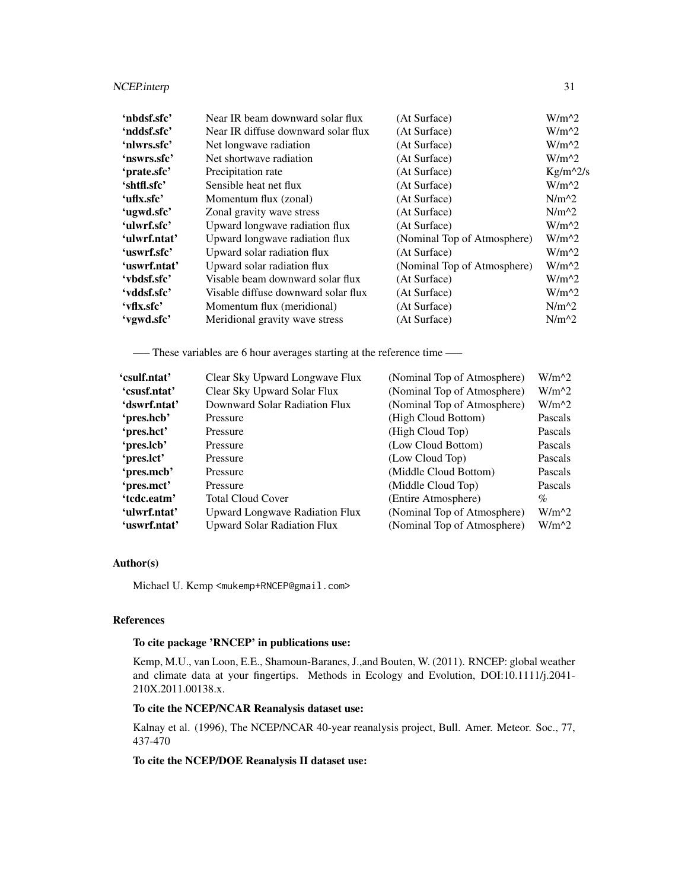| | | | |
|---|---|---|---|
| **'nbdsf.sfc'** | Near IR beam downward solar flux | (At Surface) | W/m^2 |
| **'nddsf.sfc'** | Near IR diffuse downward solar flux | (At Surface) | W/m^2 |
| **'nlwrs.sfc'** | Net longwave radiation | (At Surface) | W/m^2 |
| **'nswrs.sfc'** | Net shortwave radiation | (At Surface) | W/m^2 |
| **'prate.sfc'** | Precipitation rate | (At Surface) | Kg/m^2/s |
| **'shtfl.sfc'** | Sensible heat net flux | (At Surface) | W/m^2 |
| **'uflx.sfc'** | Momentum flux (zonal) | (At Surface) | N/m^2 |
| **'ugwd.sfc'** | Zonal gravity wave stress | (At Surface) | N/m^2 |
| **'ulwrf.sfc'** | Upward longwave radiation flux | (At Surface) | W/m^2 |
| **'ulwrf.ntat'** | Upward longwave radiation flux | (Nominal Top of Atmosphere) | W/m^2 |
| **'uswrf.sfc'** | Upward solar radiation flux | (At Surface) | W/m^2 |
| **'uswrf.ntat'** | Upward solar radiation flux | (Nominal Top of Atmosphere) | W/m^2 |
| **'vbdsf.sfc'** | Visable beam downward solar flux | (At Surface) | W/m^2 |
| **'vddsf.sfc'** | Visable diffuse downward solar flux | (At Surface) | W/m^2 |
| **'vflx.sfc'** | Momentum flux (meridional) | (At Surface) | N/m^2 |
| **'vgwd.sfc'** | Meridional gravity wave stress | (At Surface) | N/m^2 |

—– These variables are 6 hour averages starting at the reference time —–

| | | | |
|---|---|---|---|
| **'csulf.ntat'** | Clear Sky Upward Longwave Flux | (Nominal Top of Atmosphere) | W/m^2 |
| **'csusf.ntat'** | Clear Sky Upward Solar Flux | (Nominal Top of Atmosphere) | W/m^2 |
| **'dswrf.ntat'** | Downward Solar Radiation Flux | (Nominal Top of Atmosphere) | W/m^2 |
| **'pres.hcb'** | Pressure | (High Cloud Bottom) | Pascals |
| **'pres.hct'** | Pressure | (High Cloud Top) | Pascals |
| **'pres.lcb'** | Pressure | (Low Cloud Bottom) | Pascals |
| **'pres.lct'** | Pressure | (Low Cloud Top) | Pascals |
| **'pres.mcb'** | Pressure | (Middle Cloud Bottom) | Pascals |
| **'pres.mct'** | Pressure | (Middle Cloud Top) | Pascals |
| **'tcdc.eatm'** | Total Cloud Cover | (Entire Atmosphere) | % |
| **'ulwrf.ntat'** | Upward Longwave Radiation Flux | (Nominal Top of Atmosphere) | W/m^2 |
| **'uswrf.ntat'** | Upward Solar Radiation Flux | (Nominal Top of Atmosphere) | W/m^2 |

### Author(s)

Michael U. Kemp <mukemp+RNCEP@gmail.com>

### References

**To cite package 'RNCEP' in publications use:**

Kemp, M.U., van Loon, E.E., Shamoun-Baranes, J.,and Bouten, W. (2011). RNCEP: global weather and climate data at your fingertips. Methods in Ecology and Evolution, DOI:10.1111/j.2041-210X.2011.00138.x.

**To cite the NCEP/NCAR Reanalysis dataset use:**

Kalnay et al. (1996), The NCEP/NCAR 40-year reanalysis project, Bull. Amer. Meteor. Soc., 77, 437-470

**To cite the NCEP/DOE Reanalysis II dataset use:**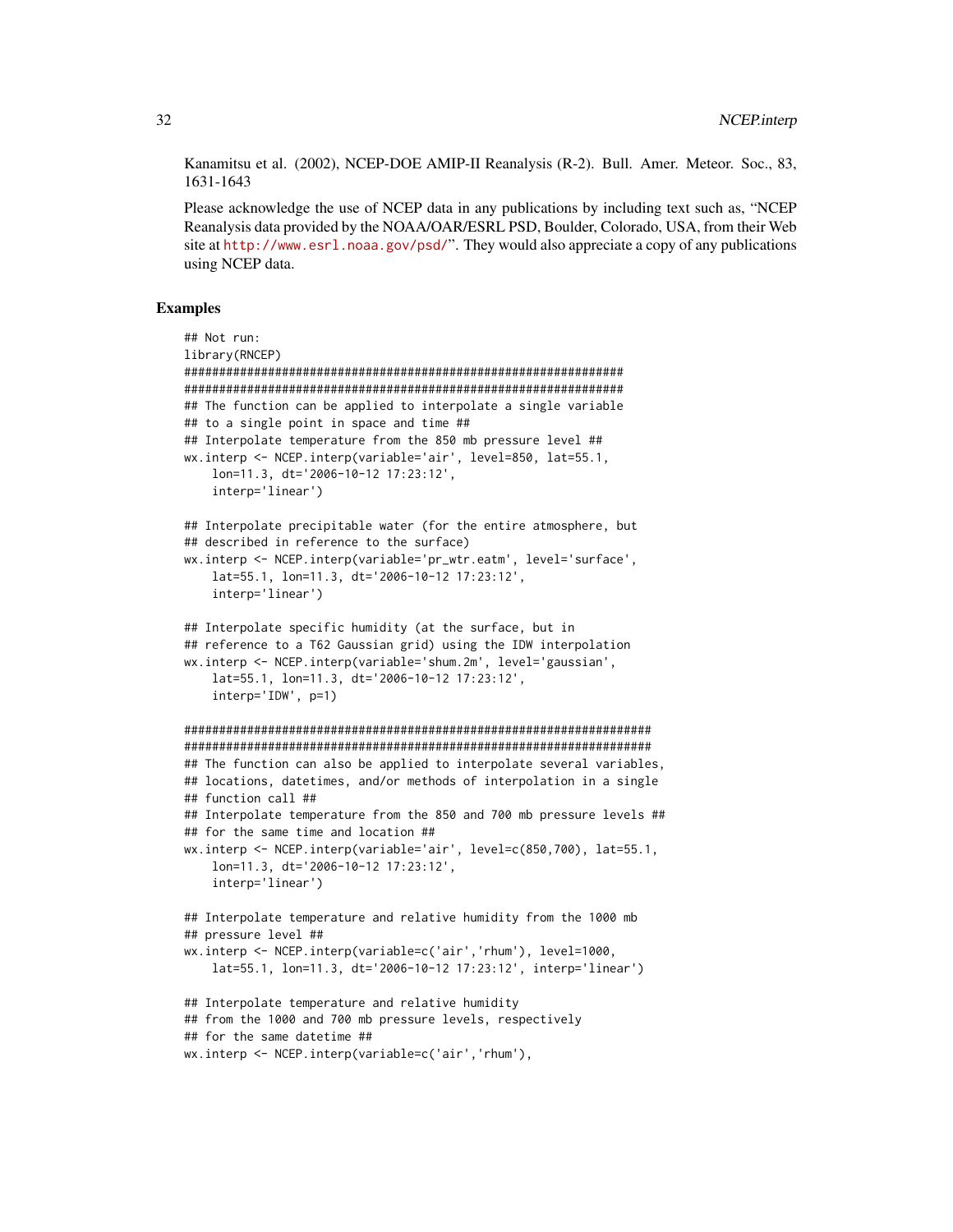Kanamitsu et al. (2002), NCEP-DOE AMIP-II Reanalysis (R-2). Bull. Amer. Meteor. Soc., 83, 1631-1643

Please acknowledge the use of NCEP data in any publications by including text such as, "NCEP Reanalysis data provided by the NOAA/OAR/ESRL PSD, Boulder, Colorado, USA, from their Web site at http://www.esrl.noaa.gov/psd/". They would also appreciate a copy of any publications using NCEP data.

### Examples

```
## Not run:
library(RNCEP)
#################################################################
#################################################################
## The function can be applied to interpolate a single variable
## to a single point in space and time ##
## Interpolate temperature from the 850 mb pressure level ##
wx.interp <- NCEP.interp(variable='air', level=850, lat=55.1,
    lon=11.3, dt='2006-10-12 17:23:12',
    interp='linear')

## Interpolate precipitable water (for the entire atmosphere, but
## described in reference to the surface)
wx.interp <- NCEP.interp(variable='pr_wtr.eatm', level='surface',
    lat=55.1, lon=11.3, dt='2006-10-12 17:23:12',
    interp='linear')

## Interpolate specific humidity (at the surface, but in
## reference to a T62 Gaussian grid) using the IDW interpolation
wx.interp <- NCEP.interp(variable='shum.2m', level='gaussian',
    lat=55.1, lon=11.3, dt='2006-10-12 17:23:12',
    interp='IDW', p=1)

#####################################################################
#####################################################################
## The function can also be applied to interpolate several variables,
## locations, datetimes, and/or methods of interpolation in a single
## function call ##
## Interpolate temperature from the 850 and 700 mb pressure levels ##
## for the same time and location ##
wx.interp <- NCEP.interp(variable='air', level=c(850,700), lat=55.1,
    lon=11.3, dt='2006-10-12 17:23:12',
    interp='linear')

## Interpolate temperature and relative humidity from the 1000 mb
## pressure level ##
wx.interp <- NCEP.interp(variable=c('air','rhum'), level=1000,
    lat=55.1, lon=11.3, dt='2006-10-12 17:23:12', interp='linear')

## Interpolate temperature and relative humidity
## from the 1000 and 700 mb pressure levels, respectively
## for the same datetime ##
wx.interp <- NCEP.interp(variable=c('air','rhum'),
```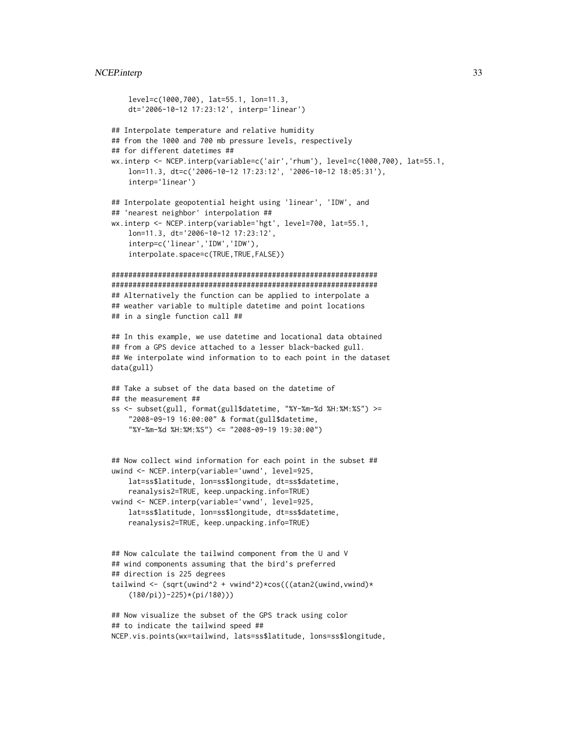```
    level=c(1000,700), lat=55.1, lon=11.3,
    dt='2006-10-12 17:23:12', interp='linear')

## Interpolate temperature and relative humidity
## from the 1000 and 700 mb pressure levels, respectively
## for different datetimes ##
wx.interp <- NCEP.interp(variable=c('air','rhum'), level=c(1000,700), lat=55.1,
    lon=11.3, dt=c('2006-10-12 17:23:12', '2006-10-12 18:05:31'),
    interp='linear')

## Interpolate geopotential height using 'linear', 'IDW', and
## 'nearest neighbor' interpolation ##
wx.interp <- NCEP.interp(variable='hgt', level=700, lat=55.1,
    lon=11.3, dt='2006-10-12 17:23:12',
    interp=c('linear','IDW','IDW'),
    interpolate.space=c(TRUE,TRUE,FALSE))

################################################################
################################################################
## Alternatively the function can be applied to interpolate a
## weather variable to multiple datetime and point locations
## in a single function call ##

## In this example, we use datetime and locational data obtained
## from a GPS device attached to a lesser black-backed gull.
## We interpolate wind information to to each point in the dataset
data(gull)

## Take a subset of the data based on the datetime of
## the measurement ##
ss <- subset(gull, format(gull$datetime, "%Y-%m-%d %H:%M:%S") >=
    "2008-09-19 16:00:00" & format(gull$datetime,
    "%Y-%m-%d %H:%M:%S") <= "2008-09-19 19:30:00")


## Now collect wind information for each point in the subset ##
uwind <- NCEP.interp(variable='uwnd', level=925,
    lat=ss$latitude, lon=ss$longitude, dt=ss$datetime,
    reanalysis2=TRUE, keep.unpacking.info=TRUE)
vwind <- NCEP.interp(variable='vwnd', level=925,
    lat=ss$latitude, lon=ss$longitude, dt=ss$datetime,
    reanalysis2=TRUE, keep.unpacking.info=TRUE)


## Now calculate the tailwind component from the U and V
## wind components assuming that the bird's preferred
## direction is 225 degrees
tailwind <- (sqrt(uwind^2 + vwind^2)*cos(((atan2(uwind,vwind)*
    (180/pi))-225)*(pi/180)))

## Now visualize the subset of the GPS track using color
## to indicate the tailwind speed ##
NCEP.vis.points(wx=tailwind, lats=ss$latitude, lons=ss$longitude,
```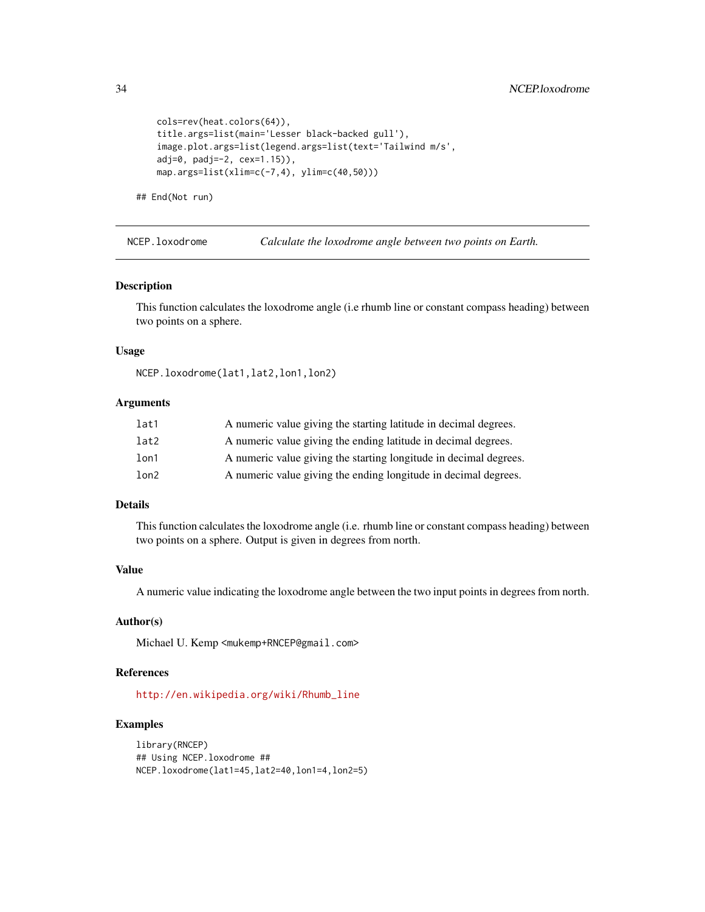```
    cols=rev(heat.colors(64)),
    title.args=list(main='Lesser black-backed gull'),
    image.plot.args=list(legend.args=list(text='Tailwind m/s',
    adj=0, padj=-2, cex=1.15)),
    map.args=list(xlim=c(-7,4), ylim=c(40,50)))

## End(Not run)
```

---

NCEP.loxodrome *Calculate the loxodrome angle between two points on Earth.*

---

### Description

This function calculates the loxodrome angle (i.e rhumb line or constant compass heading) between two points on a sphere.

### Usage

```
NCEP.loxodrome(lat1,lat2,lon1,lon2)
```

### Arguments

| | |
|---|---|
| lat1 | A numeric value giving the starting latitude in decimal degrees. |
| lat2 | A numeric value giving the ending latitude in decimal degrees. |
| lon1 | A numeric value giving the starting longitude in decimal degrees. |
| lon2 | A numeric value giving the ending longitude in decimal degrees. |

### Details

This function calculates the loxodrome angle (i.e. rhumb line or constant compass heading) between two points on a sphere. Output is given in degrees from north.

### Value

A numeric value indicating the loxodrome angle between the two input points in degrees from north.

### Author(s)

Michael U. Kemp <mukemp+RNCEP@gmail.com>

### References

http://en.wikipedia.org/wiki/Rhumb_line

### Examples

```
library(RNCEP)
## Using NCEP.loxodrome ##
NCEP.loxodrome(lat1=45,lat2=40,lon1=4,lon2=5)
```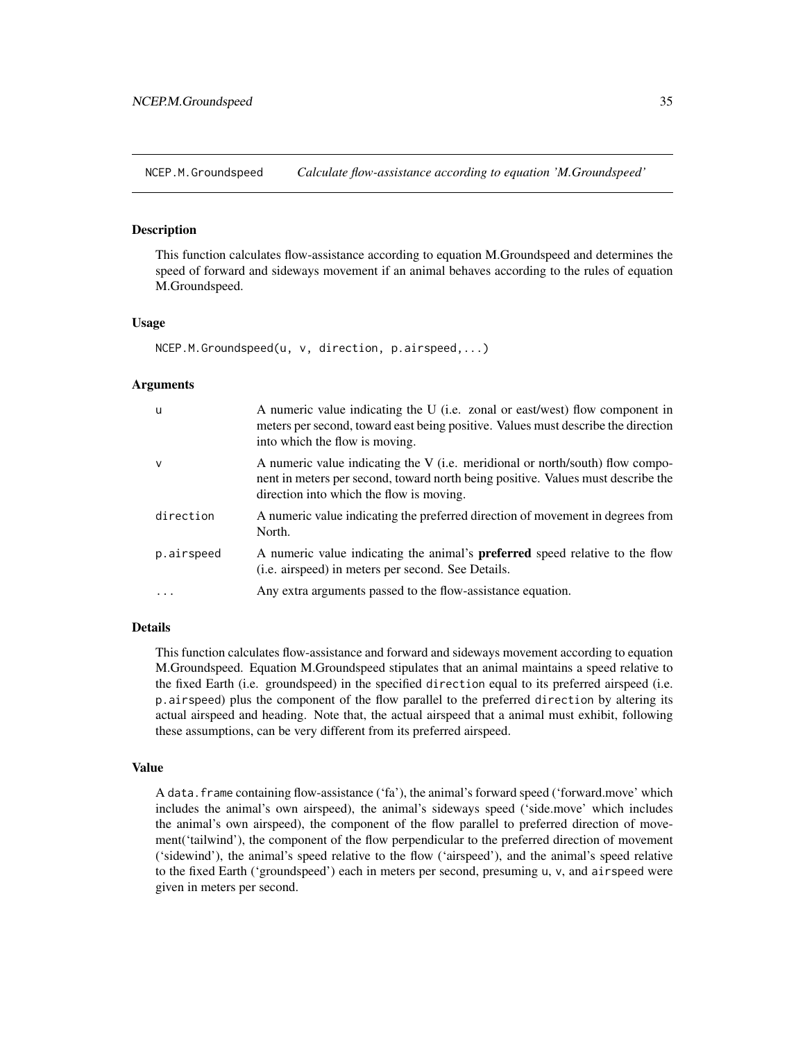## NCEP.M.Groundspeed *Calculate flow-assistance according to equation 'M.Groundspeed'*

### Description

This function calculates flow-assistance according to equation M.Groundspeed and determines the speed of forward and sideways movement if an animal behaves according to the rules of equation M.Groundspeed.

### Usage

```
NCEP.M.Groundspeed(u, v, direction, p.airspeed,...)
```

### Arguments

| | |
|---|---|
| u | A numeric value indicating the U (i.e. zonal or east/west) flow component in meters per second, toward east being positive. Values must describe the direction into which the flow is moving. |
| v | A numeric value indicating the V (i.e. meridional or north/south) flow component in meters per second, toward north being positive. Values must describe the direction into which the flow is moving. |
| direction | A numeric value indicating the preferred direction of movement in degrees from North. |
| p.airspeed | A numeric value indicating the animal's **preferred** speed relative to the flow (i.e. airspeed) in meters per second. See Details. |
| ... | Any extra arguments passed to the flow-assistance equation. |

### Details

This function calculates flow-assistance and forward and sideways movement according to equation M.Groundspeed. Equation M.Groundspeed stipulates that an animal maintains a speed relative to the fixed Earth (i.e. groundspeed) in the specified `direction` equal to its preferred airspeed (i.e. `p.airspeed`) plus the component of the flow parallel to the preferred `direction` by altering its actual airspeed and heading. Note that, the actual airspeed that a animal must exhibit, following these assumptions, can be very different from its preferred airspeed.

### Value

A `data.frame` containing flow-assistance ('fa'), the animal's forward speed ('forward.move' which includes the animal's own airspeed), the animal's sideways speed ('side.move' which includes the animal's own airspeed), the component of the flow parallel to preferred direction of movement('tailwind'), the component of the flow perpendicular to the preferred direction of movement ('sidewind'), the animal's speed relative to the flow ('airspeed'), and the animal's speed relative to the fixed Earth ('groundspeed') each in meters per second, presuming `u`, `v`, and `airspeed` were given in meters per second.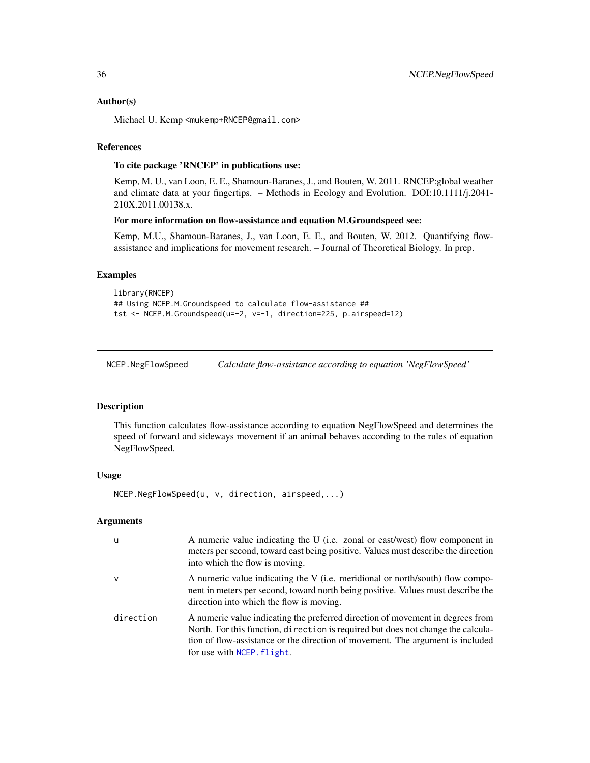### Author(s)

Michael U. Kemp <mukemp+RNCEP@gmail.com>

### References

**To cite package 'RNCEP' in publications use:**

Kemp, M. U., van Loon, E. E., Shamoun-Baranes, J., and Bouten, W. 2011. RNCEP:global weather and climate data at your fingertips. – Methods in Ecology and Evolution. DOI:10.1111/j.2041-210X.2011.00138.x.

**For more information on flow-assistance and equation M.Groundspeed see:**

Kemp, M.U., Shamoun-Baranes, J., van Loon, E. E., and Bouten, W. 2012. Quantifying flow-assistance and implications for movement research. – Journal of Theoretical Biology. In prep.

### Examples

```
library(RNCEP)
## Using NCEP.M.Groundspeed to calculate flow-assistance ##
tst <- NCEP.M.Groundspeed(u=-2, v=-1, direction=225, p.airspeed=12)
```

---

## NCEP.NegFlowSpeed — *Calculate flow-assistance according to equation 'NegFlowSpeed'*

### Description

This function calculates flow-assistance according to equation NegFlowSpeed and determines the speed of forward and sideways movement if an animal behaves according to the rules of equation NegFlowSpeed.

### Usage

```
NCEP.NegFlowSpeed(u, v, direction, airspeed,...)
```

### Arguments

| | |
|---|---|
| u | A numeric value indicating the U (i.e. zonal or east/west) flow component in meters per second, toward east being positive. Values must describe the direction into which the flow is moving. |
| v | A numeric value indicating the V (i.e. meridional or north/south) flow component in meters per second, toward north being positive. Values must describe the direction into which the flow is moving. |
| direction | A numeric value indicating the preferred direction of movement in degrees from North. For this function, `direction` is required but does not change the calculation of flow-assistance or the direction of movement. The argument is included for use with `NCEP.flight`. |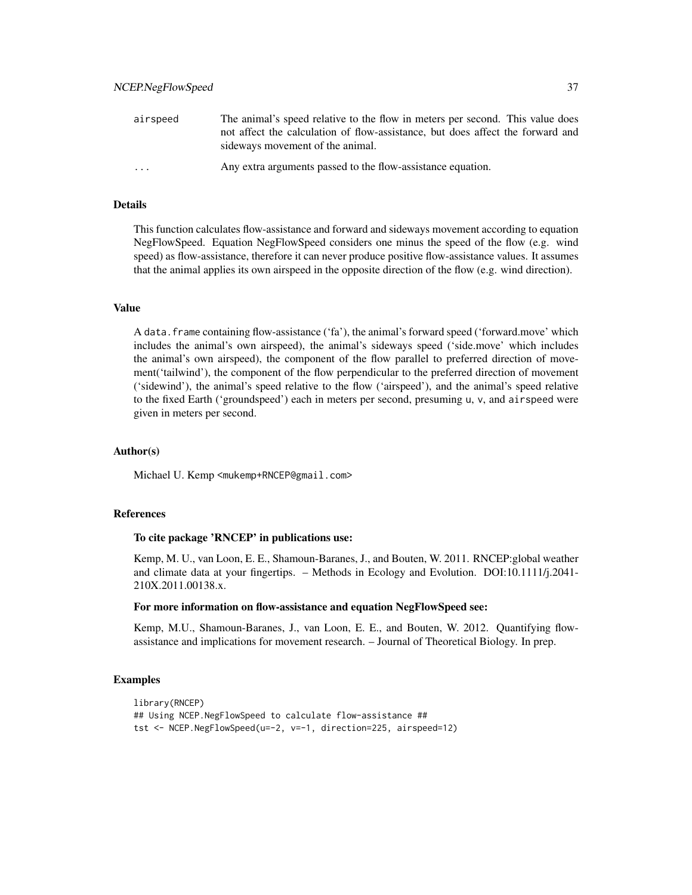| | |
|---|---|
| airspeed | The animal's speed relative to the flow in meters per second. This value does not affect the calculation of flow-assistance, but does affect the forward and sideways movement of the animal. |
| ... | Any extra arguments passed to the flow-assistance equation. |

## Details

This function calculates flow-assistance and forward and sideways movement according to equation NegFlowSpeed. Equation NegFlowSpeed considers one minus the speed of the flow (e.g. wind speed) as flow-assistance, therefore it can never produce positive flow-assistance values. It assumes that the animal applies its own airspeed in the opposite direction of the flow (e.g. wind direction).

## Value

A `data.frame` containing flow-assistance ('fa'), the animal's forward speed ('forward.move' which includes the animal's own airspeed), the animal's sideways speed ('side.move' which includes the animal's own airspeed), the component of the flow parallel to preferred direction of movement('tailwind'), the component of the flow perpendicular to the preferred direction of movement ('sidewind'), the animal's speed relative to the flow ('airspeed'), and the animal's speed relative to the fixed Earth ('groundspeed') each in meters per second, presuming `u`, `v`, and `airspeed` were given in meters per second.

## Author(s)

Michael U. Kemp <mukemp+RNCEP@gmail.com>

## References

**To cite package 'RNCEP' in publications use:**

Kemp, M. U., van Loon, E. E., Shamoun-Baranes, J., and Bouten, W. 2011. RNCEP:global weather and climate data at your fingertips. – Methods in Ecology and Evolution. DOI:10.1111/j.2041-210X.2011.00138.x.

**For more information on flow-assistance and equation NegFlowSpeed see:**

Kemp, M.U., Shamoun-Baranes, J., van Loon, E. E., and Bouten, W. 2012. Quantifying flow-assistance and implications for movement research. – Journal of Theoretical Biology. In prep.

## Examples

```
library(RNCEP)
## Using NCEP.NegFlowSpeed to calculate flow-assistance ##
tst <- NCEP.NegFlowSpeed(u=-2, v=-1, direction=225, airspeed=12)
```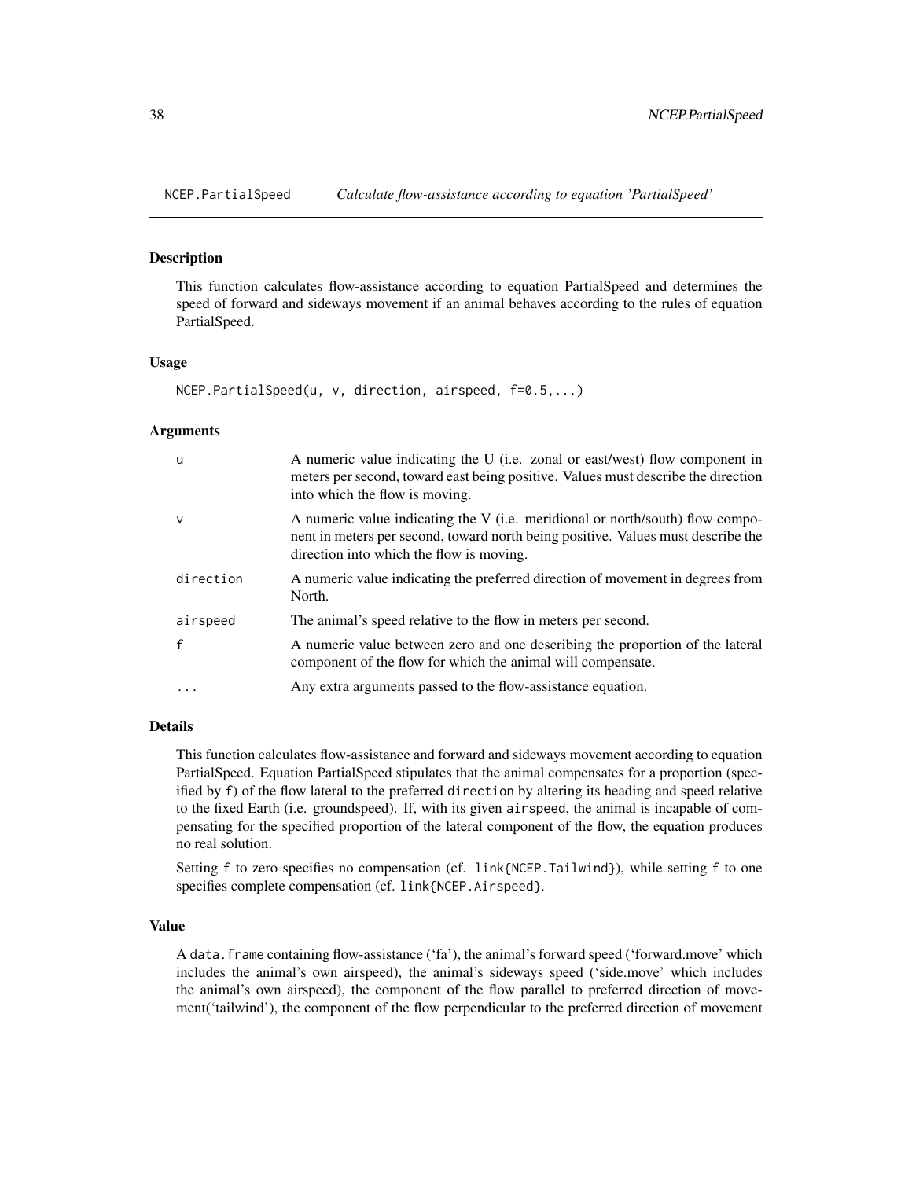## NCEP.PartialSpeed *Calculate flow-assistance according to equation 'PartialSpeed'*

### Description

This function calculates flow-assistance according to equation PartialSpeed and determines the speed of forward and sideways movement if an animal behaves according to the rules of equation PartialSpeed.

### Usage

```
NCEP.PartialSpeed(u, v, direction, airspeed, f=0.5,...)
```

### Arguments

| | |
|---|---|
| u | A numeric value indicating the U (i.e. zonal or east/west) flow component in meters per second, toward east being positive. Values must describe the direction into which the flow is moving. |
| v | A numeric value indicating the V (i.e. meridional or north/south) flow component in meters per second, toward north being positive. Values must describe the direction into which the flow is moving. |
| direction | A numeric value indicating the preferred direction of movement in degrees from North. |
| airspeed | The animal's speed relative to the flow in meters per second. |
| f | A numeric value between zero and one describing the proportion of the lateral component of the flow for which the animal will compensate. |
| ... | Any extra arguments passed to the flow-assistance equation. |

### Details

This function calculates flow-assistance and forward and sideways movement according to equation PartialSpeed. Equation PartialSpeed stipulates that the animal compensates for a proportion (specified by `f`) of the flow lateral to the preferred `direction` by altering its heading and speed relative to the fixed Earth (i.e. groundspeed). If, with its given `airspeed`, the animal is incapable of compensating for the specified proportion of the lateral component of the flow, the equation produces no real solution.

Setting `f` to zero specifies no compensation (cf. `link{NCEP.Tailwind}`), while setting `f` to one specifies complete compensation (cf. `link{NCEP.Airspeed}`.

### Value

A `data.frame` containing flow-assistance ('fa'), the animal's forward speed ('forward.move' which includes the animal's own airspeed), the animal's sideways speed ('side.move' which includes the animal's own airspeed), the component of the flow parallel to preferred direction of movement('tailwind'), the component of the flow perpendicular to the preferred direction of movement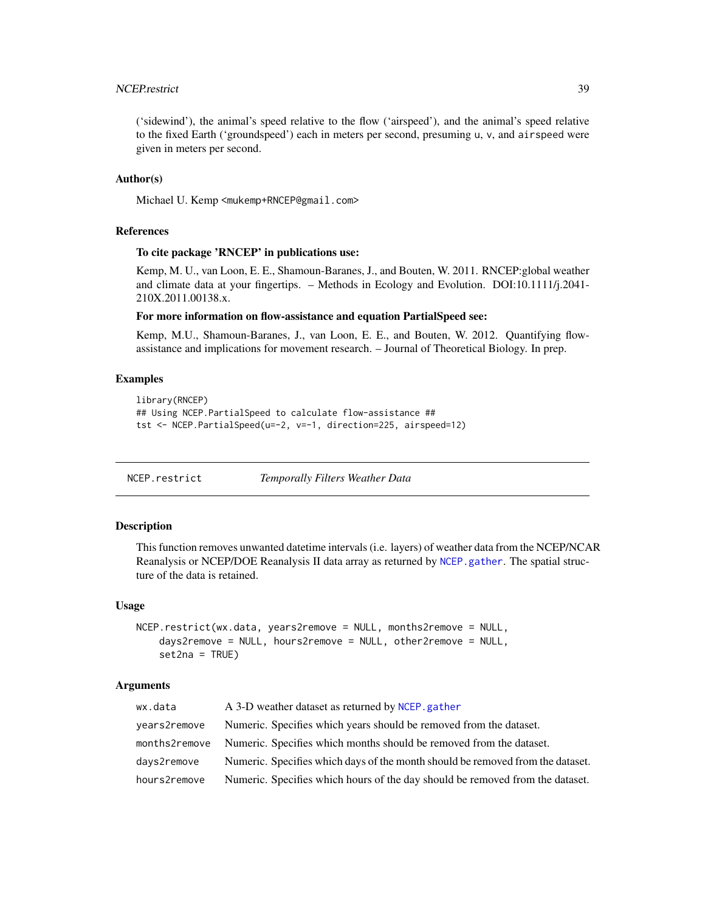('sidewind'), the animal's speed relative to the flow ('airspeed'), and the animal's speed relative to the fixed Earth ('groundspeed') each in meters per second, presuming u, v, and airspeed were given in meters per second.

### Author(s)

Michael U. Kemp <mukemp+RNCEP@gmail.com>

### References

**To cite package 'RNCEP' in publications use:**

Kemp, M. U., van Loon, E. E., Shamoun-Baranes, J., and Bouten, W. 2011. RNCEP:global weather and climate data at your fingertips. – Methods in Ecology and Evolution. DOI:10.1111/j.2041-210X.2011.00138.x.

**For more information on flow-assistance and equation PartialSpeed see:**

Kemp, M.U., Shamoun-Baranes, J., van Loon, E. E., and Bouten, W. 2012. Quantifying flow-assistance and implications for movement research. – Journal of Theoretical Biology. In prep.

### Examples

```
library(RNCEP)
## Using NCEP.PartialSpeed to calculate flow-assistance ##
tst <- NCEP.PartialSpeed(u=-2, v=-1, direction=225, airspeed=12)
```

---

## NCEP.restrict — *Temporally Filters Weather Data*

---

### Description

This function removes unwanted datetime intervals (i.e. layers) of weather data from the NCEP/NCAR Reanalysis or NCEP/DOE Reanalysis II data array as returned by NCEP.gather. The spatial structure of the data is retained.

### Usage

```
NCEP.restrict(wx.data, years2remove = NULL, months2remove = NULL,
    days2remove = NULL, hours2remove = NULL, other2remove = NULL,
    set2na = TRUE)
```

### Arguments

| | |
|---|---|
| wx.data | A 3-D weather dataset as returned by NCEP.gather |
| years2remove | Numeric. Specifies which years should be removed from the dataset. |
| months2remove | Numeric. Specifies which months should be removed from the dataset. |
| days2remove | Numeric. Specifies which days of the month should be removed from the dataset. |
| hours2remove | Numeric. Specifies which hours of the day should be removed from the dataset. |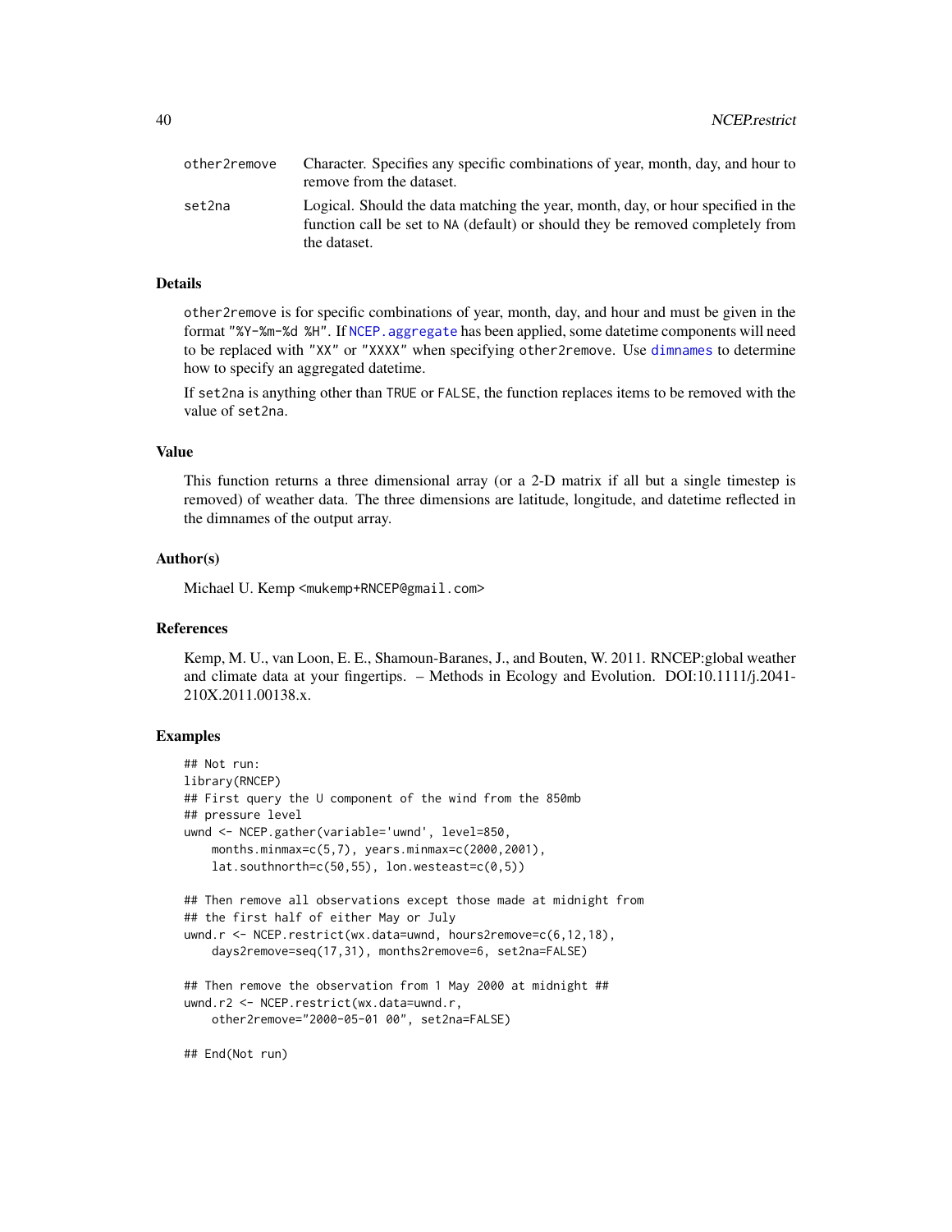| | |
|---|---|
| other2remove | Character. Specifies any specific combinations of year, month, day, and hour to remove from the dataset. |
| set2na | Logical. Should the data matching the year, month, day, or hour specified in the function call be set to NA (default) or should they be removed completely from the dataset. |

### Details

other2remove is for specific combinations of year, month, day, and hour and must be given in the format "%Y-%m-%d %H". If NCEP.aggregate has been applied, some datetime components will need to be replaced with "XX" or "XXXX" when specifying other2remove. Use dimnames to determine how to specify an aggregated datetime.

If set2na is anything other than TRUE or FALSE, the function replaces items to be removed with the value of set2na.

### Value

This function returns a three dimensional array (or a 2-D matrix if all but a single timestep is removed) of weather data. The three dimensions are latitude, longitude, and datetime reflected in the dimnames of the output array.

### Author(s)

Michael U. Kemp <mukemp+RNCEP@gmail.com>

### References

Kemp, M. U., van Loon, E. E., Shamoun-Baranes, J., and Bouten, W. 2011. RNCEP:global weather and climate data at your fingertips. – Methods in Ecology and Evolution. DOI:10.1111/j.2041-210X.2011.00138.x.

### Examples

```
## Not run:
library(RNCEP)
## First query the U component of the wind from the 850mb
## pressure level
uwnd <- NCEP.gather(variable='uwnd', level=850,
    months.minmax=c(5,7), years.minmax=c(2000,2001),
    lat.southnorth=c(50,55), lon.westeast=c(0,5))

## Then remove all observations except those made at midnight from
## the first half of either May or July
uwnd.r <- NCEP.restrict(wx.data=uwnd, hours2remove=c(6,12,18),
    days2remove=seq(17,31), months2remove=6, set2na=FALSE)

## Then remove the observation from 1 May 2000 at midnight ##
uwnd.r2 <- NCEP.restrict(wx.data=uwnd.r,
    other2remove="2000-05-01 00", set2na=FALSE)

## End(Not run)
```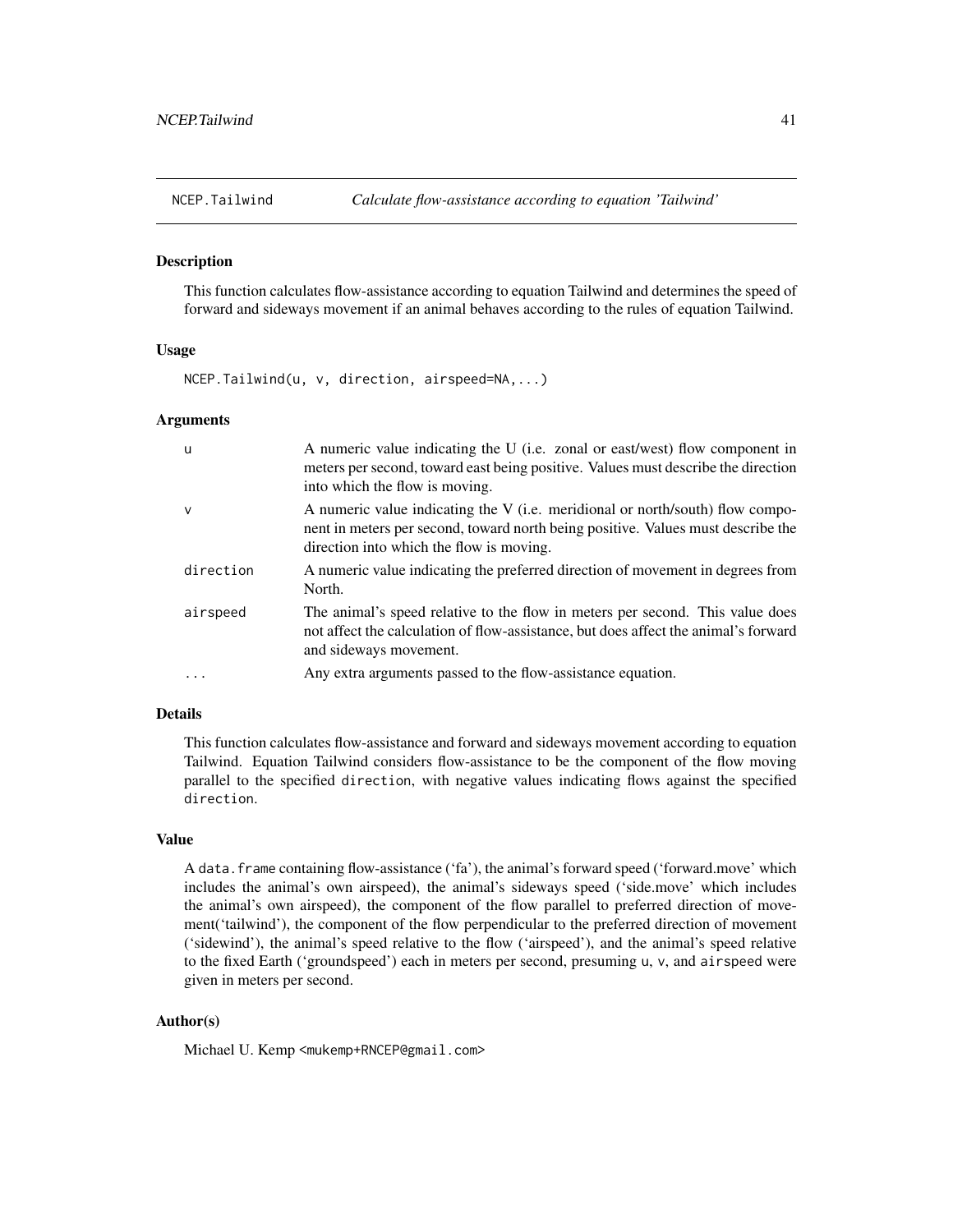## NCEP.Tailwind — *Calculate flow-assistance according to equation 'Tailwind'*

### Description

This function calculates flow-assistance according to equation Tailwind and determines the speed of forward and sideways movement if an animal behaves according to the rules of equation Tailwind.

### Usage

```
NCEP.Tailwind(u, v, direction, airspeed=NA,...)
```

### Arguments

| | |
|---|---|
| `u` | A numeric value indicating the U (i.e. zonal or east/west) flow component in meters per second, toward east being positive. Values must describe the direction into which the flow is moving. |
| `v` | A numeric value indicating the V (i.e. meridional or north/south) flow component in meters per second, toward north being positive. Values must describe the direction into which the flow is moving. |
| `direction` | A numeric value indicating the preferred direction of movement in degrees from North. |
| `airspeed` | The animal's speed relative to the flow in meters per second. This value does not affect the calculation of flow-assistance, but does affect the animal's forward and sideways movement. |
| `...` | Any extra arguments passed to the flow-assistance equation. |

### Details

This function calculates flow-assistance and forward and sideways movement according to equation Tailwind. Equation Tailwind considers flow-assistance to be the component of the flow moving parallel to the specified `direction`, with negative values indicating flows against the specified `direction`.

### Value

A `data.frame` containing flow-assistance ('fa'), the animal's forward speed ('forward.move' which includes the animal's own airspeed), the animal's sideways speed ('side.move' which includes the animal's own airspeed), the component of the flow parallel to preferred direction of movement('tailwind'), the component of the flow perpendicular to the preferred direction of movement ('sidewind'), the animal's speed relative to the flow ('airspeed'), and the animal's speed relative to the fixed Earth ('groundspeed') each in meters per second, presuming `u`, `v`, and `airspeed` were given in meters per second.

### Author(s)

Michael U. Kemp <mukemp+RNCEP@gmail.com>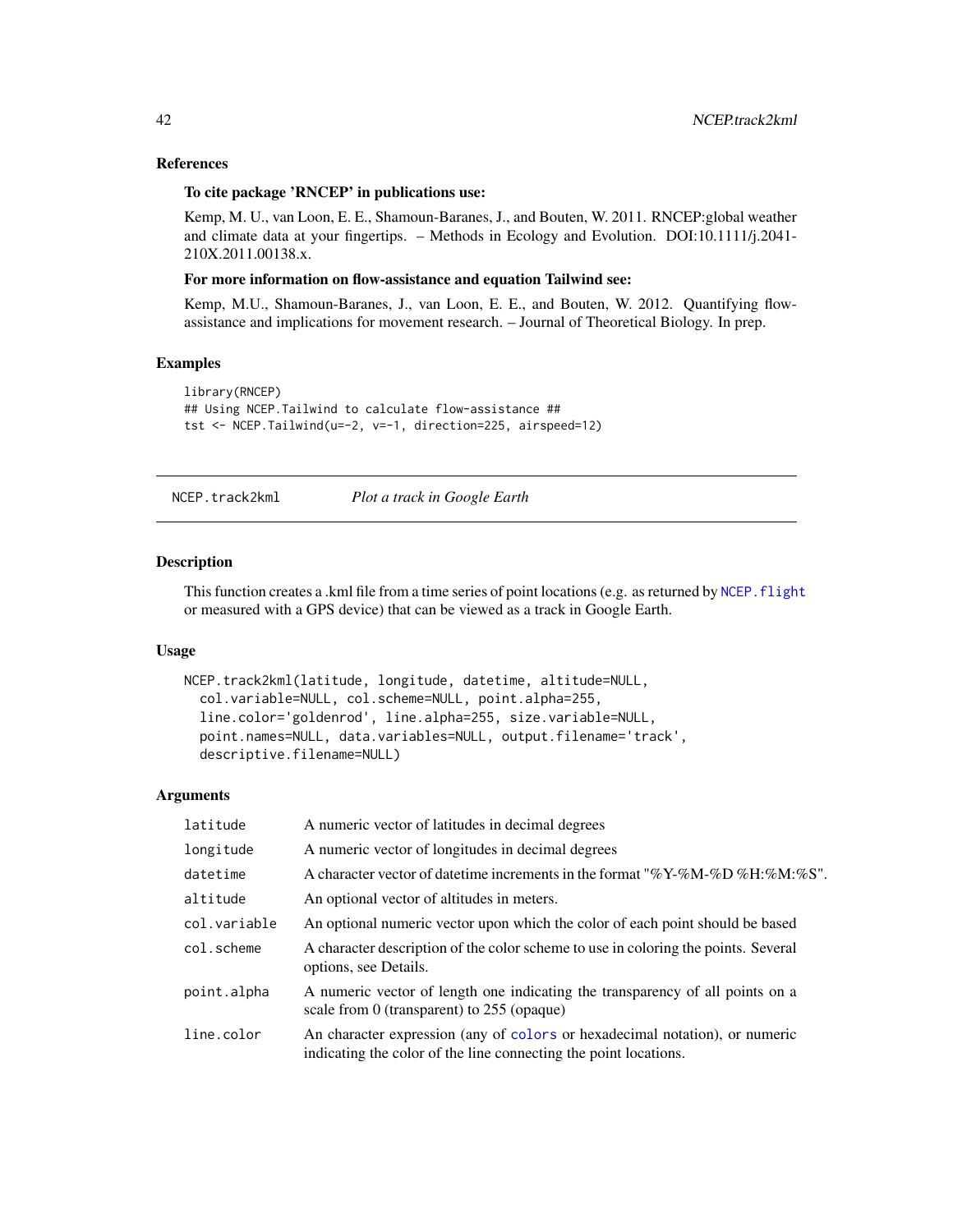### References

**To cite package 'RNCEP' in publications use:**

Kemp, M. U., van Loon, E. E., Shamoun-Baranes, J., and Bouten, W. 2011. RNCEP:global weather and climate data at your fingertips. – Methods in Ecology and Evolution. DOI:10.1111/j.2041-210X.2011.00138.x.

**For more information on flow-assistance and equation Tailwind see:**

Kemp, M.U., Shamoun-Baranes, J., van Loon, E. E., and Bouten, W. 2012. Quantifying flow-assistance and implications for movement research. – Journal of Theoretical Biology. In prep.

### Examples

```
library(RNCEP)
## Using NCEP.Tailwind to calculate flow-assistance ##
tst <- NCEP.Tailwind(u=-2, v=-1, direction=225, airspeed=12)
```

---

## NCEP.track2kml — *Plot a track in Google Earth*

---

### Description

This function creates a .kml file from a time series of point locations (e.g. as returned by NCEP.flight or measured with a GPS device) that can be viewed as a track in Google Earth.

### Usage

```
NCEP.track2kml(latitude, longitude, datetime, altitude=NULL,
  col.variable=NULL, col.scheme=NULL, point.alpha=255,
  line.color='goldenrod', line.alpha=255, size.variable=NULL,
  point.names=NULL, data.variables=NULL, output.filename='track',
  descriptive.filename=NULL)
```

### Arguments

| | |
|---|---|
| latitude | A numeric vector of latitudes in decimal degrees |
| longitude | A numeric vector of longitudes in decimal degrees |
| datetime | A character vector of datetime increments in the format "%Y-%M-%D %H:%M:%S". |
| altitude | An optional vector of altitudes in meters. |
| col.variable | An optional numeric vector upon which the color of each point should be based |
| col.scheme | A character description of the color scheme to use in coloring the points. Several options, see Details. |
| point.alpha | A numeric vector of length one indicating the transparency of all points on a scale from 0 (transparent) to 255 (opaque) |
| line.color | An character expression (any of colors or hexadecimal notation), or numeric indicating the color of the line connecting the point locations. |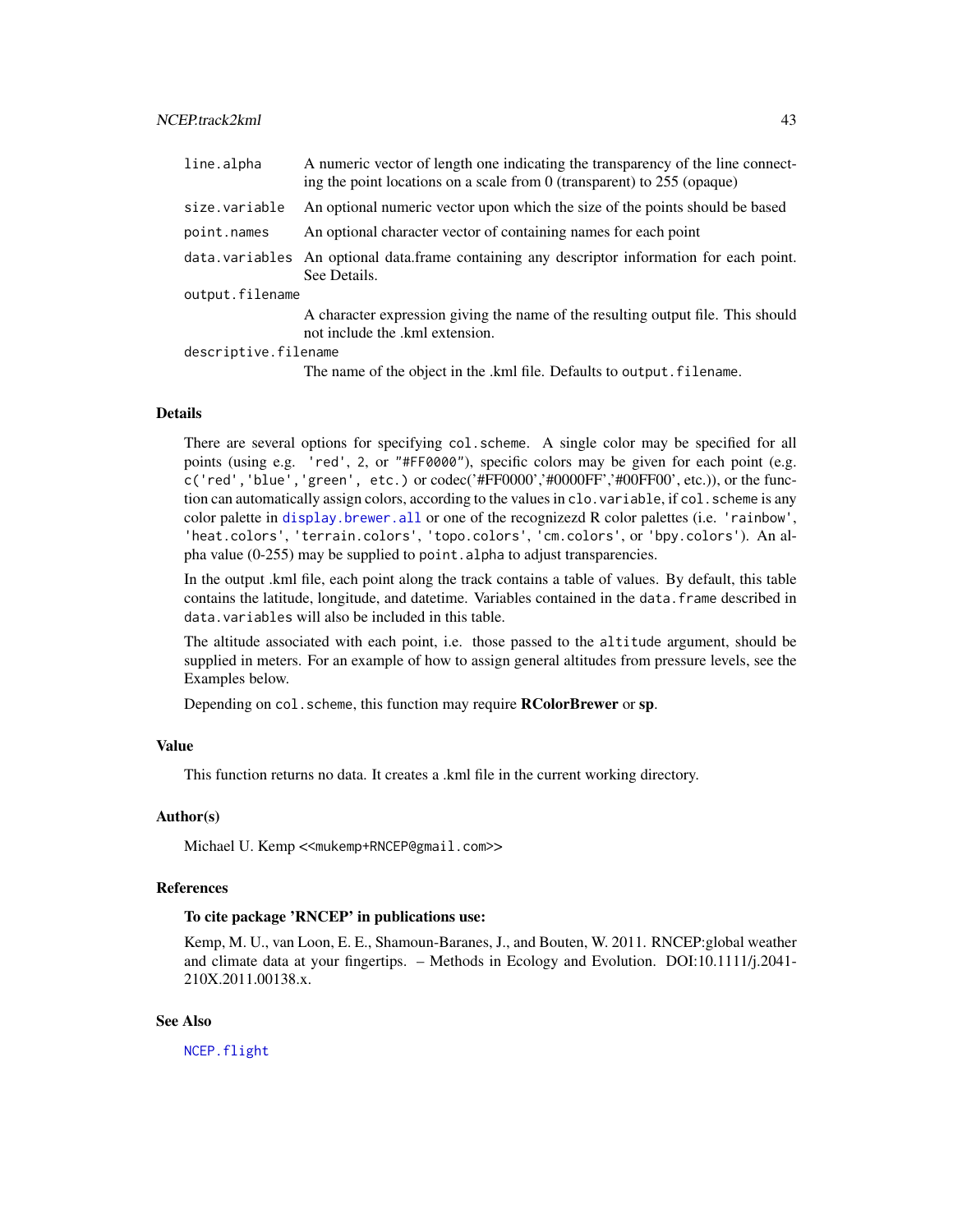| | |
|---|---|
| `line.alpha` | A numeric vector of length one indicating the transparency of the line connecting the point locations on a scale from 0 (transparent) to 255 (opaque) |
| `size.variable` | An optional numeric vector upon which the size of the points should be based |
| `point.names` | An optional character vector of containing names for each point |
| `data.variables` | An optional data.frame containing any descriptor information for each point. See Details. |
| `output.filename` | A character expression giving the name of the resulting output file. This should not include the .kml extension. |
| `descriptive.filename` | The name of the object in the .kml file. Defaults to `output.filename`. |

## Details

There are several options for specifying `col.scheme`. A single color may be specified for all points (using e.g. `'red'`, `2`, or `"#FF0000"`), specific colors may be given for each point (e.g. `c('red','blue','green', etc.)` or codec('#FF0000','#0000FF','#00FF00', etc.)), or the function can automatically assign colors, according to the values in `clo.variable`, if `col.scheme` is any color palette in `display.brewer.all` or one of the recognizezd R color palettes (i.e. `'rainbow'`, `'heat.colors'`, `'terrain.colors'`, `'topo.colors'`, `'cm.colors'`, or `'bpy.colors'`). An alpha value (0-255) may be supplied to `point.alpha` to adjust transparencies.

In the output .kml file, each point along the track contains a table of values. By default, this table contains the latitude, longitude, and datetime. Variables contained in the `data.frame` described in `data.variables` will also be included in this table.

The altitude associated with each point, i.e. those passed to the `altitude` argument, should be supplied in meters. For an example of how to assign general altitudes from pressure levels, see the Examples below.

Depending on `col.scheme`, this function may require **RColorBrewer** or **sp**.

## Value

This function returns no data. It creates a .kml file in the current working directory.

## Author(s)

Michael U. Kemp <<mukemp+RNCEP@gmail.com>>

## References

### To cite package 'RNCEP' in publications use:

Kemp, M. U., van Loon, E. E., Shamoun-Baranes, J., and Bouten, W. 2011. RNCEP:global weather and climate data at your fingertips. – Methods in Ecology and Evolution. DOI:10.1111/j.2041-210X.2011.00138.x.

## See Also

`NCEP.flight`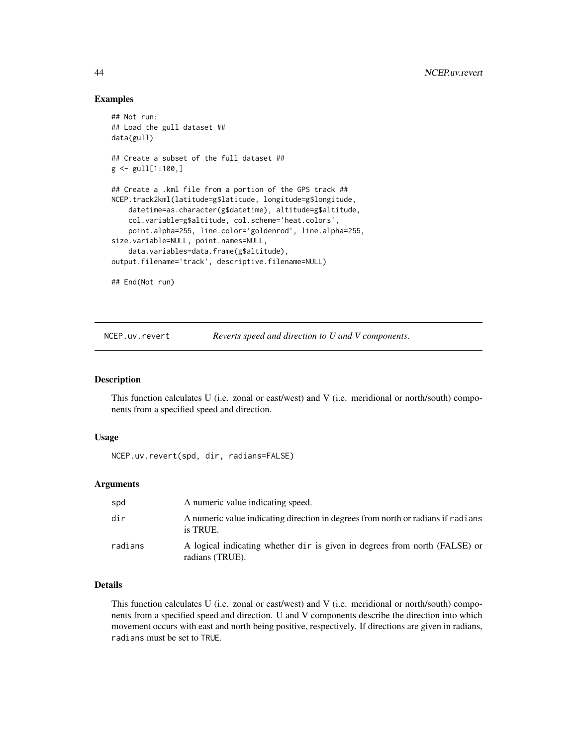## Examples

```
## Not run:
## Load the gull dataset ##
data(gull)

## Create a subset of the full dataset ##
g <- gull[1:100,]

## Create a .kml file from a portion of the GPS track ##
NCEP.track2kml(latitude=g$latitude, longitude=g$longitude,
    datetime=as.character(g$datetime), altitude=g$altitude,
    col.variable=g$altitude, col.scheme='heat.colors',
    point.alpha=255, line.color='goldenrod', line.alpha=255,
size.variable=NULL, point.names=NULL,
    data.variables=data.frame(g$altitude),
output.filename='track', descriptive.filename=NULL)

## End(Not run)
```

---

# NCEP.uv.revert — *Reverts speed and direction to U and V components.*

---

### Description

This function calculates U (i.e. zonal or east/west) and V (i.e. meridional or north/south) components from a specified speed and direction.

### Usage

```
NCEP.uv.revert(spd, dir, radians=FALSE)
```

### Arguments

| | |
|---|---|
| spd | A numeric value indicating speed. |
| dir | A numeric value indicating direction in degrees from north or radians if `radians` is TRUE. |
| radians | A logical indicating whether `dir` is given in degrees from north (FALSE) or radians (TRUE). |

### Details

This function calculates U (i.e. zonal or east/west) and V (i.e. meridional or north/south) components from a specified speed and direction. U and V components describe the direction into which movement occurs with east and north being positive, respectively. If directions are given in radians, `radians` must be set to `TRUE`.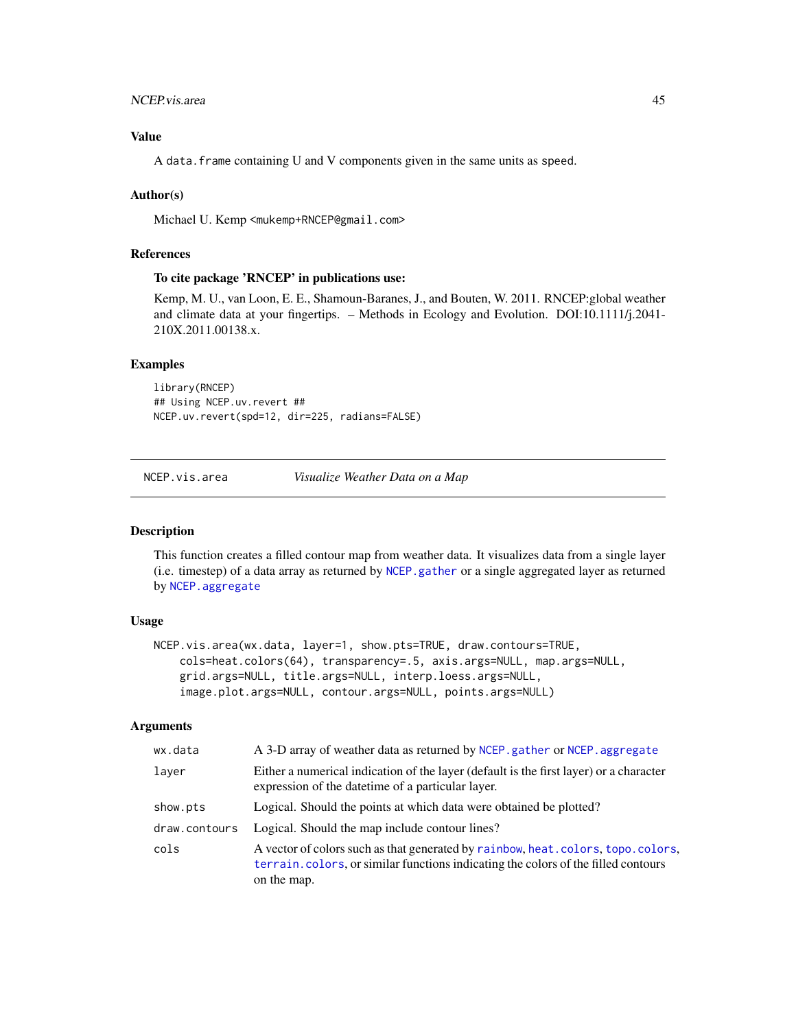### Value

A `data.frame` containing U and V components given in the same units as `speed`.

### Author(s)

Michael U. Kemp <mukemp+RNCEP@gmail.com>

### References

**To cite package 'RNCEP' in publications use:**

Kemp, M. U., van Loon, E. E., Shamoun-Baranes, J., and Bouten, W. 2011. RNCEP:global weather and climate data at your fingertips. – Methods in Ecology and Evolution. DOI:10.1111/j.2041-210X.2011.00138.x.

### Examples

```
library(RNCEP)
## Using NCEP.uv.revert ##
NCEP.uv.revert(spd=12, dir=225, radians=FALSE)
```

---

## NCEP.vis.area — *Visualize Weather Data on a Map*

---

### Description

This function creates a filled contour map from weather data. It visualizes data from a single layer (i.e. timestep) of a data array as returned by `NCEP.gather` or a single aggregated layer as returned by `NCEP.aggregate`

### Usage

```
NCEP.vis.area(wx.data, layer=1, show.pts=TRUE, draw.contours=TRUE,
    cols=heat.colors(64), transparency=.5, axis.args=NULL, map.args=NULL,
    grid.args=NULL, title.args=NULL, interp.loess.args=NULL,
    image.plot.args=NULL, contour.args=NULL, points.args=NULL)
```

### Arguments

| | |
|---|---|
| `wx.data` | A 3-D array of weather data as returned by `NCEP.gather` or `NCEP.aggregate` |
| `layer` | Either a numerical indication of the layer (default is the first layer) or a character expression of the datetime of a particular layer. |
| `show.pts` | Logical. Should the points at which data were obtained be plotted? |
| `draw.contours` | Logical. Should the map include contour lines? |
| `cols` | A vector of colors such as that generated by `rainbow`, `heat.colors`, `topo.colors`, `terrain.colors`, or similar functions indicating the colors of the filled contours on the map. |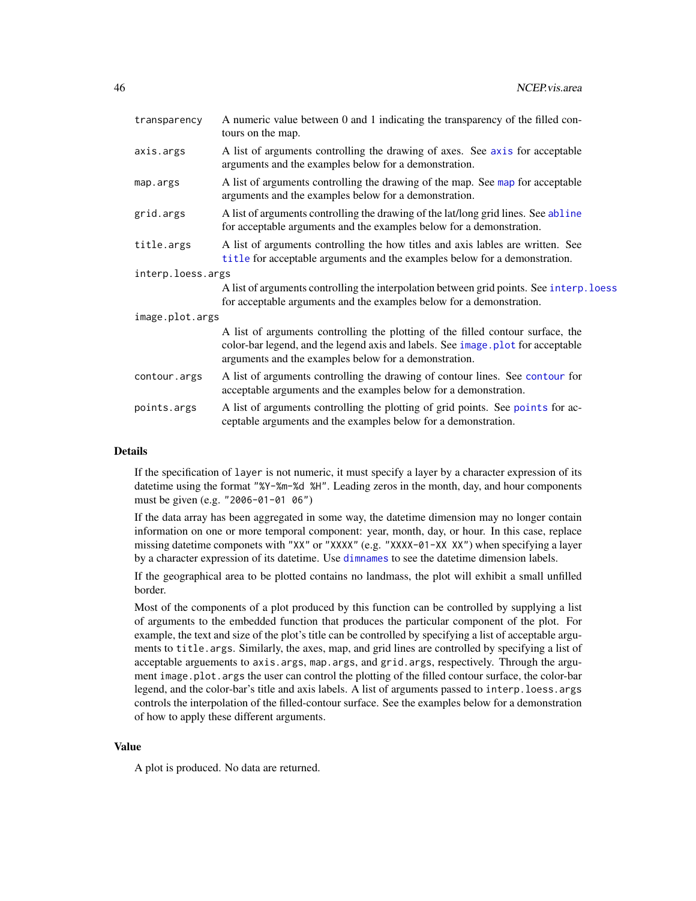| | |
|---|---|
| `transparency` | A numeric value between 0 and 1 indicating the transparency of the filled contours on the map. |
| `axis.args` | A list of arguments controlling the drawing of axes. See `axis` for acceptable arguments and the examples below for a demonstration. |
| `map.args` | A list of arguments controlling the drawing of the map. See `map` for acceptable arguments and the examples below for a demonstration. |
| `grid.args` | A list of arguments controlling the drawing of the lat/long grid lines. See `abline` for acceptable arguments and the examples below for a demonstration. |
| `title.args` | A list of arguments controlling the how titles and axis lables are written. See `title` for acceptable arguments and the examples below for a demonstration. |
| `interp.loess.args` | A list of arguments controlling the interpolation between grid points. See `interp.loess` for acceptable arguments and the examples below for a demonstration. |
| `image.plot.args` | A list of arguments controlling the plotting of the filled contour surface, the color-bar legend, and the legend axis and labels. See `image.plot` for acceptable arguments and the examples below for a demonstration. |
| `contour.args` | A list of arguments controlling the drawing of contour lines. See `contour` for acceptable arguments and the examples below for a demonstration. |
| `points.args` | A list of arguments controlling the plotting of grid points. See `points` for acceptable arguments and the examples below for a demonstration. |

## Details

If the specification of `layer` is not numeric, it must specify a layer by a character expression of its datetime using the format `"%Y-%m-%d %H"`. Leading zeros in the month, day, and hour components must be given (e.g. `"2006-01-01 06"`)

If the data array has been aggregated in some way, the datetime dimension may no longer contain information on one or more temporal component: year, month, day, or hour. In this case, replace missing datetime componets with `"XX"` or `"XXXX"` (e.g. `"XXXX-01-XX XX"`) when specifying a layer by a character expression of its datetime. Use `dimnames` to see the datetime dimension labels.

If the geographical area to be plotted contains no landmass, the plot will exhibit a small unfilled border.

Most of the components of a plot produced by this function can be controlled by supplying a list of arguments to the embedded function that produces the particular component of the plot. For example, the text and size of the plot's title can be controlled by specifying a list of acceptable arguments to `title.args`. Similarly, the axes, map, and grid lines are controlled by specifying a list of acceptable arguements to `axis.args`, `map.args`, and `grid.args`, respectively. Through the argument `image.plot.args` the user can control the plotting of the filled contour surface, the color-bar legend, and the color-bar's title and axis labels. A list of arguments passed to `interp.loess.args` controls the interpolation of the filled-contour surface. See the examples below for a demonstration of how to apply these different arguments.

## Value

A plot is produced. No data are returned.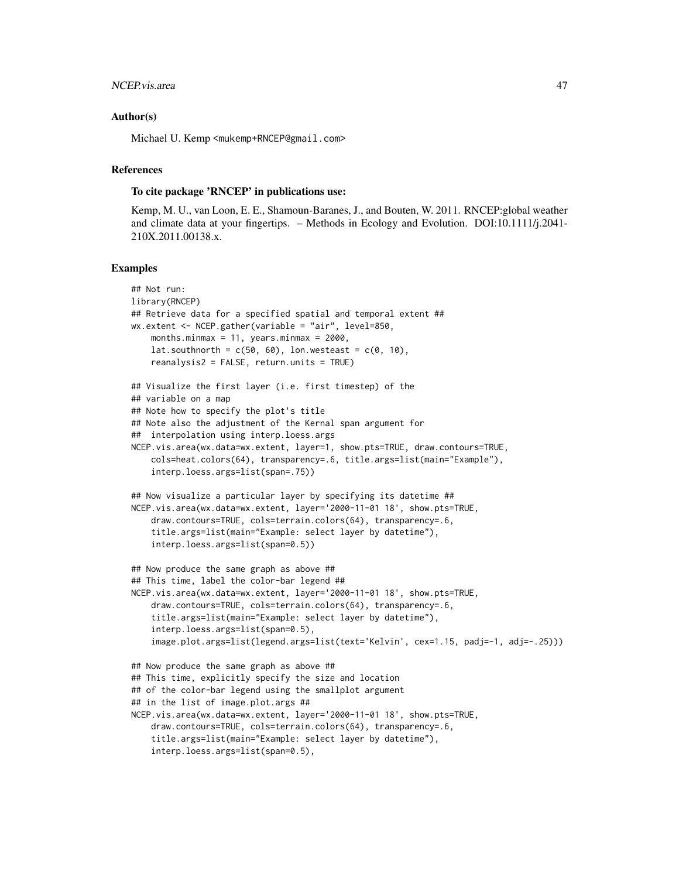## Author(s)

Michael U. Kemp <mukemp+RNCEP@gmail.com>

## References

**To cite package 'RNCEP' in publications use:**

Kemp, M. U., van Loon, E. E., Shamoun-Baranes, J., and Bouten, W. 2011. RNCEP:global weather and climate data at your fingertips. – Methods in Ecology and Evolution. DOI:10.1111/j.2041-210X.2011.00138.x.

## Examples

```
## Not run:
library(RNCEP)
## Retrieve data for a specified spatial and temporal extent ##
wx.extent <- NCEP.gather(variable = "air", level=850,
    months.minmax = 11, years.minmax = 2000,
    lat.southnorth = c(50, 60), lon.westeast = c(0, 10),
    reanalysis2 = FALSE, return.units = TRUE)

## Visualize the first layer (i.e. first timestep) of the
## variable on a map
## Note how to specify the plot's title
## Note also the adjustment of the Kernal span argument for
##  interpolation using interp.loess.args
NCEP.vis.area(wx.data=wx.extent, layer=1, show.pts=TRUE, draw.contours=TRUE,
    cols=heat.colors(64), transparency=.6, title.args=list(main="Example"),
    interp.loess.args=list(span=.75))

## Now visualize a particular layer by specifying its datetime ##
NCEP.vis.area(wx.data=wx.extent, layer='2000-11-01 18', show.pts=TRUE,
    draw.contours=TRUE, cols=terrain.colors(64), transparency=.6,
    title.args=list(main="Example: select layer by datetime"),
    interp.loess.args=list(span=0.5))

## Now produce the same graph as above ##
## This time, label the color-bar legend ##
NCEP.vis.area(wx.data=wx.extent, layer='2000-11-01 18', show.pts=TRUE,
    draw.contours=TRUE, cols=terrain.colors(64), transparency=.6,
    title.args=list(main="Example: select layer by datetime"),
    interp.loess.args=list(span=0.5),
    image.plot.args=list(legend.args=list(text='Kelvin', cex=1.15, padj=-1, adj=-.25)))

## Now produce the same graph as above ##
## This time, explicitly specify the size and location
## of the color-bar legend using the smallplot argument
## in the list of image.plot.args ##
NCEP.vis.area(wx.data=wx.extent, layer='2000-11-01 18', show.pts=TRUE,
    draw.contours=TRUE, cols=terrain.colors(64), transparency=.6,
    title.args=list(main="Example: select layer by datetime"),
    interp.loess.args=list(span=0.5),
```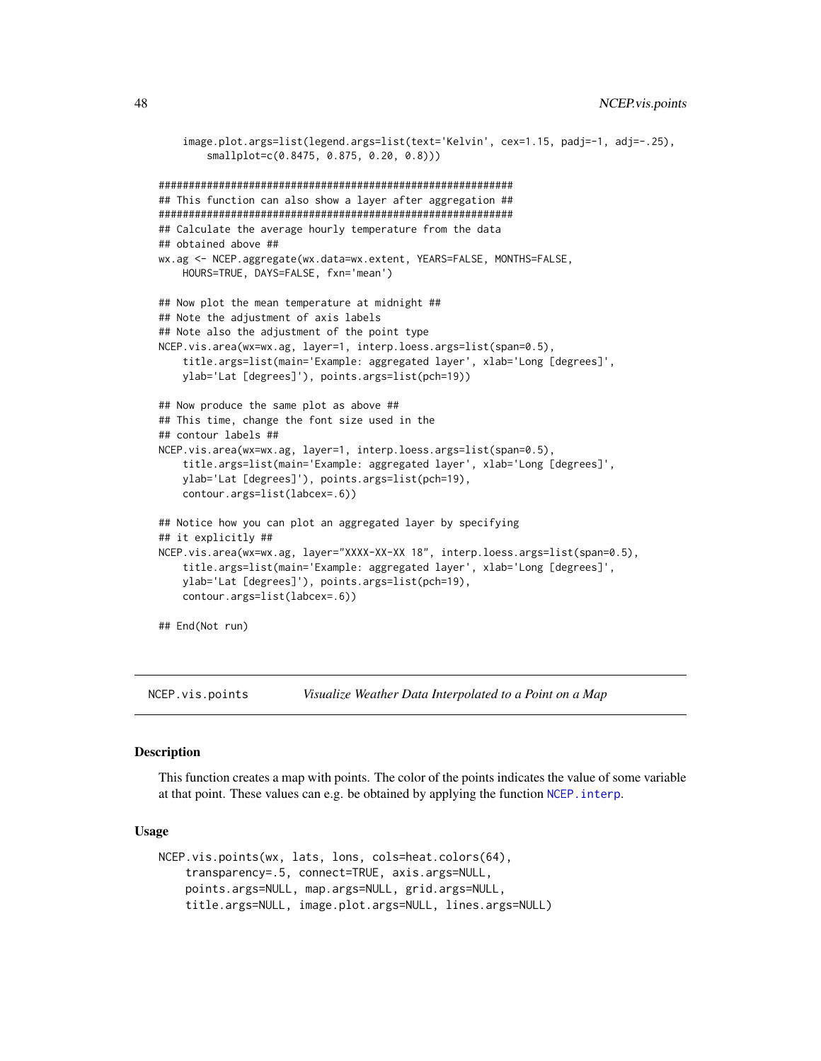```
    image.plot.args=list(legend.args=list(text='Kelvin', cex=1.15, padj=-1, adj=-.25),
        smallplot=c(0.8475, 0.875, 0.20, 0.8)))

############################################################
## This function can also show a layer after aggregation ##
############################################################
## Calculate the average hourly temperature from the data
## obtained above ##
wx.ag <- NCEP.aggregate(wx.data=wx.extent, YEARS=FALSE, MONTHS=FALSE,
    HOURS=TRUE, DAYS=FALSE, fxn='mean')

## Now plot the mean temperature at midnight ##
## Note the adjustment of axis labels
## Note also the adjustment of the point type
NCEP.vis.area(wx=wx.ag, layer=1, interp.loess.args=list(span=0.5),
    title.args=list(main='Example: aggregated layer', xlab='Long [degrees]',
    ylab='Lat [degrees]'), points.args=list(pch=19))

## Now produce the same plot as above ##
## This time, change the font size used in the
## contour labels ##
NCEP.vis.area(wx=wx.ag, layer=1, interp.loess.args=list(span=0.5),
    title.args=list(main='Example: aggregated layer', xlab='Long [degrees]',
    ylab='Lat [degrees]'), points.args=list(pch=19),
    contour.args=list(labcex=.6))

## Notice how you can plot an aggregated layer by specifying
## it explicitly ##
NCEP.vis.area(wx=wx.ag, layer="XXXX-XX-XX 18", interp.loess.args=list(span=0.5),
    title.args=list(main='Example: aggregated layer', xlab='Long [degrees]',
    ylab='Lat [degrees]'), points.args=list(pch=19),
    contour.args=list(labcex=.6))

## End(Not run)
```

---

## NCEP.vis.points — *Visualize Weather Data Interpolated to a Point on a Map*

### Description

This function creates a map with points. The color of the points indicates the value of some variable at that point. These values can e.g. be obtained by applying the function `NCEP.interp`.

### Usage

```
NCEP.vis.points(wx, lats, lons, cols=heat.colors(64),
    transparency=.5, connect=TRUE, axis.args=NULL,
    points.args=NULL, map.args=NULL, grid.args=NULL,
    title.args=NULL, image.plot.args=NULL, lines.args=NULL)
```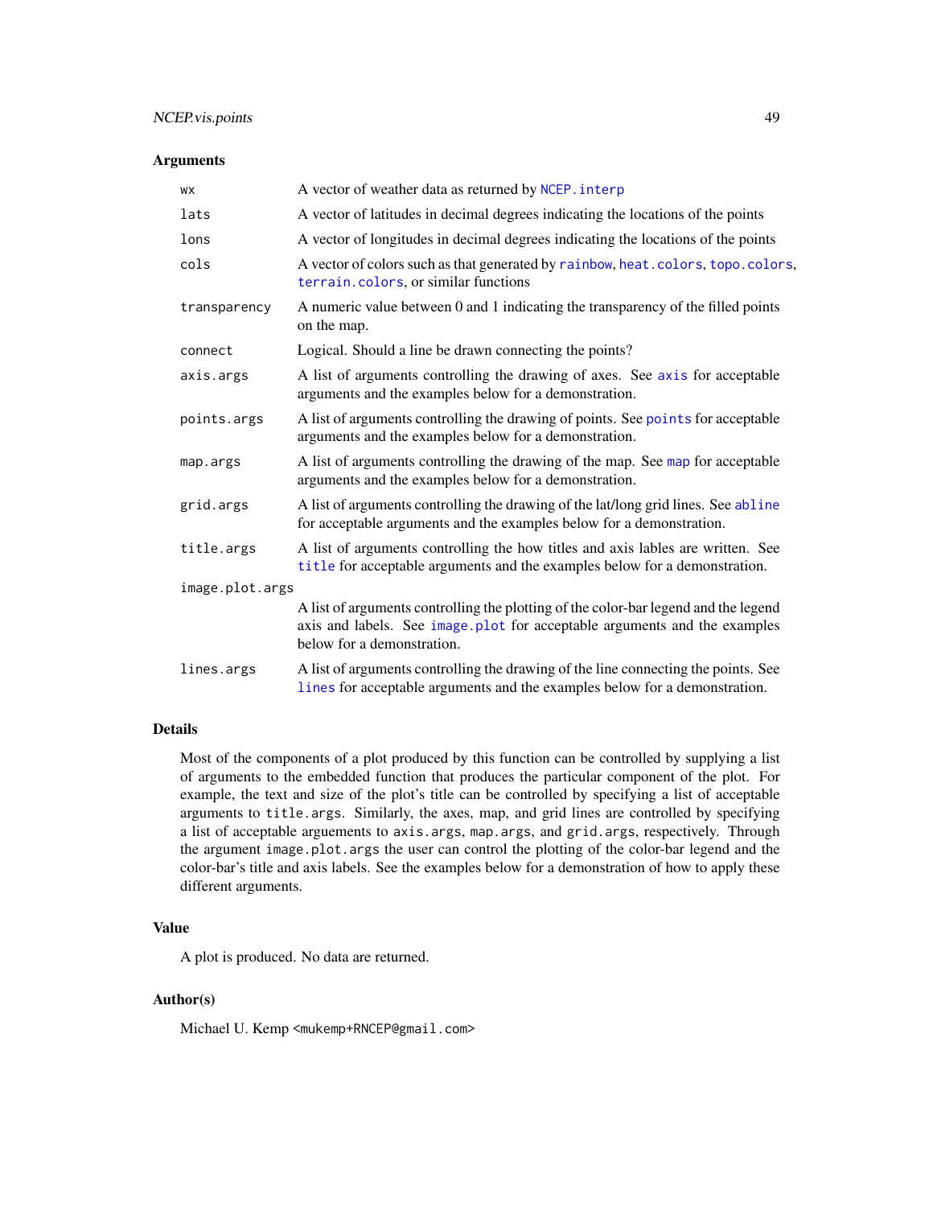## Arguments

| | |
|---|---|
| `wx` | A vector of weather data as returned by `NCEP.interp` |
| `lats` | A vector of latitudes in decimal degrees indicating the locations of the points |
| `lons` | A vector of longitudes in decimal degrees indicating the locations of the points |
| `cols` | A vector of colors such as that generated by `rainbow`, `heat.colors`, `topo.colors`, `terrain.colors`, or similar functions |
| `transparency` | A numeric value between 0 and 1 indicating the transparency of the filled points on the map. |
| `connect` | Logical. Should a line be drawn connecting the points? |
| `axis.args` | A list of arguments controlling the drawing of axes. See `axis` for acceptable arguments and the examples below for a demonstration. |
| `points.args` | A list of arguments controlling the drawing of points. See `points` for acceptable arguments and the examples below for a demonstration. |
| `map.args` | A list of arguments controlling the drawing of the map. See `map` for acceptable arguments and the examples below for a demonstration. |
| `grid.args` | A list of arguments controlling the drawing of the lat/long grid lines. See `abline` for acceptable arguments and the examples below for a demonstration. |
| `title.args` | A list of arguments controlling the how titles and axis lables are written. See `title` for acceptable arguments and the examples below for a demonstration. |
| `image.plot.args` | A list of arguments controlling the plotting of the color-bar legend and the legend axis and labels. See `image.plot` for acceptable arguments and the examples below for a demonstration. |
| `lines.args` | A list of arguments controlling the drawing of the line connecting the points. See `lines` for acceptable arguments and the examples below for a demonstration. |

## Details

Most of the components of a plot produced by this function can be controlled by supplying a list of arguments to the embedded function that produces the particular component of the plot. For example, the text and size of the plot's title can be controlled by specifying a list of acceptable arguments to `title.args`. Similarly, the axes, map, and grid lines are controlled by specifying a list of acceptable arguements to `axis.args`, `map.args`, and `grid.args`, respectively. Through the argument `image.plot.args` the user can control the plotting of the color-bar legend and the color-bar's title and axis labels. See the examples below for a demonstration of how to apply these different arguments.

## Value

A plot is produced. No data are returned.

## Author(s)

Michael U. Kemp <mukemp+RNCEP@gmail.com>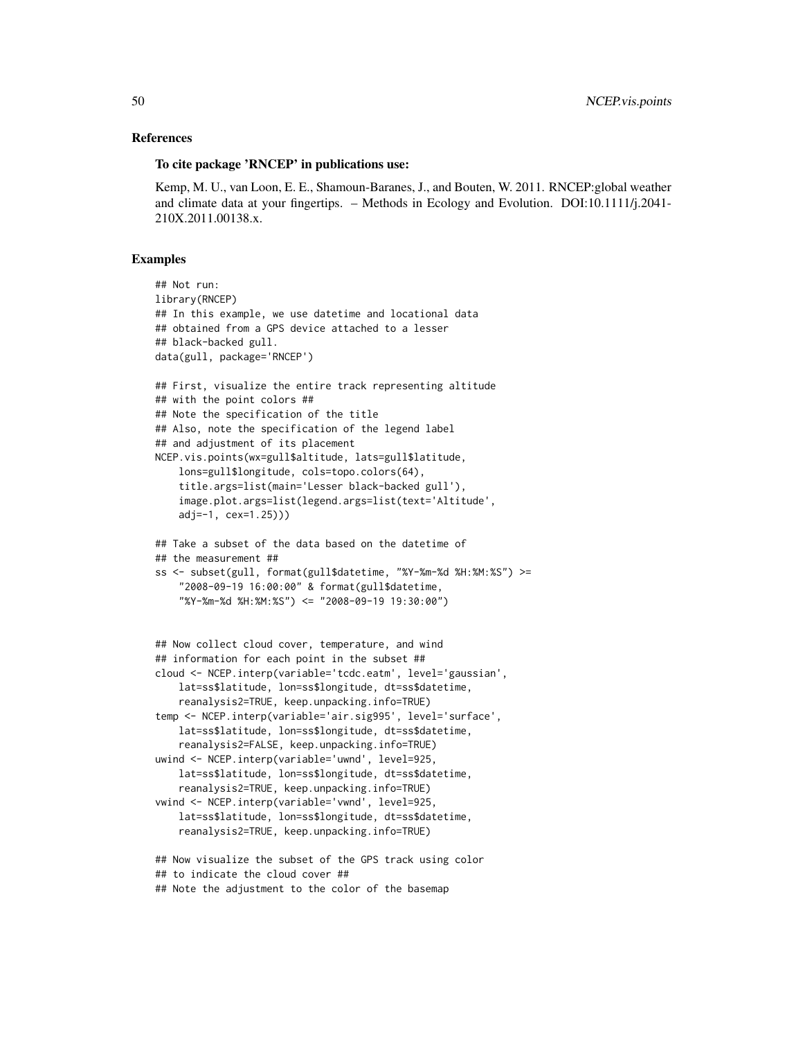## References

### To cite package 'RNCEP' in publications use:

Kemp, M. U., van Loon, E. E., Shamoun-Baranes, J., and Bouten, W. 2011. RNCEP:global weather and climate data at your fingertips. – Methods in Ecology and Evolution. DOI:10.1111/j.2041-210X.2011.00138.x.

## Examples

```
## Not run:
library(RNCEP)
## In this example, we use datetime and locational data
## obtained from a GPS device attached to a lesser
## black-backed gull.
data(gull, package='RNCEP')

## First, visualize the entire track representing altitude
## with the point colors ##
## Note the specification of the title
## Also, note the specification of the legend label
## and adjustment of its placement
NCEP.vis.points(wx=gull$altitude, lats=gull$latitude,
    lons=gull$longitude, cols=topo.colors(64),
    title.args=list(main='Lesser black-backed gull'),
    image.plot.args=list(legend.args=list(text='Altitude',
    adj=-1, cex=1.25)))

## Take a subset of the data based on the datetime of
## the measurement ##
ss <- subset(gull, format(gull$datetime, "%Y-%m-%d %H:%M:%S") >=
    "2008-09-19 16:00:00" & format(gull$datetime,
    "%Y-%m-%d %H:%M:%S") <= "2008-09-19 19:30:00")


## Now collect cloud cover, temperature, and wind
## information for each point in the subset ##
cloud <- NCEP.interp(variable='tcdc.eatm', level='gaussian',
    lat=ss$latitude, lon=ss$longitude, dt=ss$datetime,
    reanalysis2=TRUE, keep.unpacking.info=TRUE)
temp <- NCEP.interp(variable='air.sig995', level='surface',
    lat=ss$latitude, lon=ss$longitude, dt=ss$datetime,
    reanalysis2=FALSE, keep.unpacking.info=TRUE)
uwind <- NCEP.interp(variable='uwnd', level=925,
    lat=ss$latitude, lon=ss$longitude, dt=ss$datetime,
    reanalysis2=TRUE, keep.unpacking.info=TRUE)
vwind <- NCEP.interp(variable='vwnd', level=925,
    lat=ss$latitude, lon=ss$longitude, dt=ss$datetime,
    reanalysis2=TRUE, keep.unpacking.info=TRUE)

## Now visualize the subset of the GPS track using color
## to indicate the cloud cover ##
## Note the adjustment to the color of the basemap
```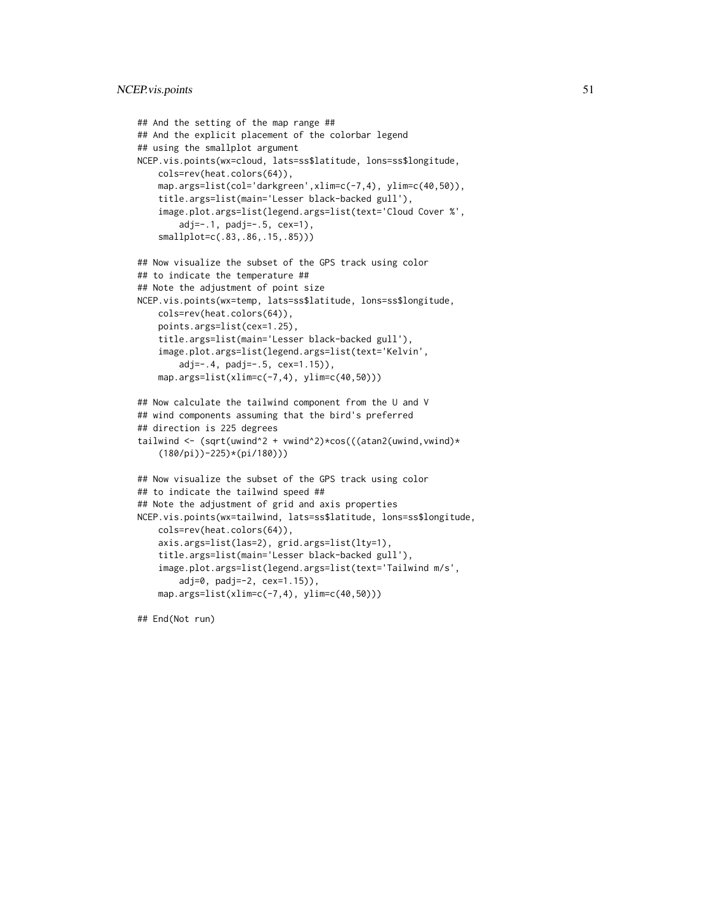```
## And the setting of the map range ##
## And the explicit placement of the colorbar legend
## using the smallplot argument
NCEP.vis.points(wx=cloud, lats=ss$latitude, lons=ss$longitude,
    cols=rev(heat.colors(64)),
    map.args=list(col='darkgreen',xlim=c(-7,4), ylim=c(40,50)),
    title.args=list(main='Lesser black-backed gull'),
    image.plot.args=list(legend.args=list(text='Cloud Cover %',
        adj=-.1, padj=-.5, cex=1),
    smallplot=c(.83,.86,.15,.85)))

## Now visualize the subset of the GPS track using color
## to indicate the temperature ##
## Note the adjustment of point size
NCEP.vis.points(wx=temp, lats=ss$latitude, lons=ss$longitude,
    cols=rev(heat.colors(64)),
    points.args=list(cex=1.25),
    title.args=list(main='Lesser black-backed gull'),
    image.plot.args=list(legend.args=list(text='Kelvin',
        adj=-.4, padj=-.5, cex=1.15)),
    map.args=list(xlim=c(-7,4), ylim=c(40,50)))

## Now calculate the tailwind component from the U and V
## wind components assuming that the bird's preferred
## direction is 225 degrees
tailwind <- (sqrt(uwind^2 + vwind^2)*cos(((atan2(uwind,vwind)*
    (180/pi))-225)*(pi/180)))

## Now visualize the subset of the GPS track using color
## to indicate the tailwind speed ##
## Note the adjustment of grid and axis properties
NCEP.vis.points(wx=tailwind, lats=ss$latitude, lons=ss$longitude,
    cols=rev(heat.colors(64)),
    axis.args=list(las=2), grid.args=list(lty=1),
    title.args=list(main='Lesser black-backed gull'),
    image.plot.args=list(legend.args=list(text='Tailwind m/s',
        adj=0, padj=-2, cex=1.15)),
    map.args=list(xlim=c(-7,4), ylim=c(40,50)))

## End(Not run)
```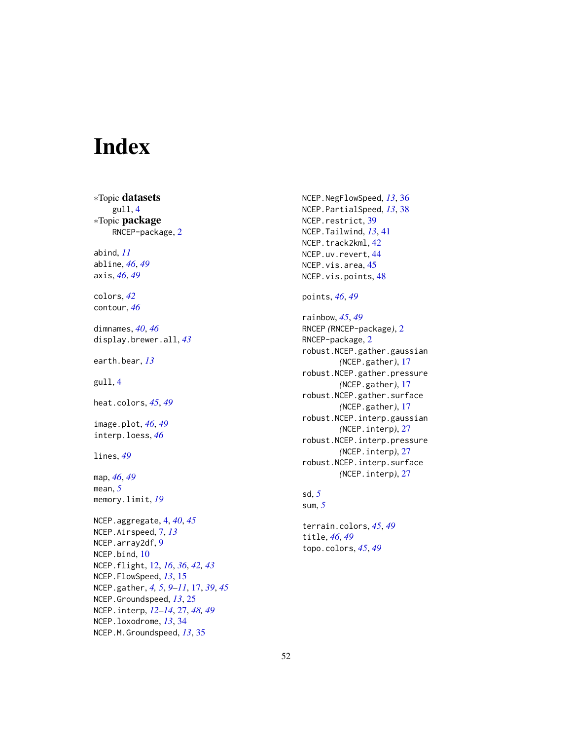# Index

*Topic **datasets**
gull, 4
*Topic **package**
RNCEP-package, 2

abind, *11*
abline, *46*, *49*
axis, *46*, *49*

colors, *42*
contour, *46*

dimnames, *40*, *46*
display.brewer.all, *43*

earth.bear, *13*

gull, 4

heat.colors, *45*, *49*

image.plot, *46*, *49*
interp.loess, *46*

lines, *49*

map, *46*, *49*
mean, *5*
memory.limit, *19*

NCEP.aggregate, 4, *40*, *45*
NCEP.Airspeed, 7, *13*
NCEP.array2df, 9
NCEP.bind, 10
NCEP.flight, 12, *16*, *36*, *42*, *43*
NCEP.FlowSpeed, *13*, 15
NCEP.gather, *4*, *5*, *9–11*, 17, *39*, *45*
NCEP.Groundspeed, *13*, 25
NCEP.interp, *12–14*, 27, *48*, *49*
NCEP.loxodrome, *13*, 34
NCEP.M.Groundspeed, *13*, 35
NCEP.NegFlowSpeed, *13*, 36
NCEP.PartialSpeed, *13*, 38
NCEP.restrict, 39
NCEP.Tailwind, *13*, 41
NCEP.track2kml, 42
NCEP.uv.revert, 44
NCEP.vis.area, 45
NCEP.vis.points, 48

points, *46*, *49*

rainbow, *45*, *49*
RNCEP *(*RNCEP-package*)*, 2
RNCEP-package, 2
robust.NCEP.gather.gaussian *(*NCEP.gather*)*, 17
robust.NCEP.gather.pressure *(*NCEP.gather*)*, 17
robust.NCEP.gather.surface *(*NCEP.gather*)*, 17
robust.NCEP.interp.gaussian *(*NCEP.interp*)*, 27
robust.NCEP.interp.pressure *(*NCEP.interp*)*, 27
robust.NCEP.interp.surface *(*NCEP.interp*)*, 27

sd, *5*
sum, *5*

terrain.colors, *45*, *49*
title, *46*, *49*
topo.colors, *45*, *49*